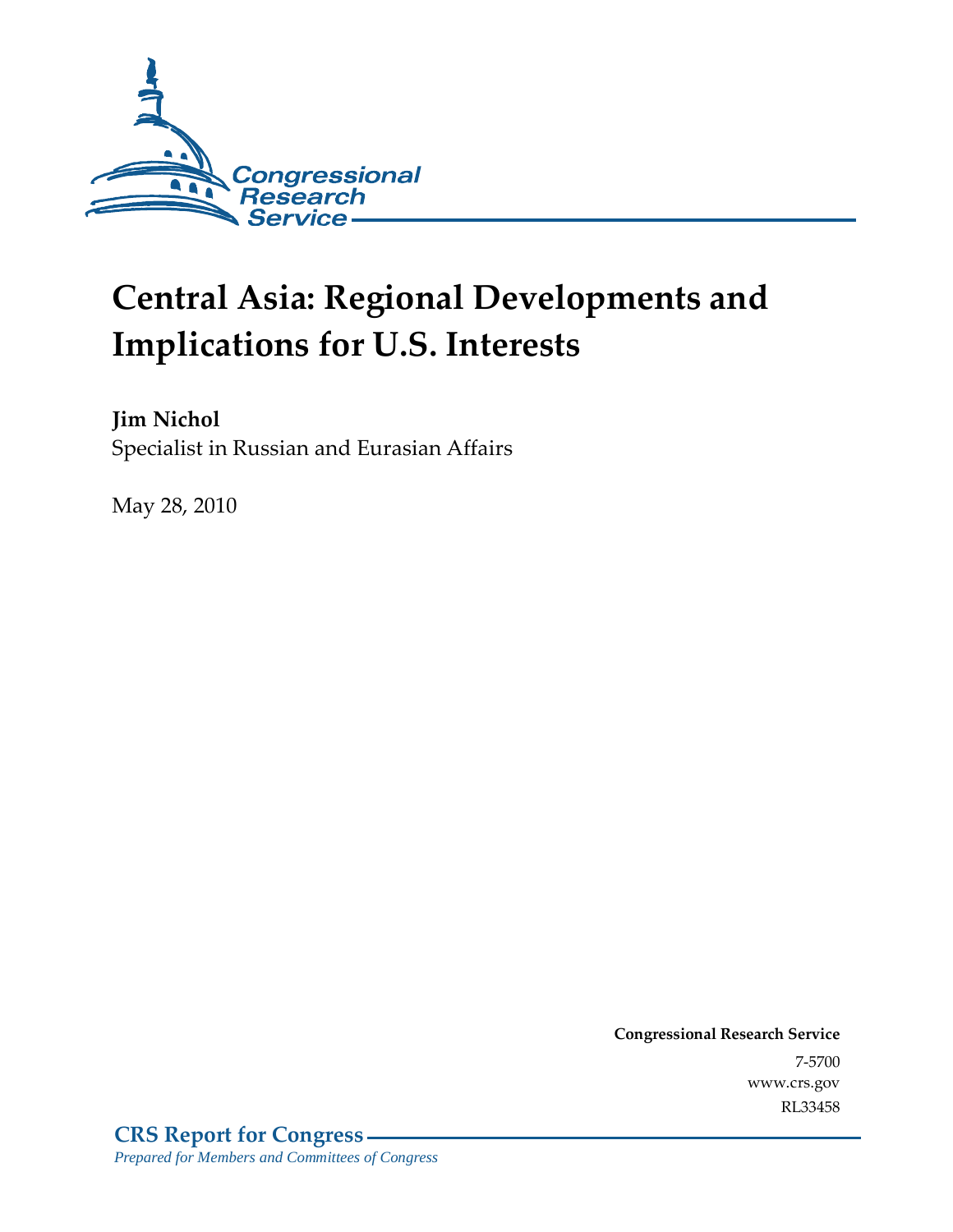Congressional Research Service

# Central Asia: Regional Developments and Implications for U.S. Interests

**Jim Nichol**
Specialist in Russian and Eurasian Affairs

May 28, 2010

**Congressional Research Service**
7-5700
www.crs.gov
RL33458

**CRS Report for Congress**
*Prepared for Members and Committees of Congress*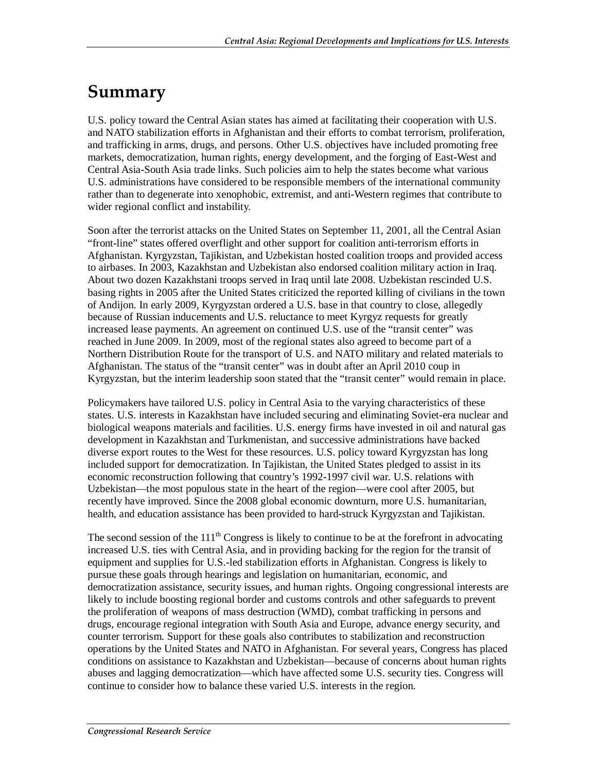# Summary

U.S. policy toward the Central Asian states has aimed at facilitating their cooperation with U.S. and NATO stabilization efforts in Afghanistan and their efforts to combat terrorism, proliferation, and trafficking in arms, drugs, and persons. Other U.S. objectives have included promoting free markets, democratization, human rights, energy development, and the forging of East-West and Central Asia-South Asia trade links. Such policies aim to help the states become what various U.S. administrations have considered to be responsible members of the international community rather than to degenerate into xenophobic, extremist, and anti-Western regimes that contribute to wider regional conflict and instability.

Soon after the terrorist attacks on the United States on September 11, 2001, all the Central Asian "front-line" states offered overflight and other support for coalition anti-terrorism efforts in Afghanistan. Kyrgyzstan, Tajikistan, and Uzbekistan hosted coalition troops and provided access to airbases. In 2003, Kazakhstan and Uzbekistan also endorsed coalition military action in Iraq. About two dozen Kazakhstani troops served in Iraq until late 2008. Uzbekistan rescinded U.S. basing rights in 2005 after the United States criticized the reported killing of civilians in the town of Andijon. In early 2009, Kyrgyzstan ordered a U.S. base in that country to close, allegedly because of Russian inducements and U.S. reluctance to meet Kyrgyz requests for greatly increased lease payments. An agreement on continued U.S. use of the "transit center" was reached in June 2009. In 2009, most of the regional states also agreed to become part of a Northern Distribution Route for the transport of U.S. and NATO military and related materials to Afghanistan. The status of the "transit center" was in doubt after an April 2010 coup in Kyrgyzstan, but the interim leadership soon stated that the "transit center" would remain in place.

Policymakers have tailored U.S. policy in Central Asia to the varying characteristics of these states. U.S. interests in Kazakhstan have included securing and eliminating Soviet-era nuclear and biological weapons materials and facilities. U.S. energy firms have invested in oil and natural gas development in Kazakhstan and Turkmenistan, and successive administrations have backed diverse export routes to the West for these resources. U.S. policy toward Kyrgyzstan has long included support for democratization. In Tajikistan, the United States pledged to assist in its economic reconstruction following that country's 1992-1997 civil war. U.S. relations with Uzbekistan—the most populous state in the heart of the region—were cool after 2005, but recently have improved. Since the 2008 global economic downturn, more U.S. humanitarian, health, and education assistance has been provided to hard-struck Kyrgyzstan and Tajikistan.

The second session of the 111th Congress is likely to continue to be at the forefront in advocating increased U.S. ties with Central Asia, and in providing backing for the region for the transit of equipment and supplies for U.S.-led stabilization efforts in Afghanistan. Congress is likely to pursue these goals through hearings and legislation on humanitarian, economic, and democratization assistance, security issues, and human rights. Ongoing congressional interests are likely to include boosting regional border and customs controls and other safeguards to prevent the proliferation of weapons of mass destruction (WMD), combat trafficking in persons and drugs, encourage regional integration with South Asia and Europe, advance energy security, and counter terrorism. Support for these goals also contributes to stabilization and reconstruction operations by the United States and NATO in Afghanistan. For several years, Congress has placed conditions on assistance to Kazakhstan and Uzbekistan—because of concerns about human rights abuses and lagging democratization—which have affected some U.S. security ties. Congress will continue to consider how to balance these varied U.S. interests in the region.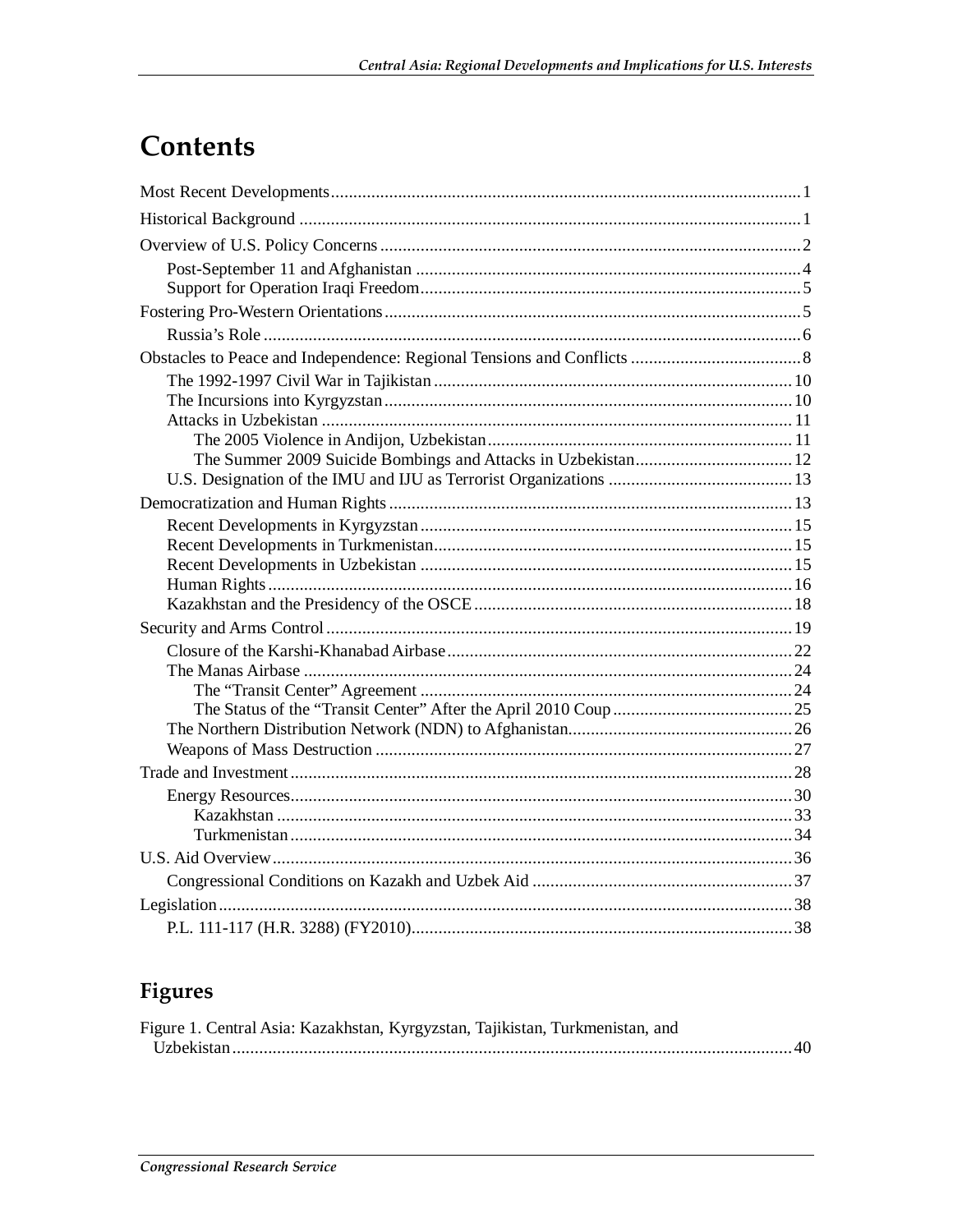# Contents

Most Recent Developments ........................................................................................................ 1

Historical Background ............................................................................................................... 1

Overview of U.S. Policy Concerns ............................................................................................ 2

- Post-September 11 and Afghanistan ..................................................................................... 4
- Support for Operation Iraqi Freedom .................................................................................... 5

Fostering Pro-Western Orientations ............................................................................................ 5

- Russia's Role ....................................................................................................................... 6

Obstacles to Peace and Independence: Regional Tensions and Conflicts ...................................... 8

- The 1992-1997 Civil War in Tajikistan ............................................................................... 10
- The Incursions into Kyrgyzstan .......................................................................................... 10
- Attacks in Uzbekistan ......................................................................................................... 11
  - The 2005 Violence in Andijon, Uzbekistan ................................................................... 11
  - The Summer 2009 Suicide Bombings and Attacks in Uzbekistan ................................... 12
- U.S. Designation of the IMU and IJU as Terrorist Organizations ......................................... 13

Democratization and Human Rights .......................................................................................... 13

- Recent Developments in Kyrgyzstan .................................................................................. 15
- Recent Developments in Turkmenistan ................................................................................ 15
- Recent Developments in Uzbekistan ................................................................................... 15
- Human Rights .................................................................................................................... 16
- Kazakhstan and the Presidency of the OSCE ....................................................................... 18

Security and Arms Control ........................................................................................................ 19

- Closure of the Karshi-Khanabad Airbase ............................................................................. 22
- The Manas Airbase ............................................................................................................. 24
  - The "Transit Center" Agreement ................................................................................... 24
  - The Status of the "Transit Center" After the April 2010 Coup ........................................ 25
- The Northern Distribution Network (NDN) to Afghanistan .................................................. 26
- Weapons of Mass Destruction ............................................................................................. 27

Trade and Investment ................................................................................................................ 28

- Energy Resources ............................................................................................................... 30
  - Kazakhstan ................................................................................................................... 33
  - Turkmenistan ................................................................................................................ 34

U.S. Aid Overview .................................................................................................................... 36

- Congressional Conditions on Kazakh and Uzbek Aid ........................................................... 37

Legislation ................................................................................................................................ 38

- P.L. 111-117 (H.R. 3288) (FY2010) ..................................................................................... 38

# Figures

Figure 1. Central Asia: Kazakhstan, Kyrgyzstan, Tajikistan, Turkmenistan, and Uzbekistan ............................................................................................................................ 40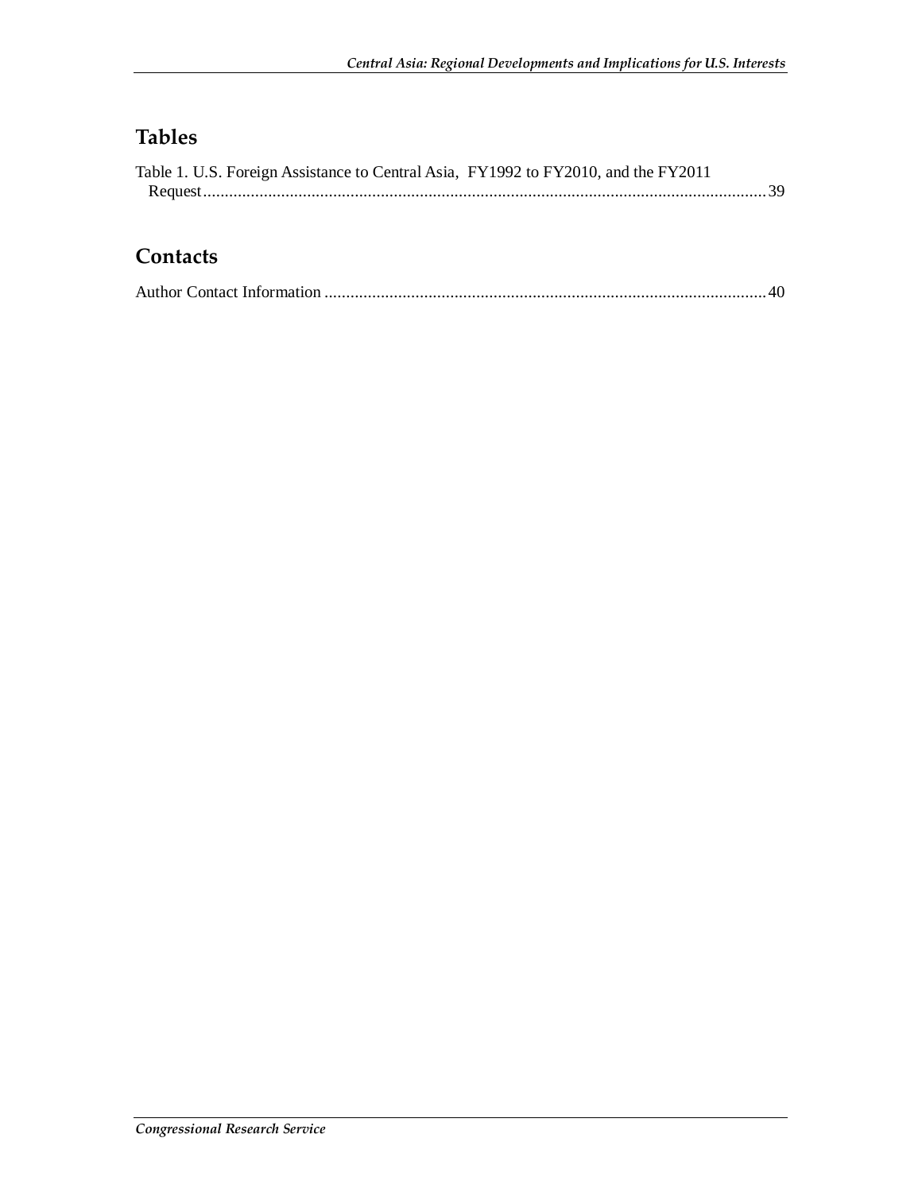## Tables

Table 1. U.S. Foreign Assistance to Central Asia, FY1992 to FY2010, and the FY2011 Request....................................................................................................................................39

## Contacts

Author Contact Information ......................................................................................................40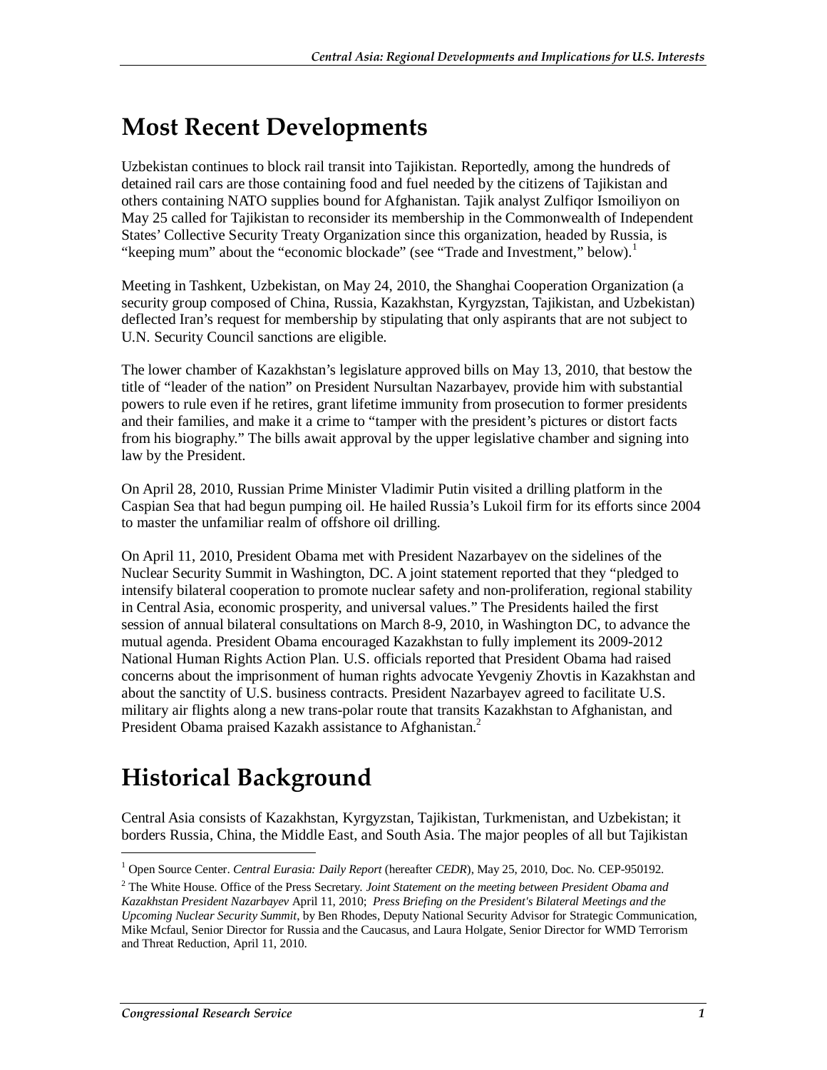# Most Recent Developments

Uzbekistan continues to block rail transit into Tajikistan. Reportedly, among the hundreds of detained rail cars are those containing food and fuel needed by the citizens of Tajikistan and others containing NATO supplies bound for Afghanistan. Tajik analyst Zulfiqor Ismoiliyon on May 25 called for Tajikistan to reconsider its membership in the Commonwealth of Independent States' Collective Security Treaty Organization since this organization, headed by Russia, is "keeping mum" about the "economic blockade" (see "Trade and Investment," below).[1]

Meeting in Tashkent, Uzbekistan, on May 24, 2010, the Shanghai Cooperation Organization (a security group composed of China, Russia, Kazakhstan, Kyrgyzstan, Tajikistan, and Uzbekistan) deflected Iran's request for membership by stipulating that only aspirants that are not subject to U.N. Security Council sanctions are eligible.

The lower chamber of Kazakhstan's legislature approved bills on May 13, 2010, that bestow the title of "leader of the nation" on President Nursultan Nazarbayev, provide him with substantial powers to rule even if he retires, grant lifetime immunity from prosecution to former presidents and their families, and make it a crime to "tamper with the president's pictures or distort facts from his biography." The bills await approval by the upper legislative chamber and signing into law by the President.

On April 28, 2010, Russian Prime Minister Vladimir Putin visited a drilling platform in the Caspian Sea that had begun pumping oil. He hailed Russia's Lukoil firm for its efforts since 2004 to master the unfamiliar realm of offshore oil drilling.

On April 11, 2010, President Obama met with President Nazarbayev on the sidelines of the Nuclear Security Summit in Washington, DC. A joint statement reported that they "pledged to intensify bilateral cooperation to promote nuclear safety and non-proliferation, regional stability in Central Asia, economic prosperity, and universal values." The Presidents hailed the first session of annual bilateral consultations on March 8-9, 2010, in Washington DC, to advance the mutual agenda. President Obama encouraged Kazakhstan to fully implement its 2009-2012 National Human Rights Action Plan. U.S. officials reported that President Obama had raised concerns about the imprisonment of human rights advocate Yevgeniy Zhovtis in Kazakhstan and about the sanctity of U.S. business contracts. President Nazarbayev agreed to facilitate U.S. military air flights along a new trans-polar route that transits Kazakhstan to Afghanistan, and President Obama praised Kazakh assistance to Afghanistan.[2]

# Historical Background

Central Asia consists of Kazakhstan, Kyrgyzstan, Tajikistan, Turkmenistan, and Uzbekistan; it borders Russia, China, the Middle East, and South Asia. The major peoples of all but Tajikistan

---

[1] Open Source Center. *Central Eurasia: Daily Report* (hereafter *CEDR*), May 25, 2010, Doc. No. CEP-950192.

[2] The White House. Office of the Press Secretary. *Joint Statement on the meeting between President Obama and Kazakhstan President Nazarbayev* April 11, 2010; *Press Briefing on the President's Bilateral Meetings and the Upcoming Nuclear Security Summit*, by Ben Rhodes, Deputy National Security Advisor for Strategic Communication, Mike Mcfaul, Senior Director for Russia and the Caucasus, and Laura Holgate, Senior Director for WMD Terrorism and Threat Reduction, April 11, 2010.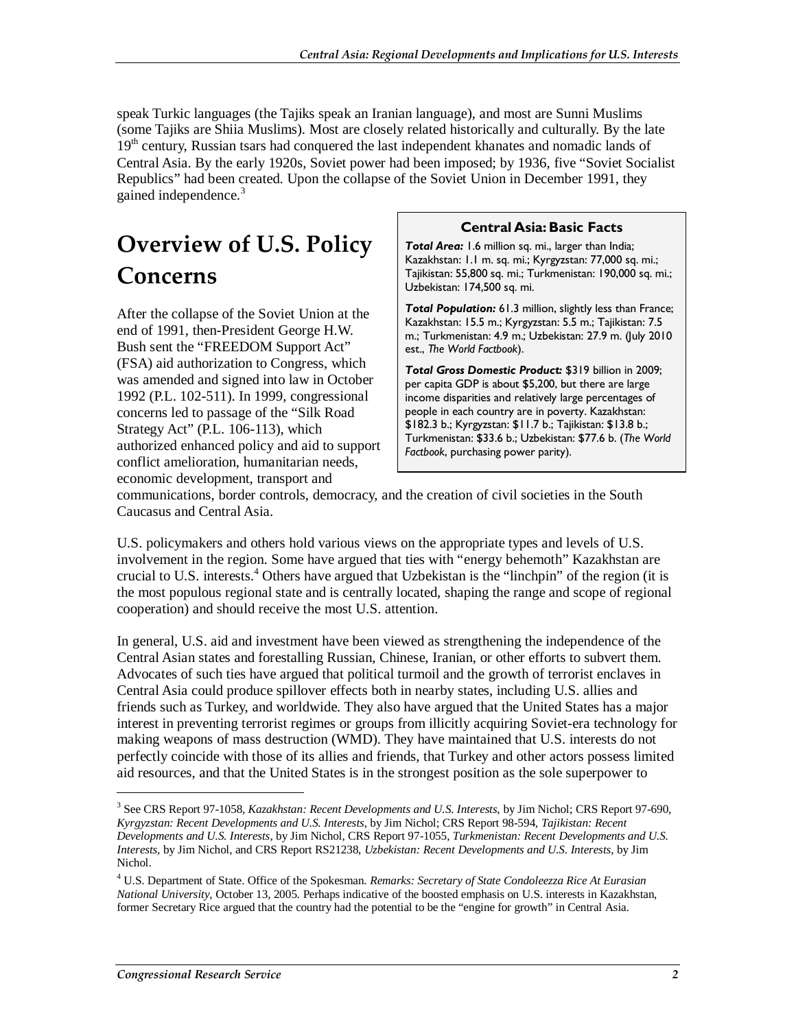speak Turkic languages (the Tajiks speak an Iranian language), and most are Sunni Muslims (some Tajiks are Shiia Muslims). Most are closely related historically and culturally. By the late 19th century, Russian tsars had conquered the last independent khanates and nomadic lands of Central Asia. By the early 1920s, Soviet power had been imposed; by 1936, five "Soviet Socialist Republics" had been created. Upon the collapse of the Soviet Union in December 1991, they gained independence.[3]

# Overview of U.S. Policy Concerns

After the collapse of the Soviet Union at the end of 1991, then-President George H.W. Bush sent the "FREEDOM Support Act" (FSA) aid authorization to Congress, which was amended and signed into law in October 1992 (P.L. 102-511). In 1999, congressional concerns led to passage of the "Silk Road Strategy Act" (P.L. 106-113), which authorized enhanced policy and aid to support conflict amelioration, humanitarian needs, economic development, transport and communications, border controls, democracy, and the creation of civil societies in the South Caucasus and Central Asia.

> **Central Asia: Basic Facts**
>
> ***Total Area:*** 1.6 million sq. mi., larger than India; Kazakhstan: 1.1 m. sq. mi.; Kyrgyzstan: 77,000 sq. mi.; Tajikistan: 55,800 sq. mi.; Turkmenistan: 190,000 sq. mi.; Uzbekistan: 174,500 sq. mi.
>
> ***Total Population:*** 61.3 million, slightly less than France; Kazakhstan: 15.5 m.; Kyrgyzstan: 5.5 m.; Tajikistan: 7.5 m.; Turkmenistan: 4.9 m.; Uzbekistan: 27.9 m. (July 2010 est., *The World Factbook*).
>
> ***Total Gross Domestic Product:*** $319 billion in 2009; per capita GDP is about $5,200, but there are large income disparities and relatively large percentages of people in each country are in poverty. Kazakhstan: $182.3 b.; Kyrgyzstan: $11.7 b.; Tajikistan: $13.8 b.; Turkmenistan: $33.6 b.; Uzbekistan: $77.6 b. (*The World Factbook*, purchasing power parity).

U.S. policymakers and others hold various views on the appropriate types and levels of U.S. involvement in the region. Some have argued that ties with "energy behemoth" Kazakhstan are crucial to U.S. interests.[4] Others have argued that Uzbekistan is the "linchpin" of the region (it is the most populous regional state and is centrally located, shaping the range and scope of regional cooperation) and should receive the most U.S. attention.

In general, U.S. aid and investment have been viewed as strengthening the independence of the Central Asian states and forestalling Russian, Chinese, Iranian, or other efforts to subvert them. Advocates of such ties have argued that political turmoil and the growth of terrorist enclaves in Central Asia could produce spillover effects both in nearby states, including U.S. allies and friends such as Turkey, and worldwide. They also have argued that the United States has a major interest in preventing terrorist regimes or groups from illicitly acquiring Soviet-era technology for making weapons of mass destruction (WMD). They have maintained that U.S. interests do not perfectly coincide with those of its allies and friends, that Turkey and other actors possess limited aid resources, and that the United States is in the strongest position as the sole superpower to

---

[3] See CRS Report 97-1058, *Kazakhstan: Recent Developments and U.S. Interests*, by Jim Nichol; CRS Report 97-690, *Kyrgyzstan: Recent Developments and U.S. Interests*, by Jim Nichol; CRS Report 98-594, *Tajikistan: Recent Developments and U.S. Interests*, by Jim Nichol, CRS Report 97-1055, *Turkmenistan: Recent Developments and U.S. Interests*, by Jim Nichol, and CRS Report RS21238, *Uzbekistan: Recent Developments and U.S. Interests*, by Jim Nichol.

[4] U.S. Department of State. Office of the Spokesman. *Remarks: Secretary of State Condoleezza Rice At Eurasian National University*, October 13, 2005. Perhaps indicative of the boosted emphasis on U.S. interests in Kazakhstan, former Secretary Rice argued that the country had the potential to be the "engine for growth" in Central Asia.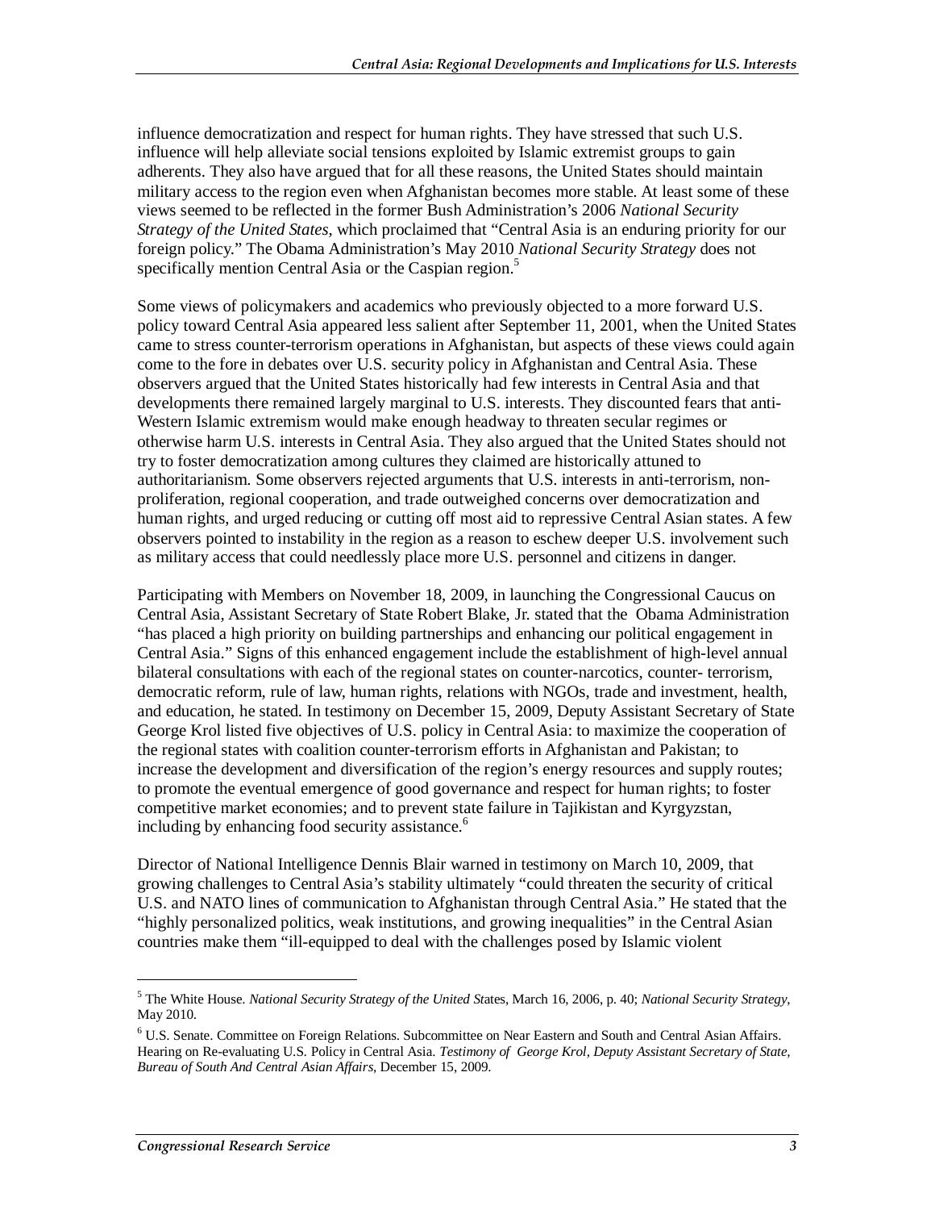influence democratization and respect for human rights. They have stressed that such U.S. influence will help alleviate social tensions exploited by Islamic extremist groups to gain adherents. They also have argued that for all these reasons, the United States should maintain military access to the region even when Afghanistan becomes more stable. At least some of these views seemed to be reflected in the former Bush Administration's 2006 *National Security Strategy of the United States*, which proclaimed that "Central Asia is an enduring priority for our foreign policy." The Obama Administration's May 2010 *National Security Strategy* does not specifically mention Central Asia or the Caspian region.[5]

Some views of policymakers and academics who previously objected to a more forward U.S. policy toward Central Asia appeared less salient after September 11, 2001, when the United States came to stress counter-terrorism operations in Afghanistan, but aspects of these views could again come to the fore in debates over U.S. security policy in Afghanistan and Central Asia. These observers argued that the United States historically had few interests in Central Asia and that developments there remained largely marginal to U.S. interests. They discounted fears that anti-Western Islamic extremism would make enough headway to threaten secular regimes or otherwise harm U.S. interests in Central Asia. They also argued that the United States should not try to foster democratization among cultures they claimed are historically attuned to authoritarianism. Some observers rejected arguments that U.S. interests in anti-terrorism, non-proliferation, regional cooperation, and trade outweighed concerns over democratization and human rights, and urged reducing or cutting off most aid to repressive Central Asian states. A few observers pointed to instability in the region as a reason to eschew deeper U.S. involvement such as military access that could needlessly place more U.S. personnel and citizens in danger.

Participating with Members on November 18, 2009, in launching the Congressional Caucus on Central Asia, Assistant Secretary of State Robert Blake, Jr. stated that the Obama Administration "has placed a high priority on building partnerships and enhancing our political engagement in Central Asia." Signs of this enhanced engagement include the establishment of high-level annual bilateral consultations with each of the regional states on counter-narcotics, counter- terrorism, democratic reform, rule of law, human rights, relations with NGOs, trade and investment, health, and education, he stated. In testimony on December 15, 2009, Deputy Assistant Secretary of State George Krol listed five objectives of U.S. policy in Central Asia: to maximize the cooperation of the regional states with coalition counter-terrorism efforts in Afghanistan and Pakistan; to increase the development and diversification of the region's energy resources and supply routes; to promote the eventual emergence of good governance and respect for human rights; to foster competitive market economies; and to prevent state failure in Tajikistan and Kyrgyzstan, including by enhancing food security assistance.[6]

Director of National Intelligence Dennis Blair warned in testimony on March 10, 2009, that growing challenges to Central Asia's stability ultimately "could threaten the security of critical U.S. and NATO lines of communication to Afghanistan through Central Asia." He stated that the "highly personalized politics, weak institutions, and growing inequalities" in the Central Asian countries make them "ill-equipped to deal with the challenges posed by Islamic violent

---

[5] The White House. *National Security Strategy of the United St*ates, March 16, 2006, p. 40; *National Security Strategy*, May 2010.

[6] U.S. Senate. Committee on Foreign Relations. Subcommittee on Near Eastern and South and Central Asian Affairs. Hearing on Re-evaluating U.S. Policy in Central Asia. *Testimony of George Krol, Deputy Assistant Secretary of State, Bureau of South And Central Asian Affairs*, December 15, 2009.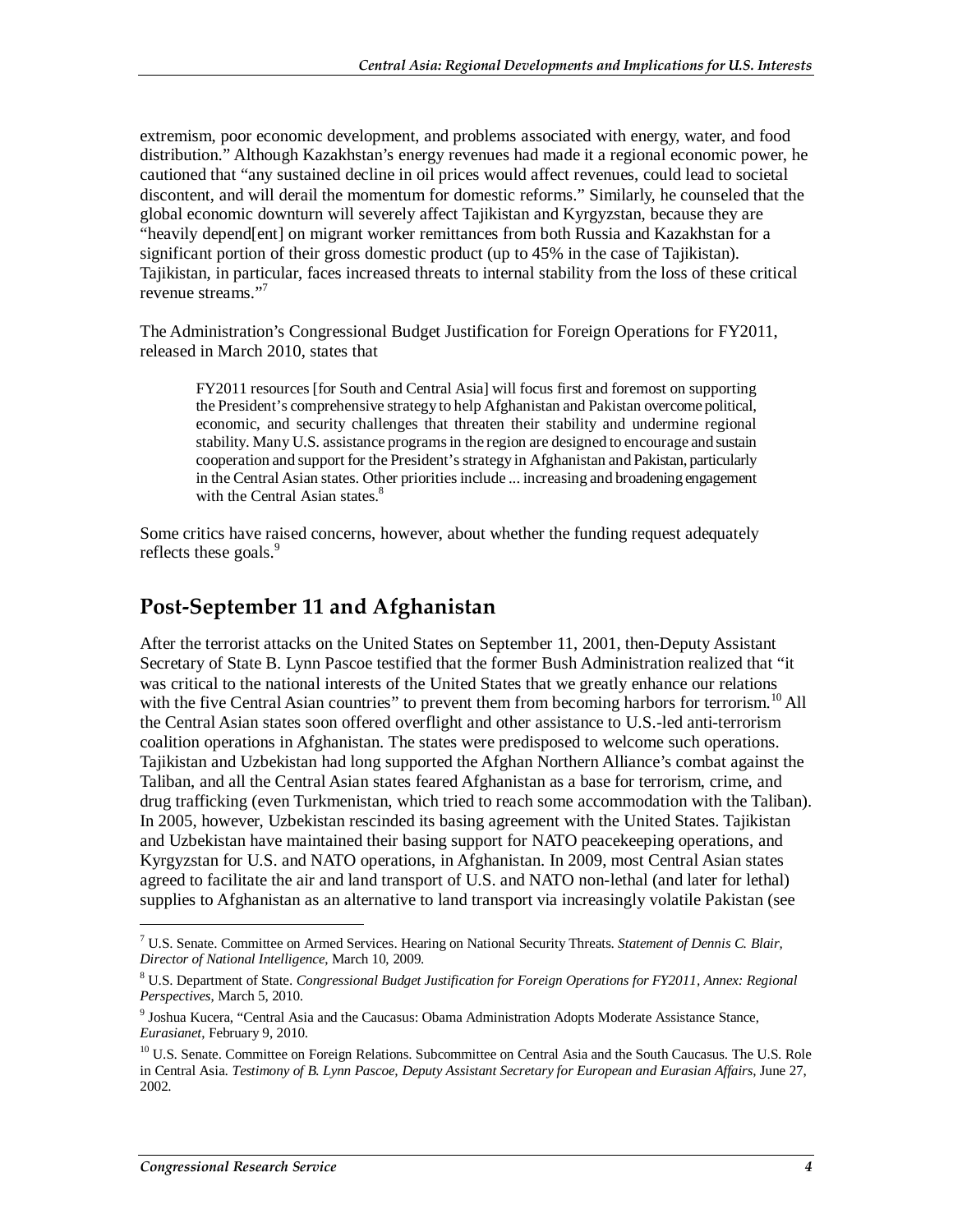extremism, poor economic development, and problems associated with energy, water, and food distribution." Although Kazakhstan's energy revenues had made it a regional economic power, he cautioned that "any sustained decline in oil prices would affect revenues, could lead to societal discontent, and will derail the momentum for domestic reforms." Similarly, he counseled that the global economic downturn will severely affect Tajikistan and Kyrgyzstan, because they are "heavily depend[ent] on migrant worker remittances from both Russia and Kazakhstan for a significant portion of their gross domestic product (up to 45% in the case of Tajikistan). Tajikistan, in particular, faces increased threats to internal stability from the loss of these critical revenue streams."[7]

The Administration's Congressional Budget Justification for Foreign Operations for FY2011, released in March 2010, states that

> FY2011 resources [for South and Central Asia] will focus first and foremost on supporting the President's comprehensive strategy to help Afghanistan and Pakistan overcome political, economic, and security challenges that threaten their stability and undermine regional stability. Many U.S. assistance programs in the region are designed to encourage and sustain cooperation and support for the President's strategy in Afghanistan and Pakistan, particularly in the Central Asian states. Other priorities include ... increasing and broadening engagement with the Central Asian states.[8]

Some critics have raised concerns, however, about whether the funding request adequately reflects these goals.[9]

## Post-September 11 and Afghanistan

After the terrorist attacks on the United States on September 11, 2001, then-Deputy Assistant Secretary of State B. Lynn Pascoe testified that the former Bush Administration realized that "it was critical to the national interests of the United States that we greatly enhance our relations with the five Central Asian countries" to prevent them from becoming harbors for terrorism.[10] All the Central Asian states soon offered overflight and other assistance to U.S.-led anti-terrorism coalition operations in Afghanistan. The states were predisposed to welcome such operations. Tajikistan and Uzbekistan had long supported the Afghan Northern Alliance's combat against the Taliban, and all the Central Asian states feared Afghanistan as a base for terrorism, crime, and drug trafficking (even Turkmenistan, which tried to reach some accommodation with the Taliban). In 2005, however, Uzbekistan rescinded its basing agreement with the United States. Tajikistan and Uzbekistan have maintained their basing support for NATO peacekeeping operations, and Kyrgyzstan for U.S. and NATO operations, in Afghanistan. In 2009, most Central Asian states agreed to facilitate the air and land transport of U.S. and NATO non-lethal (and later for lethal) supplies to Afghanistan as an alternative to land transport via increasingly volatile Pakistan (see

---

[7] U.S. Senate. Committee on Armed Services. Hearing on National Security Threats. *Statement of Dennis C. Blair, Director of National Intelligence*, March 10, 2009.

[8] U.S. Department of State. *Congressional Budget Justification for Foreign Operations for FY2011, Annex: Regional Perspectives*, March 5, 2010.

[9] Joshua Kucera, "Central Asia and the Caucasus: Obama Administration Adopts Moderate Assistance Stance, *Eurasianet*, February 9, 2010.

[10] U.S. Senate. Committee on Foreign Relations. Subcommittee on Central Asia and the South Caucasus. The U.S. Role in Central Asia. *Testimony of B. Lynn Pascoe, Deputy Assistant Secretary for European and Eurasian Affairs*, June 27, 2002.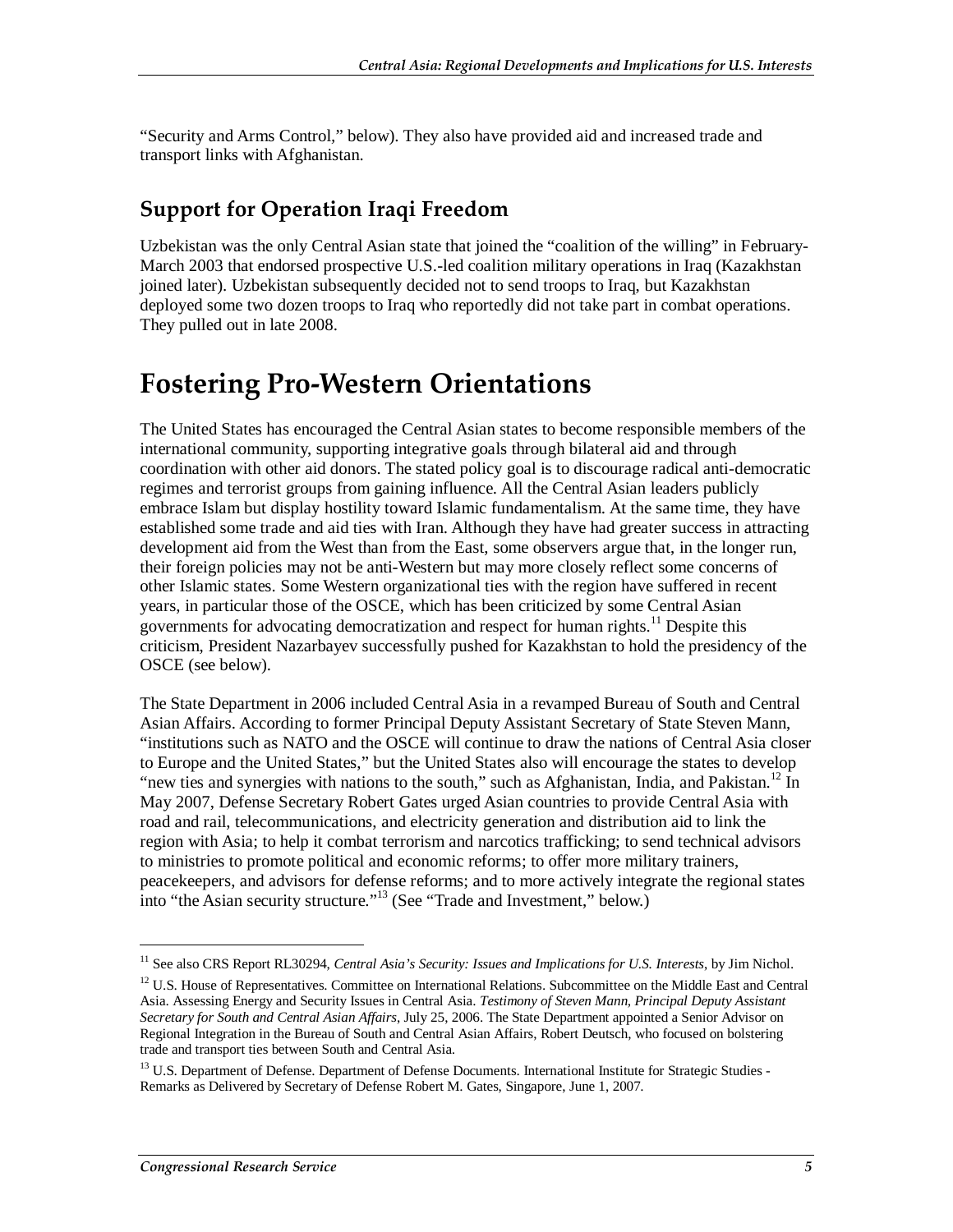"Security and Arms Control," below). They also have provided aid and increased trade and transport links with Afghanistan.

### Support for Operation Iraqi Freedom

Uzbekistan was the only Central Asian state that joined the "coalition of the willing" in February-March 2003 that endorsed prospective U.S.-led coalition military operations in Iraq (Kazakhstan joined later). Uzbekistan subsequently decided not to send troops to Iraq, but Kazakhstan deployed some two dozen troops to Iraq who reportedly did not take part in combat operations. They pulled out in late 2008.

## Fostering Pro-Western Orientations

The United States has encouraged the Central Asian states to become responsible members of the international community, supporting integrative goals through bilateral aid and through coordination with other aid donors. The stated policy goal is to discourage radical anti-democratic regimes and terrorist groups from gaining influence. All the Central Asian leaders publicly embrace Islam but display hostility toward Islamic fundamentalism. At the same time, they have established some trade and aid ties with Iran. Although they have had greater success in attracting development aid from the West than from the East, some observers argue that, in the longer run, their foreign policies may not be anti-Western but may more closely reflect some concerns of other Islamic states. Some Western organizational ties with the region have suffered in recent years, in particular those of the OSCE, which has been criticized by some Central Asian governments for advocating democratization and respect for human rights.[11] Despite this criticism, President Nazarbayev successfully pushed for Kazakhstan to hold the presidency of the OSCE (see below).

The State Department in 2006 included Central Asia in a revamped Bureau of South and Central Asian Affairs. According to former Principal Deputy Assistant Secretary of State Steven Mann, "institutions such as NATO and the OSCE will continue to draw the nations of Central Asia closer to Europe and the United States," but the United States also will encourage the states to develop "new ties and synergies with nations to the south," such as Afghanistan, India, and Pakistan.[12] In May 2007, Defense Secretary Robert Gates urged Asian countries to provide Central Asia with road and rail, telecommunications, and electricity generation and distribution aid to link the region with Asia; to help it combat terrorism and narcotics trafficking; to send technical advisors to ministries to promote political and economic reforms; to offer more military trainers, peacekeepers, and advisors for defense reforms; and to more actively integrate the regional states into "the Asian security structure."[13] (See "Trade and Investment," below.)

---

[11] See also CRS Report RL30294, *Central Asia's Security: Issues and Implications for U.S. Interests*, by Jim Nichol.

[12] U.S. House of Representatives. Committee on International Relations. Subcommittee on the Middle East and Central Asia. Assessing Energy and Security Issues in Central Asia. *Testimony of Steven Mann, Principal Deputy Assistant Secretary for South and Central Asian Affairs*, July 25, 2006. The State Department appointed a Senior Advisor on Regional Integration in the Bureau of South and Central Asian Affairs, Robert Deutsch, who focused on bolstering trade and transport ties between South and Central Asia.

[13] U.S. Department of Defense. Department of Defense Documents. International Institute for Strategic Studies - Remarks as Delivered by Secretary of Defense Robert M. Gates, Singapore, June 1, 2007.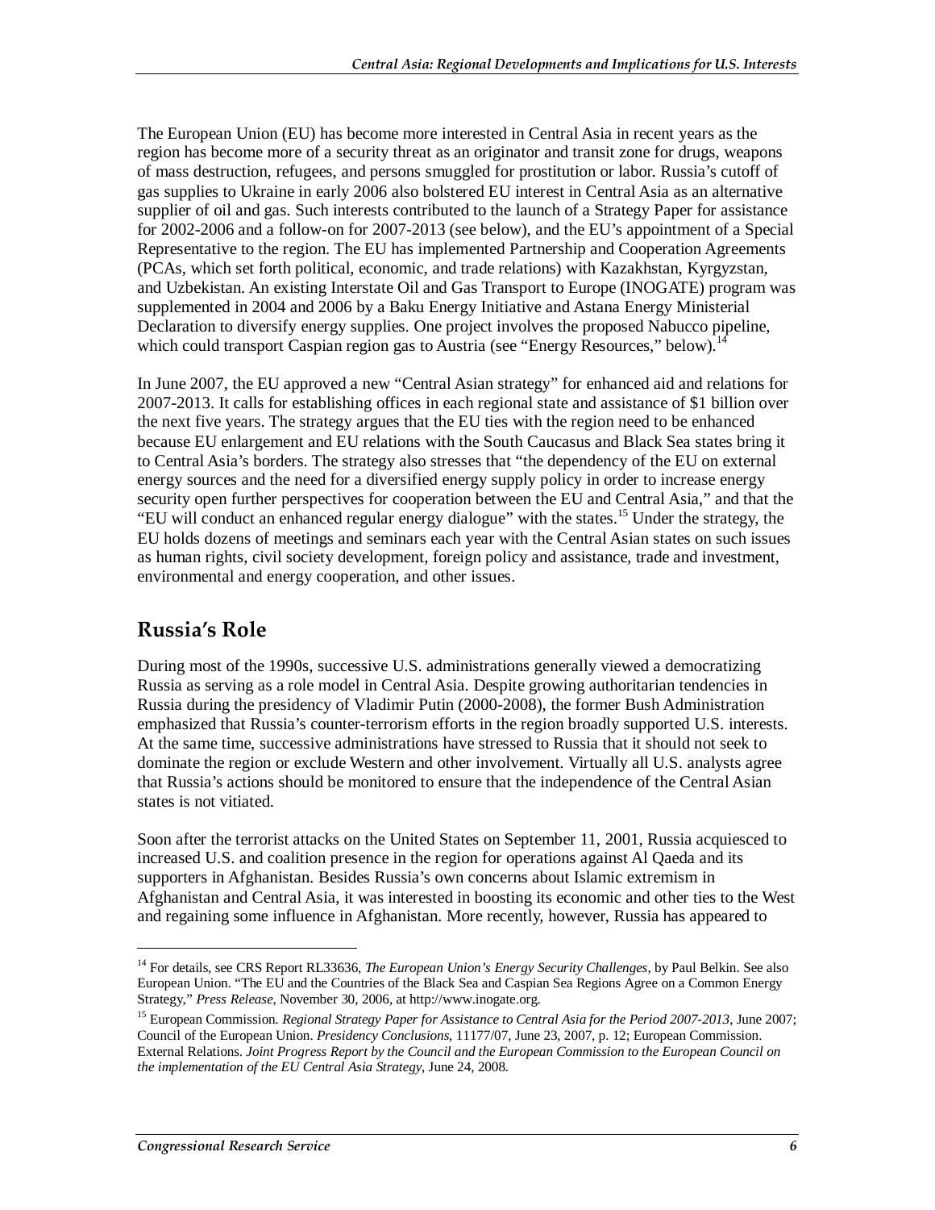The European Union (EU) has become more interested in Central Asia in recent years as the region has become more of a security threat as an originator and transit zone for drugs, weapons of mass destruction, refugees, and persons smuggled for prostitution or labor. Russia's cutoff of gas supplies to Ukraine in early 2006 also bolstered EU interest in Central Asia as an alternative supplier of oil and gas. Such interests contributed to the launch of a Strategy Paper for assistance for 2002-2006 and a follow-on for 2007-2013 (see below), and the EU's appointment of a Special Representative to the region. The EU has implemented Partnership and Cooperation Agreements (PCAs, which set forth political, economic, and trade relations) with Kazakhstan, Kyrgyzstan, and Uzbekistan. An existing Interstate Oil and Gas Transport to Europe (INOGATE) program was supplemented in 2004 and 2006 by a Baku Energy Initiative and Astana Energy Ministerial Declaration to diversify energy supplies. One project involves the proposed Nabucco pipeline, which could transport Caspian region gas to Austria (see "Energy Resources," below).[14]

In June 2007, the EU approved a new "Central Asian strategy" for enhanced aid and relations for 2007-2013. It calls for establishing offices in each regional state and assistance of $1 billion over the next five years. The strategy argues that the EU ties with the region need to be enhanced because EU enlargement and EU relations with the South Caucasus and Black Sea states bring it to Central Asia's borders. The strategy also stresses that "the dependency of the EU on external energy sources and the need for a diversified energy supply policy in order to increase energy security open further perspectives for cooperation between the EU and Central Asia," and that the "EU will conduct an enhanced regular energy dialogue" with the states.[15] Under the strategy, the EU holds dozens of meetings and seminars each year with the Central Asian states on such issues as human rights, civil society development, foreign policy and assistance, trade and investment, environmental and energy cooperation, and other issues.

## Russia's Role

During most of the 1990s, successive U.S. administrations generally viewed a democratizing Russia as serving as a role model in Central Asia. Despite growing authoritarian tendencies in Russia during the presidency of Vladimir Putin (2000-2008), the former Bush Administration emphasized that Russia's counter-terrorism efforts in the region broadly supported U.S. interests. At the same time, successive administrations have stressed to Russia that it should not seek to dominate the region or exclude Western and other involvement. Virtually all U.S. analysts agree that Russia's actions should be monitored to ensure that the independence of the Central Asian states is not vitiated.

Soon after the terrorist attacks on the United States on September 11, 2001, Russia acquiesced to increased U.S. and coalition presence in the region for operations against Al Qaeda and its supporters in Afghanistan. Besides Russia's own concerns about Islamic extremism in Afghanistan and Central Asia, it was interested in boosting its economic and other ties to the West and regaining some influence in Afghanistan. More recently, however, Russia has appeared to

---

[14] For details, see CRS Report RL33636, *The European Union's Energy Security Challenges*, by Paul Belkin. See also European Union. "The EU and the Countries of the Black Sea and Caspian Sea Regions Agree on a Common Energy Strategy," *Press Release*, November 30, 2006, at http://www.inogate.org.

[15] European Commission. *Regional Strategy Paper for Assistance to Central Asia for the Period 2007-2013*, June 2007; Council of the European Union. *Presidency Conclusions*, 11177/07, June 23, 2007, p. 12; European Commission. External Relations. *Joint Progress Report by the Council and the European Commission to the European Council on the implementation of the EU Central Asia Strategy*, June 24, 2008.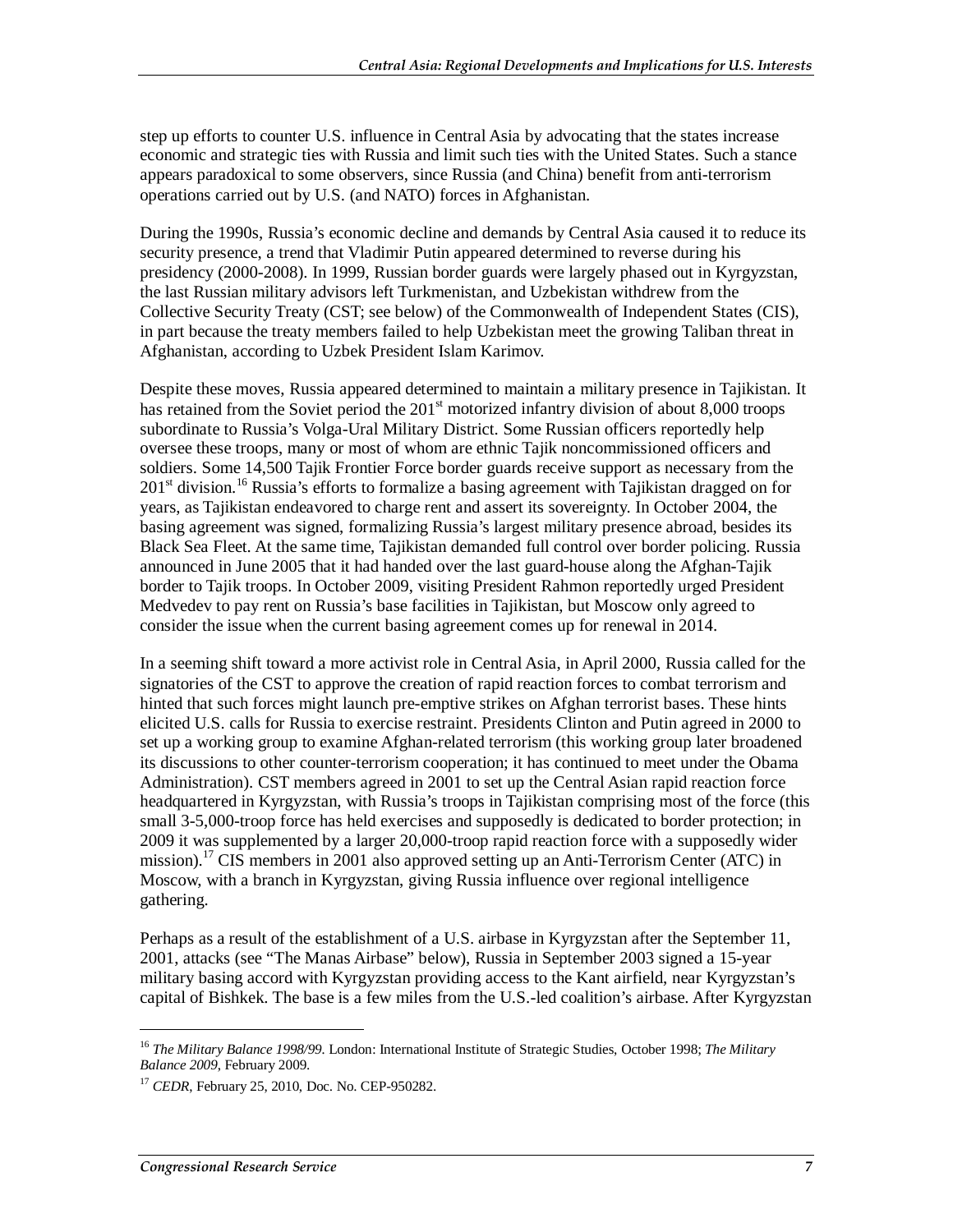step up efforts to counter U.S. influence in Central Asia by advocating that the states increase economic and strategic ties with Russia and limit such ties with the United States. Such a stance appears paradoxical to some observers, since Russia (and China) benefit from anti-terrorism operations carried out by U.S. (and NATO) forces in Afghanistan.

During the 1990s, Russia's economic decline and demands by Central Asia caused it to reduce its security presence, a trend that Vladimir Putin appeared determined to reverse during his presidency (2000-2008). In 1999, Russian border guards were largely phased out in Kyrgyzstan, the last Russian military advisors left Turkmenistan, and Uzbekistan withdrew from the Collective Security Treaty (CST; see below) of the Commonwealth of Independent States (CIS), in part because the treaty members failed to help Uzbekistan meet the growing Taliban threat in Afghanistan, according to Uzbek President Islam Karimov.

Despite these moves, Russia appeared determined to maintain a military presence in Tajikistan. It has retained from the Soviet period the 201st motorized infantry division of about 8,000 troops subordinate to Russia's Volga-Ural Military District. Some Russian officers reportedly help oversee these troops, many or most of whom are ethnic Tajik noncommissioned officers and soldiers. Some 14,500 Tajik Frontier Force border guards receive support as necessary from the 201st division.[16] Russia's efforts to formalize a basing agreement with Tajikistan dragged on for years, as Tajikistan endeavored to charge rent and assert its sovereignty. In October 2004, the basing agreement was signed, formalizing Russia's largest military presence abroad, besides its Black Sea Fleet. At the same time, Tajikistan demanded full control over border policing. Russia announced in June 2005 that it had handed over the last guard-house along the Afghan-Tajik border to Tajik troops. In October 2009, visiting President Rahmon reportedly urged President Medvedev to pay rent on Russia's base facilities in Tajikistan, but Moscow only agreed to consider the issue when the current basing agreement comes up for renewal in 2014.

In a seeming shift toward a more activist role in Central Asia, in April 2000, Russia called for the signatories of the CST to approve the creation of rapid reaction forces to combat terrorism and hinted that such forces might launch pre-emptive strikes on Afghan terrorist bases. These hints elicited U.S. calls for Russia to exercise restraint. Presidents Clinton and Putin agreed in 2000 to set up a working group to examine Afghan-related terrorism (this working group later broadened its discussions to other counter-terrorism cooperation; it has continued to meet under the Obama Administration). CST members agreed in 2001 to set up the Central Asian rapid reaction force headquartered in Kyrgyzstan, with Russia's troops in Tajikistan comprising most of the force (this small 3-5,000-troop force has held exercises and supposedly is dedicated to border protection; in 2009 it was supplemented by a larger 20,000-troop rapid reaction force with a supposedly wider mission).[17] CIS members in 2001 also approved setting up an Anti-Terrorism Center (ATC) in Moscow, with a branch in Kyrgyzstan, giving Russia influence over regional intelligence gathering.

Perhaps as a result of the establishment of a U.S. airbase in Kyrgyzstan after the September 11, 2001, attacks (see "The Manas Airbase" below), Russia in September 2003 signed a 15-year military basing accord with Kyrgyzstan providing access to the Kant airfield, near Kyrgyzstan's capital of Bishkek. The base is a few miles from the U.S.-led coalition's airbase. After Kyrgyzstan

---

[16] *The Military Balance 1998/99*. London: International Institute of Strategic Studies, October 1998; *The Military Balance 2009*, February 2009.

[17] *CEDR*, February 25, 2010, Doc. No. CEP-950282.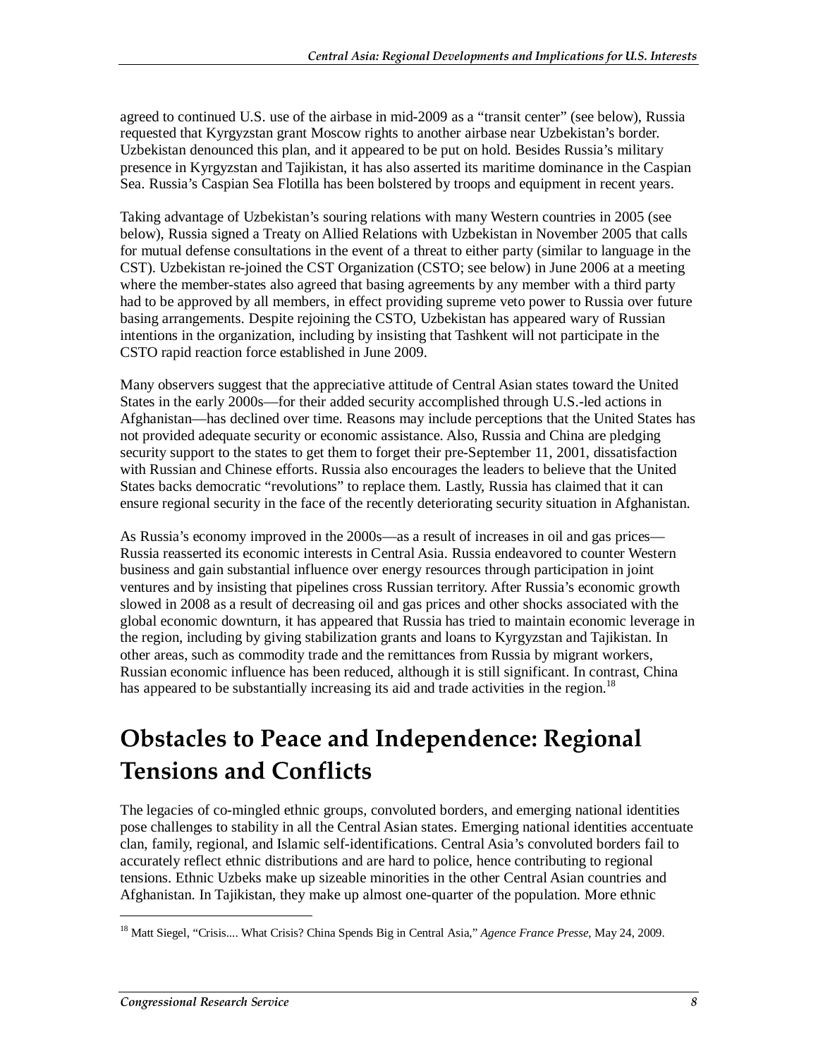agreed to continued U.S. use of the airbase in mid-2009 as a "transit center" (see below), Russia requested that Kyrgyzstan grant Moscow rights to another airbase near Uzbekistan's border. Uzbekistan denounced this plan, and it appeared to be put on hold. Besides Russia's military presence in Kyrgyzstan and Tajikistan, it has also asserted its maritime dominance in the Caspian Sea. Russia's Caspian Sea Flotilla has been bolstered by troops and equipment in recent years.

Taking advantage of Uzbekistan's souring relations with many Western countries in 2005 (see below), Russia signed a Treaty on Allied Relations with Uzbekistan in November 2005 that calls for mutual defense consultations in the event of a threat to either party (similar to language in the CST). Uzbekistan re-joined the CST Organization (CSTO; see below) in June 2006 at a meeting where the member-states also agreed that basing agreements by any member with a third party had to be approved by all members, in effect providing supreme veto power to Russia over future basing arrangements. Despite rejoining the CSTO, Uzbekistan has appeared wary of Russian intentions in the organization, including by insisting that Tashkent will not participate in the CSTO rapid reaction force established in June 2009.

Many observers suggest that the appreciative attitude of Central Asian states toward the United States in the early 2000s—for their added security accomplished through U.S.-led actions in Afghanistan—has declined over time. Reasons may include perceptions that the United States has not provided adequate security or economic assistance. Also, Russia and China are pledging security support to the states to get them to forget their pre-September 11, 2001, dissatisfaction with Russian and Chinese efforts. Russia also encourages the leaders to believe that the United States backs democratic "revolutions" to replace them. Lastly, Russia has claimed that it can ensure regional security in the face of the recently deteriorating security situation in Afghanistan.

As Russia's economy improved in the 2000s—as a result of increases in oil and gas prices—Russia reasserted its economic interests in Central Asia. Russia endeavored to counter Western business and gain substantial influence over energy resources through participation in joint ventures and by insisting that pipelines cross Russian territory. After Russia's economic growth slowed in 2008 as a result of decreasing oil and gas prices and other shocks associated with the global economic downturn, it has appeared that Russia has tried to maintain economic leverage in the region, including by giving stabilization grants and loans to Kyrgyzstan and Tajikistan. In other areas, such as commodity trade and the remittances from Russia by migrant workers, Russian economic influence has been reduced, although it is still significant. In contrast, China has appeared to be substantially increasing its aid and trade activities in the region.[18]

# Obstacles to Peace and Independence: Regional Tensions and Conflicts

The legacies of co-mingled ethnic groups, convoluted borders, and emerging national identities pose challenges to stability in all the Central Asian states. Emerging national identities accentuate clan, family, regional, and Islamic self-identifications. Central Asia's convoluted borders fail to accurately reflect ethnic distributions and are hard to police, hence contributing to regional tensions. Ethnic Uzbeks make up sizeable minorities in the other Central Asian countries and Afghanistan. In Tajikistan, they make up almost one-quarter of the population. More ethnic

---

[18] Matt Siegel, "Crisis.... What Crisis? China Spends Big in Central Asia," *Agence France Presse*, May 24, 2009.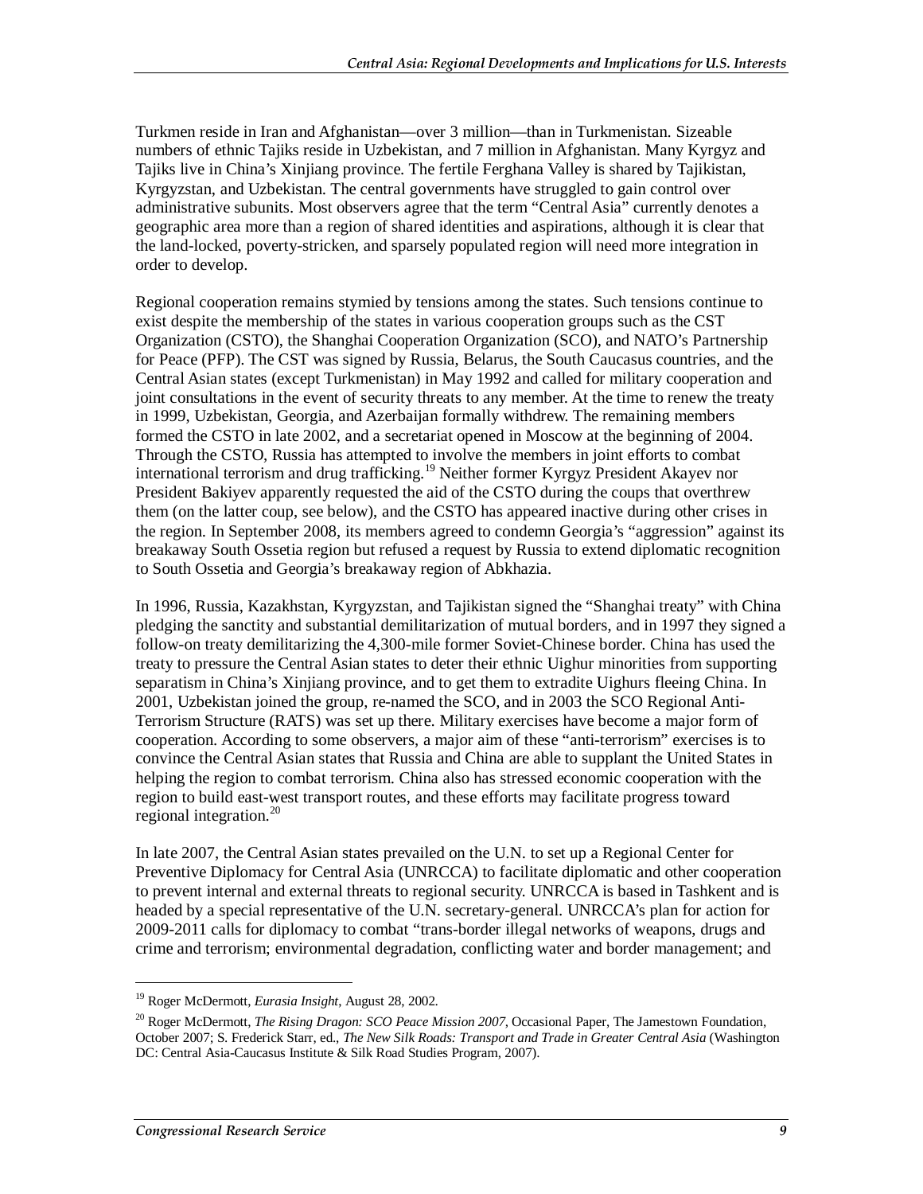Turkmen reside in Iran and Afghanistan—over 3 million—than in Turkmenistan. Sizeable numbers of ethnic Tajiks reside in Uzbekistan, and 7 million in Afghanistan. Many Kyrgyz and Tajiks live in China's Xinjiang province. The fertile Ferghana Valley is shared by Tajikistan, Kyrgyzstan, and Uzbekistan. The central governments have struggled to gain control over administrative subunits. Most observers agree that the term "Central Asia" currently denotes a geographic area more than a region of shared identities and aspirations, although it is clear that the land-locked, poverty-stricken, and sparsely populated region will need more integration in order to develop.

Regional cooperation remains stymied by tensions among the states. Such tensions continue to exist despite the membership of the states in various cooperation groups such as the CST Organization (CSTO), the Shanghai Cooperation Organization (SCO), and NATO's Partnership for Peace (PFP). The CST was signed by Russia, Belarus, the South Caucasus countries, and the Central Asian states (except Turkmenistan) in May 1992 and called for military cooperation and joint consultations in the event of security threats to any member. At the time to renew the treaty in 1999, Uzbekistan, Georgia, and Azerbaijan formally withdrew. The remaining members formed the CSTO in late 2002, and a secretariat opened in Moscow at the beginning of 2004. Through the CSTO, Russia has attempted to involve the members in joint efforts to combat international terrorism and drug trafficking.[19] Neither former Kyrgyz President Akayev nor President Bakiyev apparently requested the aid of the CSTO during the coups that overthrew them (on the latter coup, see below), and the CSTO has appeared inactive during other crises in the region. In September 2008, its members agreed to condemn Georgia's "aggression" against its breakaway South Ossetia region but refused a request by Russia to extend diplomatic recognition to South Ossetia and Georgia's breakaway region of Abkhazia.

In 1996, Russia, Kazakhstan, Kyrgyzstan, and Tajikistan signed the "Shanghai treaty" with China pledging the sanctity and substantial demilitarization of mutual borders, and in 1997 they signed a follow-on treaty demilitarizing the 4,300-mile former Soviet-Chinese border. China has used the treaty to pressure the Central Asian states to deter their ethnic Uighur minorities from supporting separatism in China's Xinjiang province, and to get them to extradite Uighurs fleeing China. In 2001, Uzbekistan joined the group, re-named the SCO, and in 2003 the SCO Regional Anti-Terrorism Structure (RATS) was set up there. Military exercises have become a major form of cooperation. According to some observers, a major aim of these "anti-terrorism" exercises is to convince the Central Asian states that Russia and China are able to supplant the United States in helping the region to combat terrorism. China also has stressed economic cooperation with the region to build east-west transport routes, and these efforts may facilitate progress toward regional integration.[20]

In late 2007, the Central Asian states prevailed on the U.N. to set up a Regional Center for Preventive Diplomacy for Central Asia (UNRCCA) to facilitate diplomatic and other cooperation to prevent internal and external threats to regional security. UNRCCA is based in Tashkent and is headed by a special representative of the U.N. secretary-general. UNRCCA's plan for action for 2009-2011 calls for diplomacy to combat "trans-border illegal networks of weapons, drugs and crime and terrorism; environmental degradation, conflicting water and border management; and

---

[19] Roger McDermott, *Eurasia Insight*, August 28, 2002.

[20] Roger McDermott, *The Rising Dragon: SCO Peace Mission 2007*, Occasional Paper, The Jamestown Foundation, October 2007; S. Frederick Starr, ed., *The New Silk Roads: Transport and Trade in Greater Central Asia* (Washington DC: Central Asia-Caucasus Institute & Silk Road Studies Program, 2007).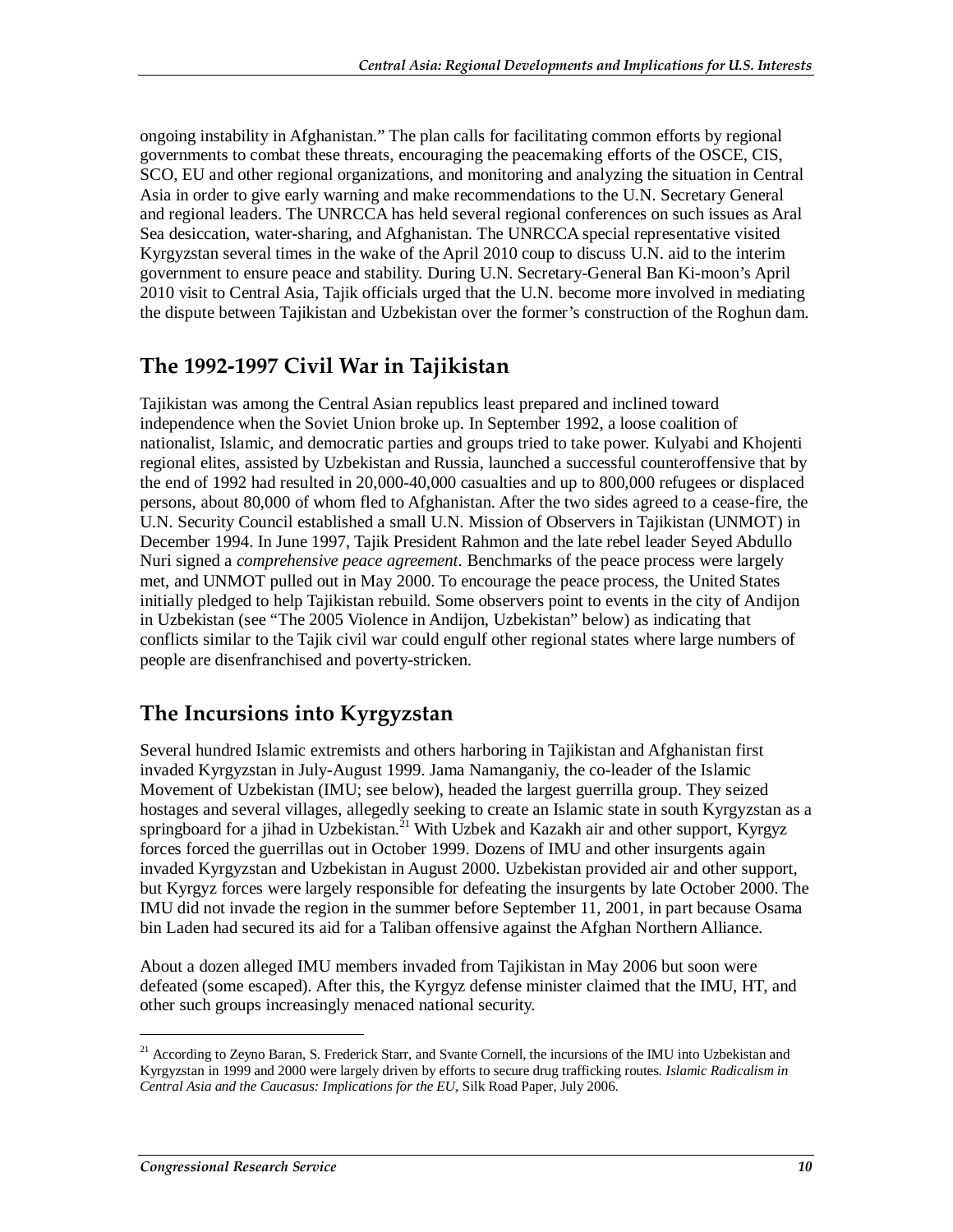ongoing instability in Afghanistan." The plan calls for facilitating common efforts by regional governments to combat these threats, encouraging the peacemaking efforts of the OSCE, CIS, SCO, EU and other regional organizations, and monitoring and analyzing the situation in Central Asia in order to give early warning and make recommendations to the U.N. Secretary General and regional leaders. The UNRCCA has held several regional conferences on such issues as Aral Sea desiccation, water-sharing, and Afghanistan. The UNRCCA special representative visited Kyrgyzstan several times in the wake of the April 2010 coup to discuss U.N. aid to the interim government to ensure peace and stability. During U.N. Secretary-General Ban Ki-moon's April 2010 visit to Central Asia, Tajik officials urged that the U.N. become more involved in mediating the dispute between Tajikistan and Uzbekistan over the former's construction of the Roghun dam.

## The 1992-1997 Civil War in Tajikistan

Tajikistan was among the Central Asian republics least prepared and inclined toward independence when the Soviet Union broke up. In September 1992, a loose coalition of nationalist, Islamic, and democratic parties and groups tried to take power. Kulyabi and Khojenti regional elites, assisted by Uzbekistan and Russia, launched a successful counteroffensive that by the end of 1992 had resulted in 20,000-40,000 casualties and up to 800,000 refugees or displaced persons, about 80,000 of whom fled to Afghanistan. After the two sides agreed to a cease-fire, the U.N. Security Council established a small U.N. Mission of Observers in Tajikistan (UNMOT) in December 1994. In June 1997, Tajik President Rahmon and the late rebel leader Seyed Abdullo Nuri signed a *comprehensive peace agreement*. Benchmarks of the peace process were largely met, and UNMOT pulled out in May 2000. To encourage the peace process, the United States initially pledged to help Tajikistan rebuild. Some observers point to events in the city of Andijon in Uzbekistan (see "The 2005 Violence in Andijon, Uzbekistan" below) as indicating that conflicts similar to the Tajik civil war could engulf other regional states where large numbers of people are disenfranchised and poverty-stricken.

## The Incursions into Kyrgyzstan

Several hundred Islamic extremists and others harboring in Tajikistan and Afghanistan first invaded Kyrgyzstan in July-August 1999. Jama Namanganiy, the co-leader of the Islamic Movement of Uzbekistan (IMU; see below), headed the largest guerrilla group. They seized hostages and several villages, allegedly seeking to create an Islamic state in south Kyrgyzstan as a springboard for a jihad in Uzbekistan.[21] With Uzbek and Kazakh air and other support, Kyrgyz forces forced the guerrillas out in October 1999. Dozens of IMU and other insurgents again invaded Kyrgyzstan and Uzbekistan in August 2000. Uzbekistan provided air and other support, but Kyrgyz forces were largely responsible for defeating the insurgents by late October 2000. The IMU did not invade the region in the summer before September 11, 2001, in part because Osama bin Laden had secured its aid for a Taliban offensive against the Afghan Northern Alliance.

About a dozen alleged IMU members invaded from Tajikistan in May 2006 but soon were defeated (some escaped). After this, the Kyrgyz defense minister claimed that the IMU, HT, and other such groups increasingly menaced national security.

---

[21] According to Zeyno Baran, S. Frederick Starr, and Svante Cornell, the incursions of the IMU into Uzbekistan and Kyrgyzstan in 1999 and 2000 were largely driven by efforts to secure drug trafficking routes. *Islamic Radicalism in Central Asia and the Caucasus: Implications for the EU*, Silk Road Paper, July 2006.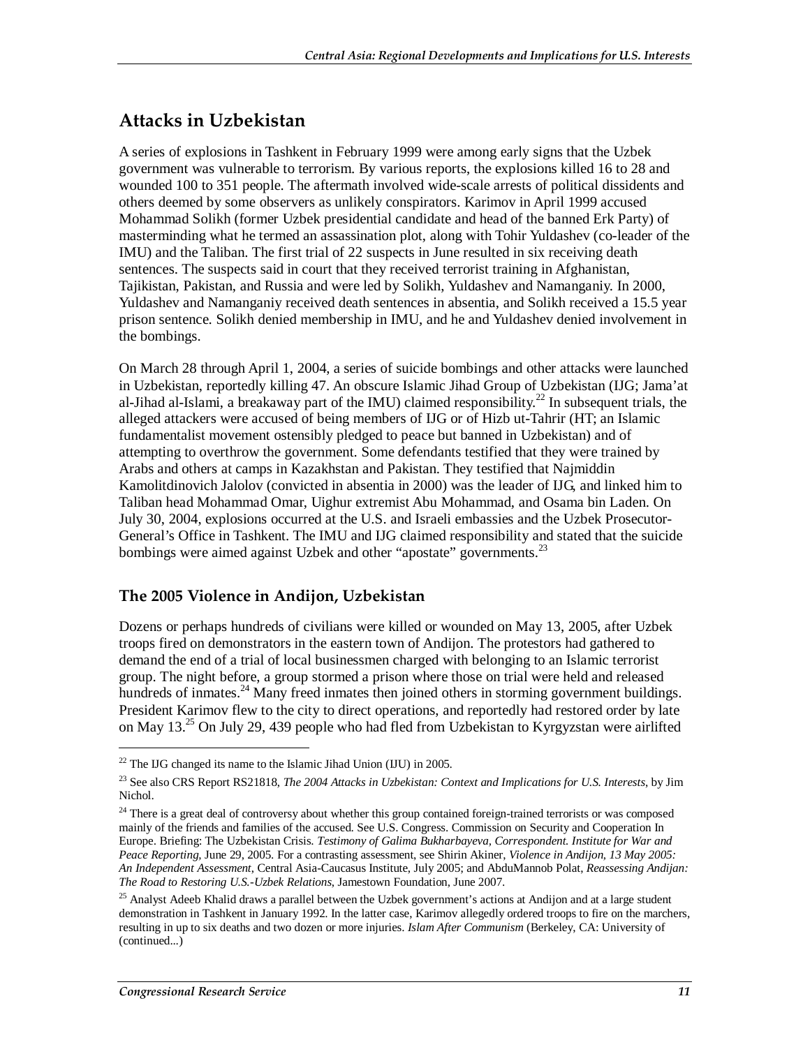## Attacks in Uzbekistan

A series of explosions in Tashkent in February 1999 were among early signs that the Uzbek government was vulnerable to terrorism. By various reports, the explosions killed 16 to 28 and wounded 100 to 351 people. The aftermath involved wide-scale arrests of political dissidents and others deemed by some observers as unlikely conspirators. Karimov in April 1999 accused Mohammad Solikh (former Uzbek presidential candidate and head of the banned Erk Party) of masterminding what he termed an assassination plot, along with Tohir Yuldashev (co-leader of the IMU) and the Taliban. The first trial of 22 suspects in June resulted in six receiving death sentences. The suspects said in court that they received terrorist training in Afghanistan, Tajikistan, Pakistan, and Russia and were led by Solikh, Yuldashev and Namanganiy. In 2000, Yuldashev and Namanganiy received death sentences in absentia, and Solikh received a 15.5 year prison sentence. Solikh denied membership in IMU, and he and Yuldashev denied involvement in the bombings.

On March 28 through April 1, 2004, a series of suicide bombings and other attacks were launched in Uzbekistan, reportedly killing 47. An obscure Islamic Jihad Group of Uzbekistan (IJG; Jama'at al-Jihad al-Islami, a breakaway part of the IMU) claimed responsibility.[22] In subsequent trials, the alleged attackers were accused of being members of IJG or of Hizb ut-Tahrir (HT; an Islamic fundamentalist movement ostensibly pledged to peace but banned in Uzbekistan) and of attempting to overthrow the government. Some defendants testified that they were trained by Arabs and others at camps in Kazakhstan and Pakistan. They testified that Najmiddin Kamolitdinovich Jalolov (convicted in absentia in 2000) was the leader of IJG, and linked him to Taliban head Mohammad Omar, Uighur extremist Abu Mohammad, and Osama bin Laden. On July 30, 2004, explosions occurred at the U.S. and Israeli embassies and the Uzbek Prosecutor-General's Office in Tashkent. The IMU and IJG claimed responsibility and stated that the suicide bombings were aimed against Uzbek and other "apostate" governments.[23]

### The 2005 Violence in Andijon, Uzbekistan

Dozens or perhaps hundreds of civilians were killed or wounded on May 13, 2005, after Uzbek troops fired on demonstrators in the eastern town of Andijon. The protestors had gathered to demand the end of a trial of local businessmen charged with belonging to an Islamic terrorist group. The night before, a group stormed a prison where those on trial were held and released hundreds of inmates.[24] Many freed inmates then joined others in storming government buildings. President Karimov flew to the city to direct operations, and reportedly had restored order by late on May 13.[25] On July 29, 439 people who had fled from Uzbekistan to Kyrgyzstan were airlifted

---

[22] The IJG changed its name to the Islamic Jihad Union (IJU) in 2005.

[23] See also CRS Report RS21818, *The 2004 Attacks in Uzbekistan: Context and Implications for U.S. Interests*, by Jim Nichol.

[24] There is a great deal of controversy about whether this group contained foreign-trained terrorists or was composed mainly of the friends and families of the accused. See U.S. Congress. Commission on Security and Cooperation In Europe. Briefing: The Uzbekistan Crisis. *Testimony of Galima Bukharbayeva, Correspondent. Institute for War and Peace Reporting*, June 29, 2005. For a contrasting assessment, see Shirin Akiner, *Violence in Andijon, 13 May 2005: An Independent Assessment*, Central Asia-Caucasus Institute, July 2005; and AbduMannob Polat, *Reassessing Andijan: The Road to Restoring U.S.-Uzbek Relations*, Jamestown Foundation, June 2007.

[25] Analyst Adeeb Khalid draws a parallel between the Uzbek government's actions at Andijon and at a large student demonstration in Tashkent in January 1992. In the latter case, Karimov allegedly ordered troops to fire on the marchers, resulting in up to six deaths and two dozen or more injuries. *Islam After Communism* (Berkeley, CA: University of (continued...)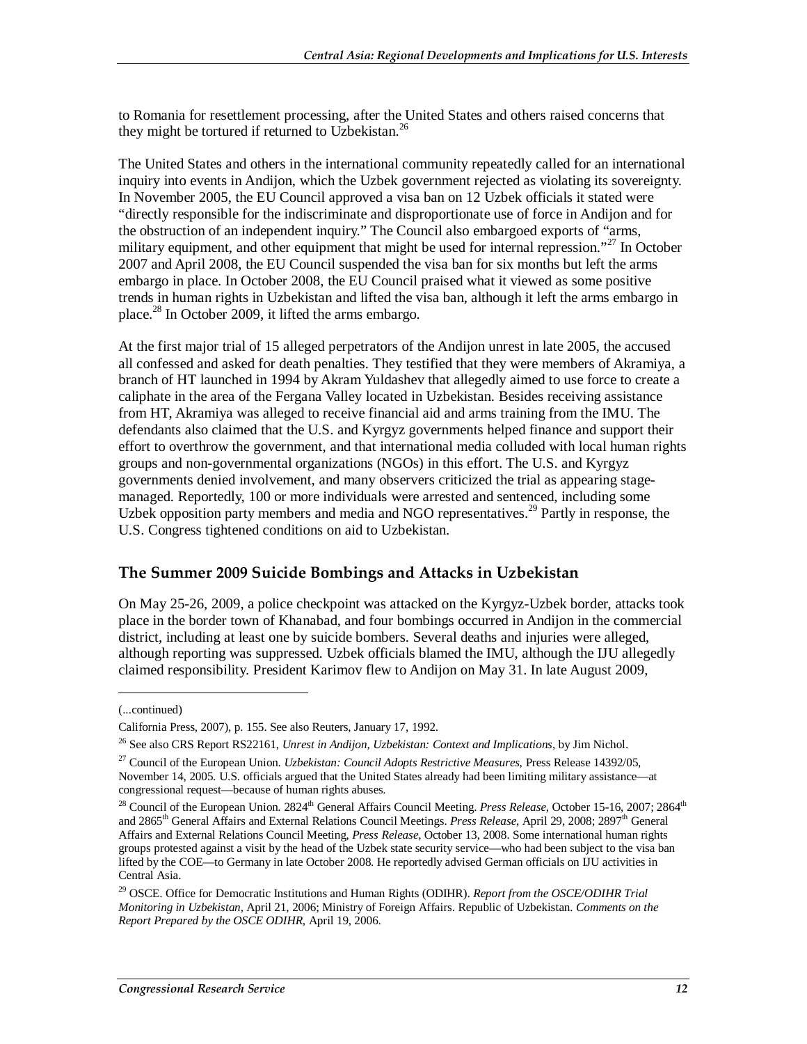to Romania for resettlement processing, after the United States and others raised concerns that they might be tortured if returned to Uzbekistan.[26]

The United States and others in the international community repeatedly called for an international inquiry into events in Andijon, which the Uzbek government rejected as violating its sovereignty. In November 2005, the EU Council approved a visa ban on 12 Uzbek officials it stated were "directly responsible for the indiscriminate and disproportionate use of force in Andijon and for the obstruction of an independent inquiry." The Council also embargoed exports of "arms, military equipment, and other equipment that might be used for internal repression."[27] In October 2007 and April 2008, the EU Council suspended the visa ban for six months but left the arms embargo in place. In October 2008, the EU Council praised what it viewed as some positive trends in human rights in Uzbekistan and lifted the visa ban, although it left the arms embargo in place.[28] In October 2009, it lifted the arms embargo.

At the first major trial of 15 alleged perpetrators of the Andijon unrest in late 2005, the accused all confessed and asked for death penalties. They testified that they were members of Akramiya, a branch of HT launched in 1994 by Akram Yuldashev that allegedly aimed to use force to create a caliphate in the area of the Fergana Valley located in Uzbekistan. Besides receiving assistance from HT, Akramiya was alleged to receive financial aid and arms training from the IMU. The defendants also claimed that the U.S. and Kyrgyz governments helped finance and support their effort to overthrow the government, and that international media colluded with local human rights groups and non-governmental organizations (NGOs) in this effort. The U.S. and Kyrgyz governments denied involvement, and many observers criticized the trial as appearing stage-managed. Reportedly, 100 or more individuals were arrested and sentenced, including some Uzbek opposition party members and media and NGO representatives.[29] Partly in response, the U.S. Congress tightened conditions on aid to Uzbekistan.

### The Summer 2009 Suicide Bombings and Attacks in Uzbekistan

On May 25-26, 2009, a police checkpoint was attacked on the Kyrgyz-Uzbek border, attacks took place in the border town of Khanabad, and four bombings occurred in Andijon in the commercial district, including at least one by suicide bombers. Several deaths and injuries were alleged, although reporting was suppressed. Uzbek officials blamed the IMU, although the IJU allegedly claimed responsibility. President Karimov flew to Andijon on May 31. In late August 2009,

---

(...continued)

California Press, 2007), p. 155. See also Reuters, January 17, 1992.

[26] See also CRS Report RS22161, *Unrest in Andijon, Uzbekistan: Context and Implications*, by Jim Nichol.

[27] Council of the European Union. *Uzbekistan: Council Adopts Restrictive Measures*, Press Release 14392/05, November 14, 2005. U.S. officials argued that the United States already had been limiting military assistance—at congressional request—because of human rights abuses.

[28] Council of the European Union. 2824th General Affairs Council Meeting. *Press Release*, October 15-16, 2007; 2864th and 2865th General Affairs and External Relations Council Meetings. *Press Release*, April 29, 2008; 2897th General Affairs and External Relations Council Meeting, *Press Release*, October 13, 2008. Some international human rights groups protested against a visit by the head of the Uzbek state security service—who had been subject to the visa ban lifted by the COE—to Germany in late October 2008. He reportedly advised German officials on IJU activities in Central Asia.

[29] OSCE. Office for Democratic Institutions and Human Rights (ODIHR). *Report from the OSCE/ODIHR Trial Monitoring in Uzbekistan*, April 21, 2006; Ministry of Foreign Affairs. Republic of Uzbekistan. *Comments on the Report Prepared by the OSCE ODIHR*, April 19, 2006.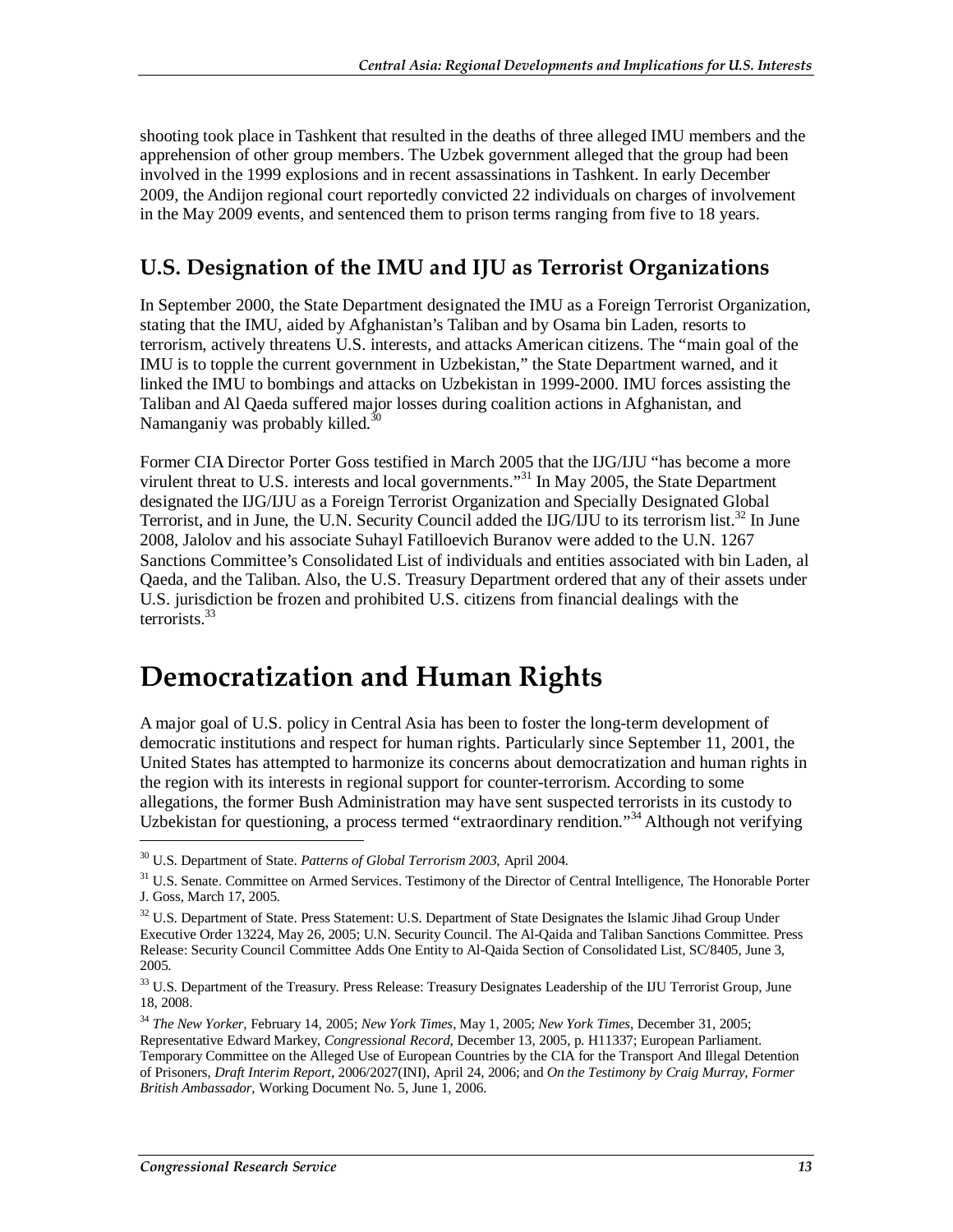shooting took place in Tashkent that resulted in the deaths of three alleged IMU members and the apprehension of other group members. The Uzbek government alleged that the group had been involved in the 1999 explosions and in recent assassinations in Tashkent. In early December 2009, the Andijon regional court reportedly convicted 22 individuals on charges of involvement in the May 2009 events, and sentenced them to prison terms ranging from five to 18 years.

## U.S. Designation of the IMU and IJU as Terrorist Organizations

In September 2000, the State Department designated the IMU as a Foreign Terrorist Organization, stating that the IMU, aided by Afghanistan's Taliban and by Osama bin Laden, resorts to terrorism, actively threatens U.S. interests, and attacks American citizens. The "main goal of the IMU is to topple the current government in Uzbekistan," the State Department warned, and it linked the IMU to bombings and attacks on Uzbekistan in 1999-2000. IMU forces assisting the Taliban and Al Qaeda suffered major losses during coalition actions in Afghanistan, and Namanganiy was probably killed.[30]

Former CIA Director Porter Goss testified in March 2005 that the IJG/IJU "has become a more virulent threat to U.S. interests and local governments."[31] In May 2005, the State Department designated the IJG/IJU as a Foreign Terrorist Organization and Specially Designated Global Terrorist, and in June, the U.N. Security Council added the IJG/IJU to its terrorism list.[32] In June 2008, Jalolov and his associate Suhayl Fatilloevich Buranov were added to the U.N. 1267 Sanctions Committee's Consolidated List of individuals and entities associated with bin Laden, al Qaeda, and the Taliban. Also, the U.S. Treasury Department ordered that any of their assets under U.S. jurisdiction be frozen and prohibited U.S. citizens from financial dealings with the terrorists.[33]

# Democratization and Human Rights

A major goal of U.S. policy in Central Asia has been to foster the long-term development of democratic institutions and respect for human rights. Particularly since September 11, 2001, the United States has attempted to harmonize its concerns about democratization and human rights in the region with its interests in regional support for counter-terrorism. According to some allegations, the former Bush Administration may have sent suspected terrorists in its custody to Uzbekistan for questioning, a process termed "extraordinary rendition."[34] Although not verifying

---

[30] U.S. Department of State. *Patterns of Global Terrorism 2003*, April 2004.

[31] U.S. Senate. Committee on Armed Services. Testimony of the Director of Central Intelligence, The Honorable Porter J. Goss, March 17, 2005.

[32] U.S. Department of State. Press Statement: U.S. Department of State Designates the Islamic Jihad Group Under Executive Order 13224, May 26, 2005; U.N. Security Council. The Al-Qaida and Taliban Sanctions Committee. Press Release: Security Council Committee Adds One Entity to Al-Qaida Section of Consolidated List, SC/8405, June 3, 2005.

[33] U.S. Department of the Treasury. Press Release: Treasury Designates Leadership of the IJU Terrorist Group, June 18, 2008.

[34] *The New Yorker*, February 14, 2005; *New York Times*, May 1, 2005; *New York Times*, December 31, 2005; Representative Edward Markey, *Congressional Record*, December 13, 2005, p. H11337; European Parliament. Temporary Committee on the Alleged Use of European Countries by the CIA for the Transport And Illegal Detention of Prisoners, *Draft Interim Report*, 2006/2027(INI), April 24, 2006; and *On the Testimony by Craig Murray, Former British Ambassador*, Working Document No. 5, June 1, 2006.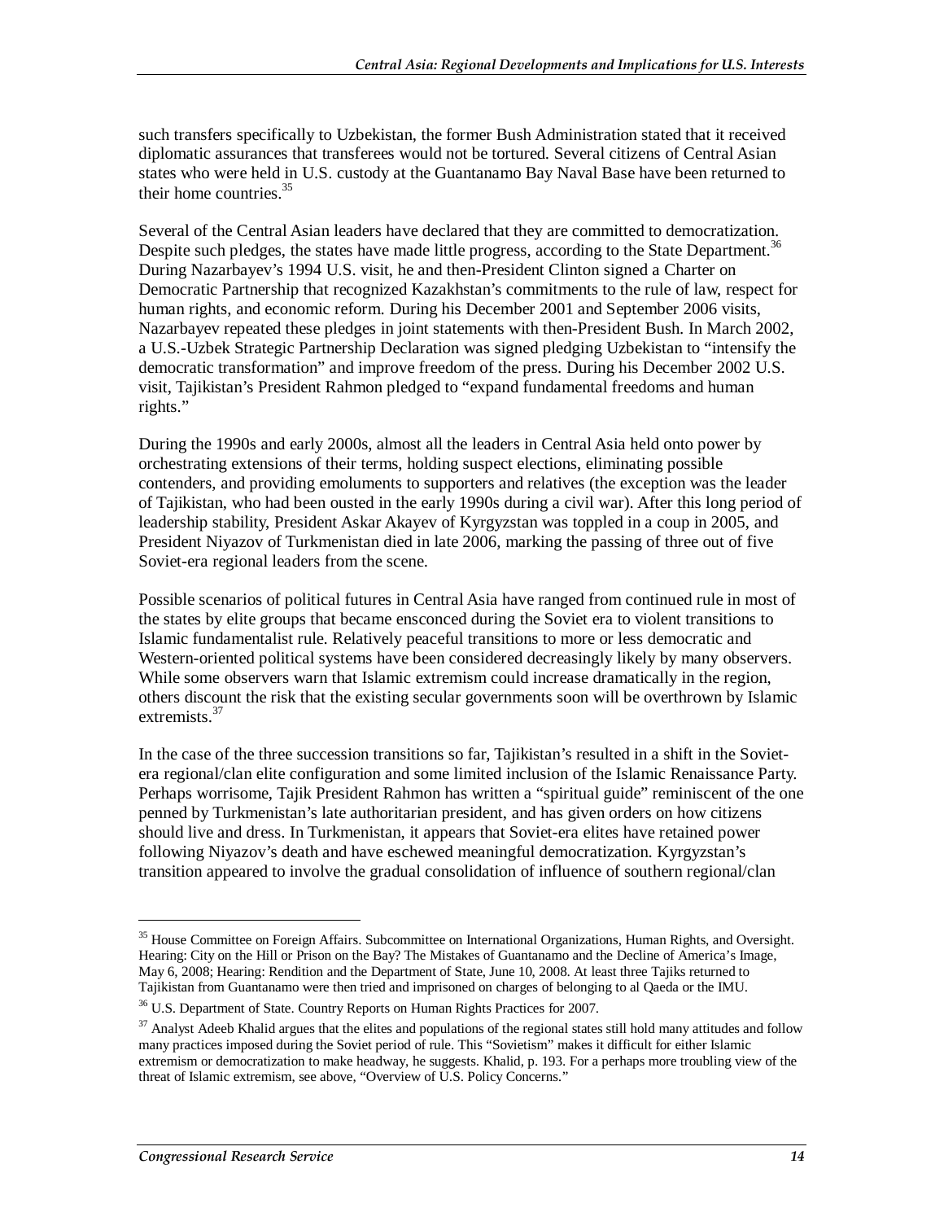such transfers specifically to Uzbekistan, the former Bush Administration stated that it received diplomatic assurances that transferees would not be tortured. Several citizens of Central Asian states who were held in U.S. custody at the Guantanamo Bay Naval Base have been returned to their home countries.[35]

Several of the Central Asian leaders have declared that they are committed to democratization. Despite such pledges, the states have made little progress, according to the State Department.[36] During Nazarbayev's 1994 U.S. visit, he and then-President Clinton signed a Charter on Democratic Partnership that recognized Kazakhstan's commitments to the rule of law, respect for human rights, and economic reform. During his December 2001 and September 2006 visits, Nazarbayev repeated these pledges in joint statements with then-President Bush. In March 2002, a U.S.-Uzbek Strategic Partnership Declaration was signed pledging Uzbekistan to "intensify the democratic transformation" and improve freedom of the press. During his December 2002 U.S. visit, Tajikistan's President Rahmon pledged to "expand fundamental freedoms and human rights."

During the 1990s and early 2000s, almost all the leaders in Central Asia held onto power by orchestrating extensions of their terms, holding suspect elections, eliminating possible contenders, and providing emoluments to supporters and relatives (the exception was the leader of Tajikistan, who had been ousted in the early 1990s during a civil war). After this long period of leadership stability, President Askar Akayev of Kyrgyzstan was toppled in a coup in 2005, and President Niyazov of Turkmenistan died in late 2006, marking the passing of three out of five Soviet-era regional leaders from the scene.

Possible scenarios of political futures in Central Asia have ranged from continued rule in most of the states by elite groups that became ensconced during the Soviet era to violent transitions to Islamic fundamentalist rule. Relatively peaceful transitions to more or less democratic and Western-oriented political systems have been considered decreasingly likely by many observers. While some observers warn that Islamic extremism could increase dramatically in the region, others discount the risk that the existing secular governments soon will be overthrown by Islamic extremists.[37]

In the case of the three succession transitions so far, Tajikistan's resulted in a shift in the Soviet-era regional/clan elite configuration and some limited inclusion of the Islamic Renaissance Party. Perhaps worrisome, Tajik President Rahmon has written a "spiritual guide" reminiscent of the one penned by Turkmenistan's late authoritarian president, and has given orders on how citizens should live and dress. In Turkmenistan, it appears that Soviet-era elites have retained power following Niyazov's death and have eschewed meaningful democratization. Kyrgyzstan's transition appeared to involve the gradual consolidation of influence of southern regional/clan

---

[35] House Committee on Foreign Affairs. Subcommittee on International Organizations, Human Rights, and Oversight. Hearing: City on the Hill or Prison on the Bay? The Mistakes of Guantanamo and the Decline of America's Image, May 6, 2008; Hearing: Rendition and the Department of State, June 10, 2008. At least three Tajiks returned to Tajikistan from Guantanamo were then tried and imprisoned on charges of belonging to al Qaeda or the IMU.

[36] U.S. Department of State. Country Reports on Human Rights Practices for 2007.

[37] Analyst Adeeb Khalid argues that the elites and populations of the regional states still hold many attitudes and follow many practices imposed during the Soviet period of rule. This "Sovietism" makes it difficult for either Islamic extremism or democratization to make headway, he suggests. Khalid, p. 193. For a perhaps more troubling view of the threat of Islamic extremism, see above, "Overview of U.S. Policy Concerns."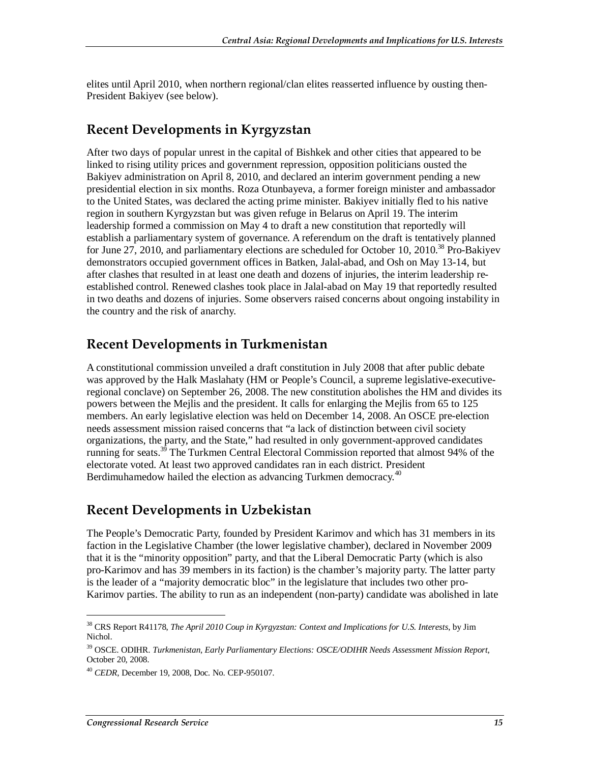elites until April 2010, when northern regional/clan elites reasserted influence by ousting then-President Bakiyev (see below).

## Recent Developments in Kyrgyzstan

After two days of popular unrest in the capital of Bishkek and other cities that appeared to be linked to rising utility prices and government repression, opposition politicians ousted the Bakiyev administration on April 8, 2010, and declared an interim government pending a new presidential election in six months. Roza Otunbayeva, a former foreign minister and ambassador to the United States, was declared the acting prime minister. Bakiyev initially fled to his native region in southern Kyrgyzstan but was given refuge in Belarus on April 19. The interim leadership formed a commission on May 4 to draft a new constitution that reportedly will establish a parliamentary system of governance. A referendum on the draft is tentatively planned for June 27, 2010, and parliamentary elections are scheduled for October 10, 2010.[38] Pro-Bakiyev demonstrators occupied government offices in Batken, Jalal-abad, and Osh on May 13-14, but after clashes that resulted in at least one death and dozens of injuries, the interim leadership re-established control. Renewed clashes took place in Jalal-abad on May 19 that reportedly resulted in two deaths and dozens of injuries. Some observers raised concerns about ongoing instability in the country and the risk of anarchy.

## Recent Developments in Turkmenistan

A constitutional commission unveiled a draft constitution in July 2008 that after public debate was approved by the Halk Maslahaty (HM or People's Council, a supreme legislative-executive-regional conclave) on September 26, 2008. The new constitution abolishes the HM and divides its powers between the Mejlis and the president. It calls for enlarging the Mejlis from 65 to 125 members. An early legislative election was held on December 14, 2008. An OSCE pre-election needs assessment mission raised concerns that "a lack of distinction between civil society organizations, the party, and the State," had resulted in only government-approved candidates running for seats.[39] The Turkmen Central Electoral Commission reported that almost 94% of the electorate voted. At least two approved candidates ran in each district. President Berdimuhamedow hailed the election as advancing Turkmen democracy.[40]

## Recent Developments in Uzbekistan

The People's Democratic Party, founded by President Karimov and which has 31 members in its faction in the Legislative Chamber (the lower legislative chamber), declared in November 2009 that it is the "minority opposition" party, and that the Liberal Democratic Party (which is also pro-Karimov and has 39 members in its faction) is the chamber's majority party. The latter party is the leader of a "majority democratic bloc" in the legislature that includes two other pro-Karimov parties. The ability to run as an independent (non-party) candidate was abolished in late

---

[38] CRS Report R41178, *The April 2010 Coup in Kyrgyzstan: Context and Implications for U.S. Interests*, by Jim Nichol.

[39] OSCE. ODIHR. *Turkmenistan, Early Parliamentary Elections: OSCE/ODIHR Needs Assessment Mission Report*, October 20, 2008.

[40] *CEDR*, December 19, 2008, Doc. No. CEP-950107.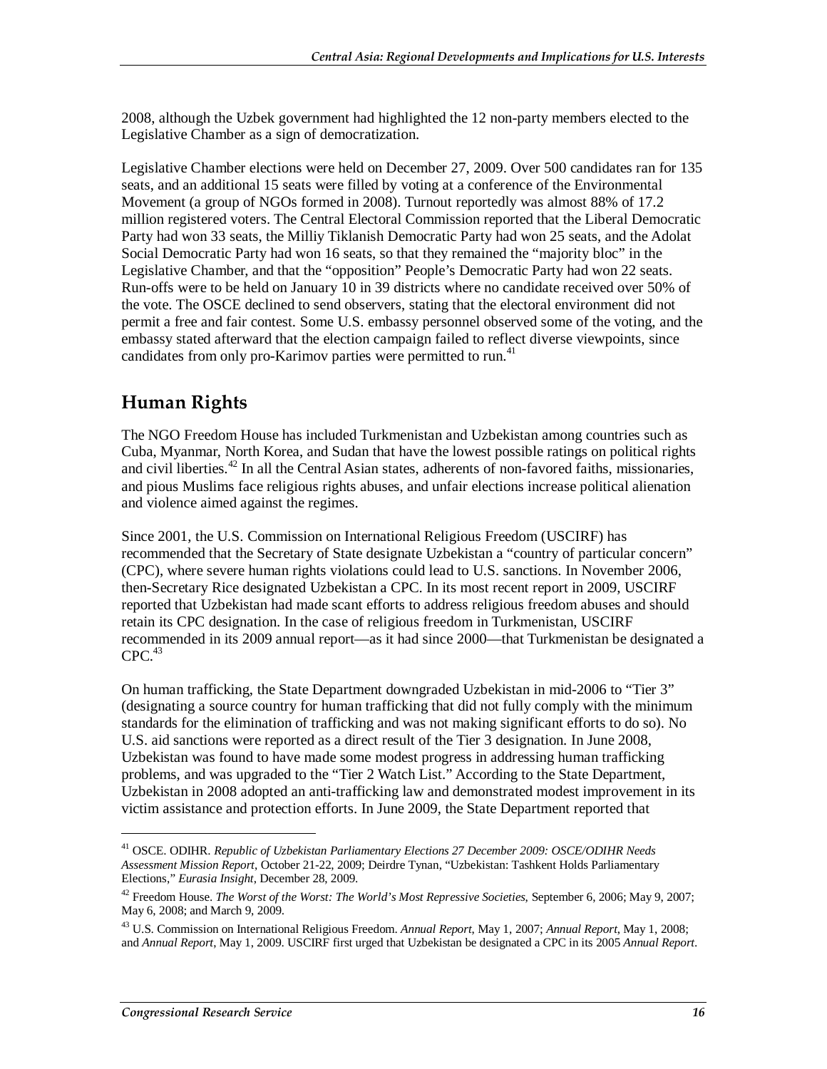2008, although the Uzbek government had highlighted the 12 non-party members elected to the Legislative Chamber as a sign of democratization.

Legislative Chamber elections were held on December 27, 2009. Over 500 candidates ran for 135 seats, and an additional 15 seats were filled by voting at a conference of the Environmental Movement (a group of NGOs formed in 2008). Turnout reportedly was almost 88% of 17.2 million registered voters. The Central Electoral Commission reported that the Liberal Democratic Party had won 33 seats, the Milliy Tiklanish Democratic Party had won 25 seats, and the Adolat Social Democratic Party had won 16 seats, so that they remained the "majority bloc" in the Legislative Chamber, and that the "opposition" People's Democratic Party had won 22 seats. Run-offs were to be held on January 10 in 39 districts where no candidate received over 50% of the vote. The OSCE declined to send observers, stating that the electoral environment did not permit a free and fair contest. Some U.S. embassy personnel observed some of the voting, and the embassy stated afterward that the election campaign failed to reflect diverse viewpoints, since candidates from only pro-Karimov parties were permitted to run.[41]

## Human Rights

The NGO Freedom House has included Turkmenistan and Uzbekistan among countries such as Cuba, Myanmar, North Korea, and Sudan that have the lowest possible ratings on political rights and civil liberties.[42] In all the Central Asian states, adherents of non-favored faiths, missionaries, and pious Muslims face religious rights abuses, and unfair elections increase political alienation and violence aimed against the regimes.

Since 2001, the U.S. Commission on International Religious Freedom (USCIRF) has recommended that the Secretary of State designate Uzbekistan a "country of particular concern" (CPC), where severe human rights violations could lead to U.S. sanctions. In November 2006, then-Secretary Rice designated Uzbekistan a CPC. In its most recent report in 2009, USCIRF reported that Uzbekistan had made scant efforts to address religious freedom abuses and should retain its CPC designation. In the case of religious freedom in Turkmenistan, USCIRF recommended in its 2009 annual report—as it had since 2000—that Turkmenistan be designated a CPC.[43]

On human trafficking, the State Department downgraded Uzbekistan in mid-2006 to "Tier 3" (designating a source country for human trafficking that did not fully comply with the minimum standards for the elimination of trafficking and was not making significant efforts to do so). No U.S. aid sanctions were reported as a direct result of the Tier 3 designation. In June 2008, Uzbekistan was found to have made some modest progress in addressing human trafficking problems, and was upgraded to the "Tier 2 Watch List." According to the State Department, Uzbekistan in 2008 adopted an anti-trafficking law and demonstrated modest improvement in its victim assistance and protection efforts. In June 2009, the State Department reported that

---

[41] OSCE. ODIHR. *Republic of Uzbekistan Parliamentary Elections 27 December 2009: OSCE/ODIHR Needs Assessment Mission Report*, October 21-22, 2009; Deirdre Tynan, "Uzbekistan: Tashkent Holds Parliamentary Elections," *Eurasia Insight*, December 28, 2009.

[42] Freedom House. *The Worst of the Worst: The World's Most Repressive Societies*, September 6, 2006; May 9, 2007; May 6, 2008; and March 9, 2009.

[43] U.S. Commission on International Religious Freedom. *Annual Report*, May 1, 2007; *Annual Report*, May 1, 2008; and *Annual Report*, May 1, 2009. USCIRF first urged that Uzbekistan be designated a CPC in its 2005 *Annual Report*.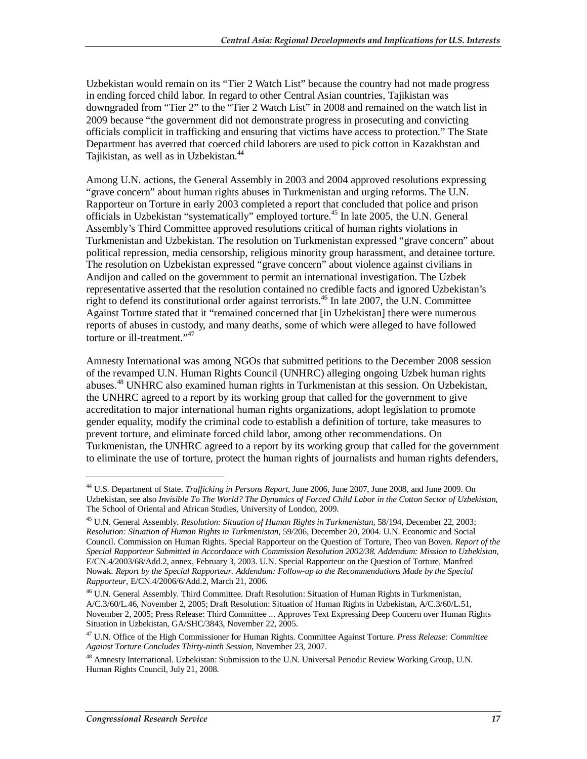Uzbekistan would remain on its "Tier 2 Watch List" because the country had not made progress in ending forced child labor. In regard to other Central Asian countries, Tajikistan was downgraded from "Tier 2" to the "Tier 2 Watch List" in 2008 and remained on the watch list in 2009 because "the government did not demonstrate progress in prosecuting and convicting officials complicit in trafficking and ensuring that victims have access to protection." The State Department has averred that coerced child laborers are used to pick cotton in Kazakhstan and Tajikistan, as well as in Uzbekistan.[44]

Among U.N. actions, the General Assembly in 2003 and 2004 approved resolutions expressing "grave concern" about human rights abuses in Turkmenistan and urging reforms. The U.N. Rapporteur on Torture in early 2003 completed a report that concluded that police and prison officials in Uzbekistan "systematically" employed torture.[45] In late 2005, the U.N. General Assembly's Third Committee approved resolutions critical of human rights violations in Turkmenistan and Uzbekistan. The resolution on Turkmenistan expressed "grave concern" about political repression, media censorship, religious minority group harassment, and detainee torture. The resolution on Uzbekistan expressed "grave concern" about violence against civilians in Andijon and called on the government to permit an international investigation. The Uzbek representative asserted that the resolution contained no credible facts and ignored Uzbekistan's right to defend its constitutional order against terrorists.[46] In late 2007, the U.N. Committee Against Torture stated that it "remained concerned that [in Uzbekistan] there were numerous reports of abuses in custody, and many deaths, some of which were alleged to have followed torture or ill-treatment."[47]

Amnesty International was among NGOs that submitted petitions to the December 2008 session of the revamped U.N. Human Rights Council (UNHRC) alleging ongoing Uzbek human rights abuses.[48] UNHRC also examined human rights in Turkmenistan at this session. On Uzbekistan, the UNHRC agreed to a report by its working group that called for the government to give accreditation to major international human rights organizations, adopt legislation to promote gender equality, modify the criminal code to establish a definition of torture, take measures to prevent torture, and eliminate forced child labor, among other recommendations. On Turkmenistan, the UNHRC agreed to a report by its working group that called for the government to eliminate the use of torture, protect the human rights of journalists and human rights defenders,

---

[44] U.S. Department of State. *Trafficking in Persons Report*, June 2006, June 2007, June 2008, and June 2009. On Uzbekistan, see also *Invisible To The World? The Dynamics of Forced Child Labor in the Cotton Sector of Uzbekistan*, The School of Oriental and African Studies, University of London, 2009.

[45] U.N. General Assembly. *Resolution: Situation of Human Rights in Turkmenistan*, 58/194, December 22, 2003; *Resolution: Situation of Human Rights in Turkmenistan*, 59/206, December 20, 2004. U.N. Economic and Social Council. Commission on Human Rights. Special Rapporteur on the Question of Torture, Theo van Boven. *Report of the Special Rapporteur Submitted in Accordance with Commission Resolution 2002/38. Addendum: Mission to Uzbekistan*, E/CN.4/2003/68/Add.2, annex, February 3, 2003. U.N. Special Rapporteur on the Question of Torture, Manfred Nowak. *Report by the Special Rapporteur. Addendum: Follow-up to the Recommendations Made by the Special Rapporteur*, E/CN.4/2006/6/Add.2, March 21, 2006.

[46] U.N. General Assembly. Third Committee. Draft Resolution: Situation of Human Rights in Turkmenistan, A/C.3/60/L.46, November 2, 2005; Draft Resolution: Situation of Human Rights in Uzbekistan, A/C.3/60/L.51, November 2, 2005; Press Release: Third Committee ... Approves Text Expressing Deep Concern over Human Rights Situation in Uzbekistan, GA/SHC/3843, November 22, 2005.

[47] U.N. Office of the High Commissioner for Human Rights. Committee Against Torture. *Press Release: Committee Against Torture Concludes Thirty-ninth Session*, November 23, 2007.

[48] Amnesty International. Uzbekistan: Submission to the U.N. Universal Periodic Review Working Group, U.N. Human Rights Council, July 21, 2008.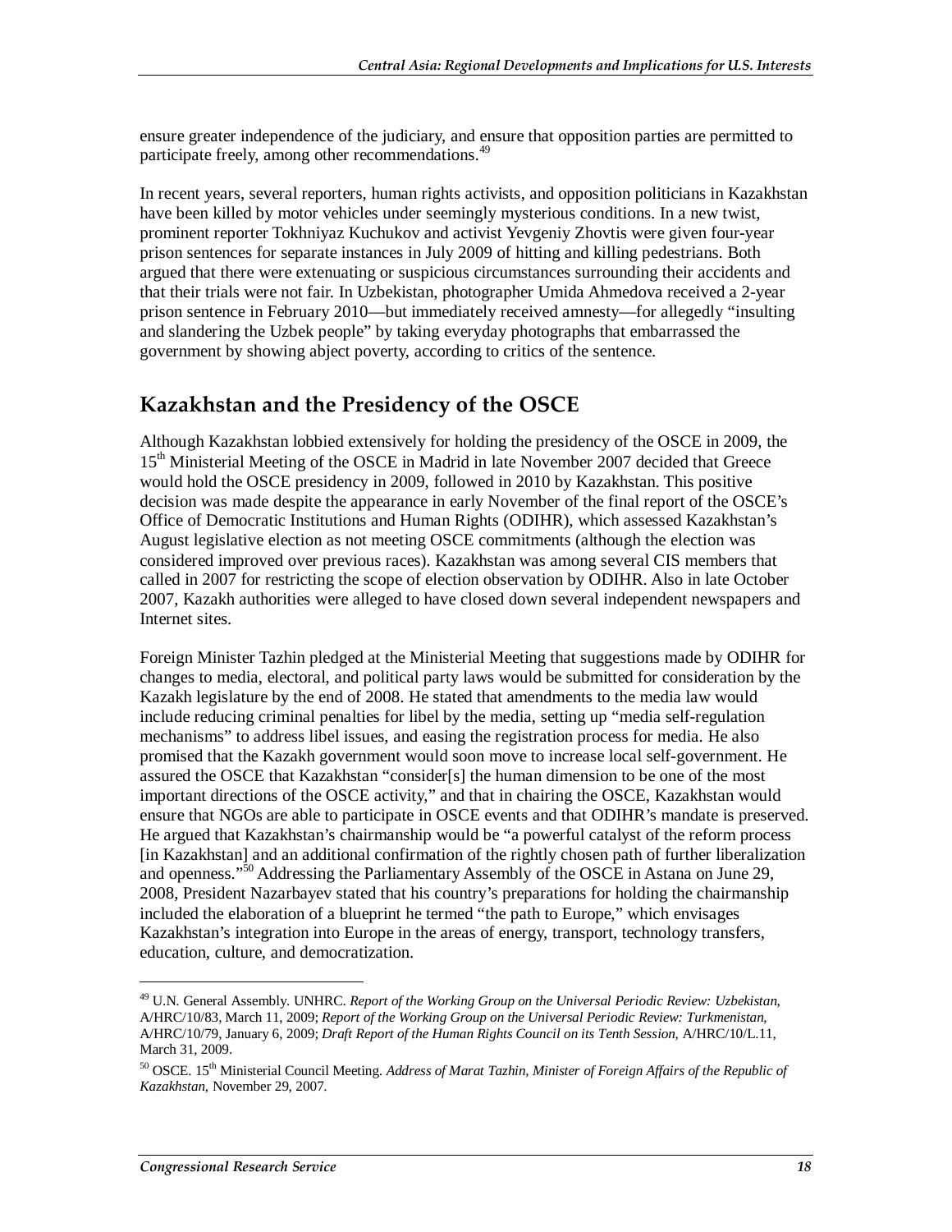ensure greater independence of the judiciary, and ensure that opposition parties are permitted to participate freely, among other recommendations.[49]

In recent years, several reporters, human rights activists, and opposition politicians in Kazakhstan have been killed by motor vehicles under seemingly mysterious conditions. In a new twist, prominent reporter Tokhniyaz Kuchukov and activist Yevgeniy Zhovtis were given four-year prison sentences for separate instances in July 2009 of hitting and killing pedestrians. Both argued that there were extenuating or suspicious circumstances surrounding their accidents and that their trials were not fair. In Uzbekistan, photographer Umida Ahmedova received a 2-year prison sentence in February 2010—but immediately received amnesty—for allegedly "insulting and slandering the Uzbek people" by taking everyday photographs that embarrassed the government by showing abject poverty, according to critics of the sentence.

## Kazakhstan and the Presidency of the OSCE

Although Kazakhstan lobbied extensively for holding the presidency of the OSCE in 2009, the 15th Ministerial Meeting of the OSCE in Madrid in late November 2007 decided that Greece would hold the OSCE presidency in 2009, followed in 2010 by Kazakhstan. This positive decision was made despite the appearance in early November of the final report of the OSCE's Office of Democratic Institutions and Human Rights (ODIHR), which assessed Kazakhstan's August legislative election as not meeting OSCE commitments (although the election was considered improved over previous races). Kazakhstan was among several CIS members that called in 2007 for restricting the scope of election observation by ODIHR. Also in late October 2007, Kazakh authorities were alleged to have closed down several independent newspapers and Internet sites.

Foreign Minister Tazhin pledged at the Ministerial Meeting that suggestions made by ODIHR for changes to media, electoral, and political party laws would be submitted for consideration by the Kazakh legislature by the end of 2008. He stated that amendments to the media law would include reducing criminal penalties for libel by the media, setting up "media self-regulation mechanisms" to address libel issues, and easing the registration process for media. He also promised that the Kazakh government would soon move to increase local self-government. He assured the OSCE that Kazakhstan "consider[s] the human dimension to be one of the most important directions of the OSCE activity," and that in chairing the OSCE, Kazakhstan would ensure that NGOs are able to participate in OSCE events and that ODIHR's mandate is preserved. He argued that Kazakhstan's chairmanship would be "a powerful catalyst of the reform process [in Kazakhstan] and an additional confirmation of the rightly chosen path of further liberalization and openness."[50] Addressing the Parliamentary Assembly of the OSCE in Astana on June 29, 2008, President Nazarbayev stated that his country's preparations for holding the chairmanship included the elaboration of a blueprint he termed "the path to Europe," which envisages Kazakhstan's integration into Europe in the areas of energy, transport, technology transfers, education, culture, and democratization.

---

[49] U.N. General Assembly. UNHRC. *Report of the Working Group on the Universal Periodic Review: Uzbekistan*, A/HRC/10/83, March 11, 2009; *Report of the Working Group on the Universal Periodic Review: Turkmenistan*, A/HRC/10/79, January 6, 2009; *Draft Report of the Human Rights Council on its Tenth Session*, A/HRC/10/L.11, March 31, 2009.

[50] OSCE. 15th Ministerial Council Meeting. *Address of Marat Tazhin, Minister of Foreign Affairs of the Republic of Kazakhstan*, November 29, 2007.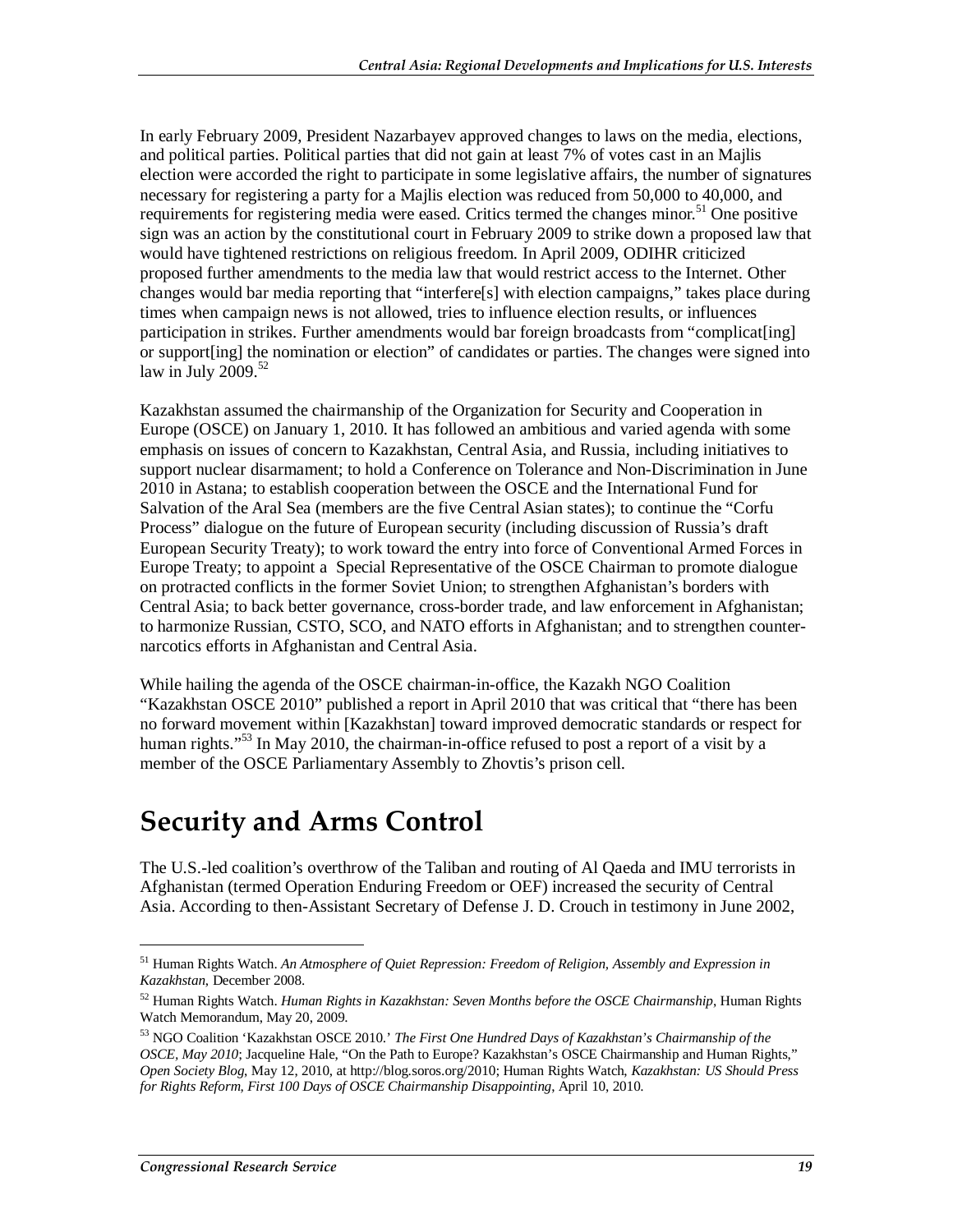In early February 2009, President Nazarbayev approved changes to laws on the media, elections, and political parties. Political parties that did not gain at least 7% of votes cast in an Majlis election were accorded the right to participate in some legislative affairs, the number of signatures necessary for registering a party for a Majlis election was reduced from 50,000 to 40,000, and requirements for registering media were eased. Critics termed the changes minor.[51] One positive sign was an action by the constitutional court in February 2009 to strike down a proposed law that would have tightened restrictions on religious freedom. In April 2009, ODIHR criticized proposed further amendments to the media law that would restrict access to the Internet. Other changes would bar media reporting that "interfere[s] with election campaigns," takes place during times when campaign news is not allowed, tries to influence election results, or influences participation in strikes. Further amendments would bar foreign broadcasts from "complicat[ing] or support[ing] the nomination or election" of candidates or parties. The changes were signed into law in July 2009.[52]

Kazakhstan assumed the chairmanship of the Organization for Security and Cooperation in Europe (OSCE) on January 1, 2010. It has followed an ambitious and varied agenda with some emphasis on issues of concern to Kazakhstan, Central Asia, and Russia, including initiatives to support nuclear disarmament; to hold a Conference on Tolerance and Non-Discrimination in June 2010 in Astana; to establish cooperation between the OSCE and the International Fund for Salvation of the Aral Sea (members are the five Central Asian states); to continue the "Corfu Process" dialogue on the future of European security (including discussion of Russia's draft European Security Treaty); to work toward the entry into force of Conventional Armed Forces in Europe Treaty; to appoint a Special Representative of the OSCE Chairman to promote dialogue on protracted conflicts in the former Soviet Union; to strengthen Afghanistan's borders with Central Asia; to back better governance, cross-border trade, and law enforcement in Afghanistan; to harmonize Russian, CSTO, SCO, and NATO efforts in Afghanistan; and to strengthen counter-narcotics efforts in Afghanistan and Central Asia.

While hailing the agenda of the OSCE chairman-in-office, the Kazakh NGO Coalition "Kazakhstan OSCE 2010" published a report in April 2010 that was critical that "there has been no forward movement within [Kazakhstan] toward improved democratic standards or respect for human rights."[53] In May 2010, the chairman-in-office refused to post a report of a visit by a member of the OSCE Parliamentary Assembly to Zhovtis's prison cell.

# Security and Arms Control

The U.S.-led coalition's overthrow of the Taliban and routing of Al Qaeda and IMU terrorists in Afghanistan (termed Operation Enduring Freedom or OEF) increased the security of Central Asia. According to then-Assistant Secretary of Defense J. D. Crouch in testimony in June 2002,

---

[51] Human Rights Watch. *An Atmosphere of Quiet Repression: Freedom of Religion, Assembly and Expression in Kazakhstan*, December 2008.

[52] Human Rights Watch. *Human Rights in Kazakhstan: Seven Months before the OSCE Chairmanship*, Human Rights Watch Memorandum, May 20, 2009.

[53] NGO Coalition 'Kazakhstan OSCE 2010.' *The First One Hundred Days of Kazakhstan's Chairmanship of the OSCE, May 2010*; Jacqueline Hale, "On the Path to Europe? Kazakhstan's OSCE Chairmanship and Human Rights," *Open Society Blog*, May 12, 2010, at http://blog.soros.org/2010; Human Rights Watch, *Kazakhstan: US Should Press for Rights Reform, First 100 Days of OSCE Chairmanship Disappointing*, April 10, 2010.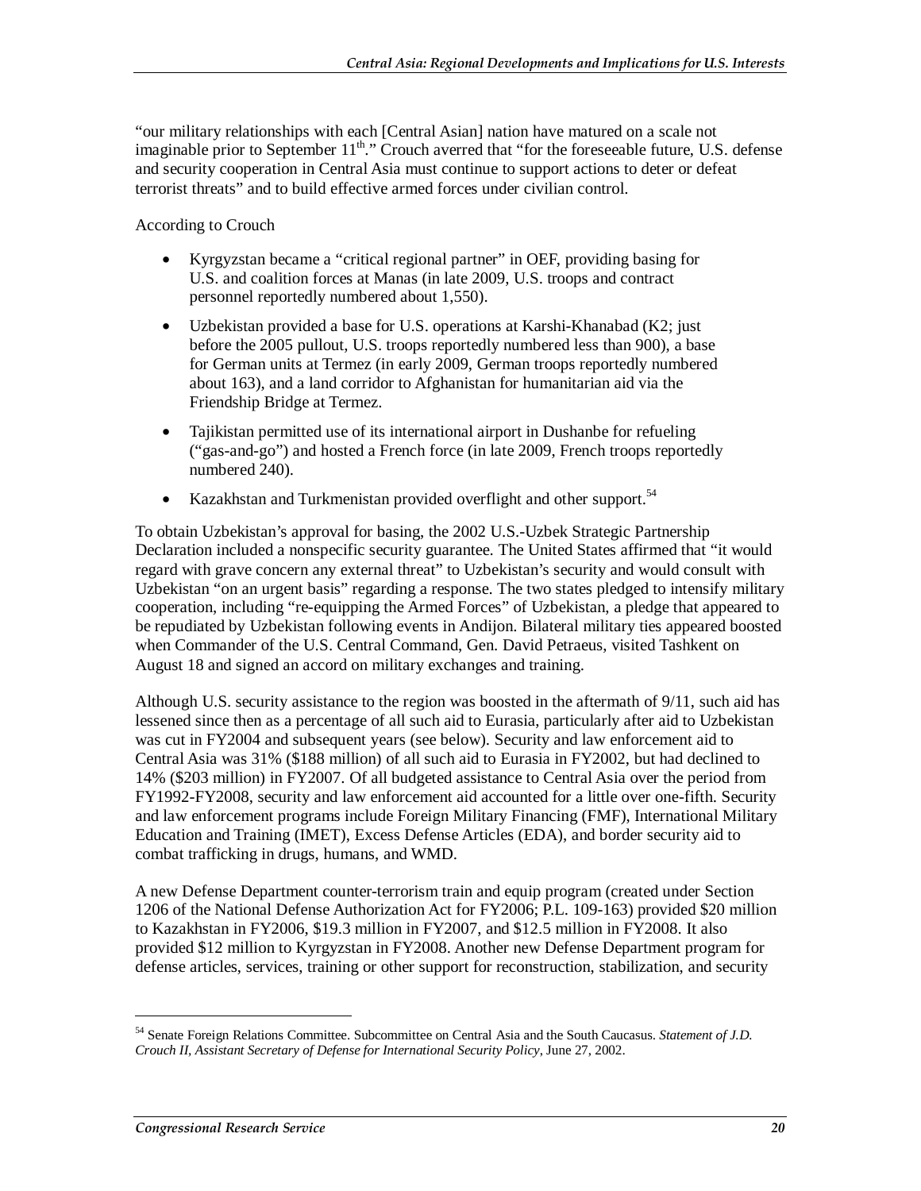"our military relationships with each [Central Asian] nation have matured on a scale not imaginable prior to September 11th." Crouch averred that "for the foreseeable future, U.S. defense and security cooperation in Central Asia must continue to support actions to deter or defeat terrorist threats" and to build effective armed forces under civilian control.

According to Crouch

- Kyrgyzstan became a "critical regional partner" in OEF, providing basing for U.S. and coalition forces at Manas (in late 2009, U.S. troops and contract personnel reportedly numbered about 1,550).
- Uzbekistan provided a base for U.S. operations at Karshi-Khanabad (K2; just before the 2005 pullout, U.S. troops reportedly numbered less than 900), a base for German units at Termez (in early 2009, German troops reportedly numbered about 163), and a land corridor to Afghanistan for humanitarian aid via the Friendship Bridge at Termez.
- Tajikistan permitted use of its international airport in Dushanbe for refueling ("gas-and-go") and hosted a French force (in late 2009, French troops reportedly numbered 240).
- Kazakhstan and Turkmenistan provided overflight and other support.[54]

To obtain Uzbekistan's approval for basing, the 2002 U.S.-Uzbek Strategic Partnership Declaration included a nonspecific security guarantee. The United States affirmed that "it would regard with grave concern any external threat" to Uzbekistan's security and would consult with Uzbekistan "on an urgent basis" regarding a response. The two states pledged to intensify military cooperation, including "re-equipping the Armed Forces" of Uzbekistan, a pledge that appeared to be repudiated by Uzbekistan following events in Andijon. Bilateral military ties appeared boosted when Commander of the U.S. Central Command, Gen. David Petraeus, visited Tashkent on August 18 and signed an accord on military exchanges and training.

Although U.S. security assistance to the region was boosted in the aftermath of 9/11, such aid has lessened since then as a percentage of all such aid to Eurasia, particularly after aid to Uzbekistan was cut in FY2004 and subsequent years (see below). Security and law enforcement aid to Central Asia was 31% ($188 million) of all such aid to Eurasia in FY2002, but had declined to 14% ($203 million) in FY2007. Of all budgeted assistance to Central Asia over the period from FY1992-FY2008, security and law enforcement aid accounted for a little over one-fifth. Security and law enforcement programs include Foreign Military Financing (FMF), International Military Education and Training (IMET), Excess Defense Articles (EDA), and border security aid to combat trafficking in drugs, humans, and WMD.

A new Defense Department counter-terrorism train and equip program (created under Section 1206 of the National Defense Authorization Act for FY2006; P.L. 109-163) provided $20 million to Kazakhstan in FY2006, $19.3 million in FY2007, and $12.5 million in FY2008. It also provided $12 million to Kyrgyzstan in FY2008. Another new Defense Department program for defense articles, services, training or other support for reconstruction, stabilization, and security

---

[54] Senate Foreign Relations Committee. Subcommittee on Central Asia and the South Caucasus. *Statement of J.D. Crouch II, Assistant Secretary of Defense for International Security Policy*, June 27, 2002.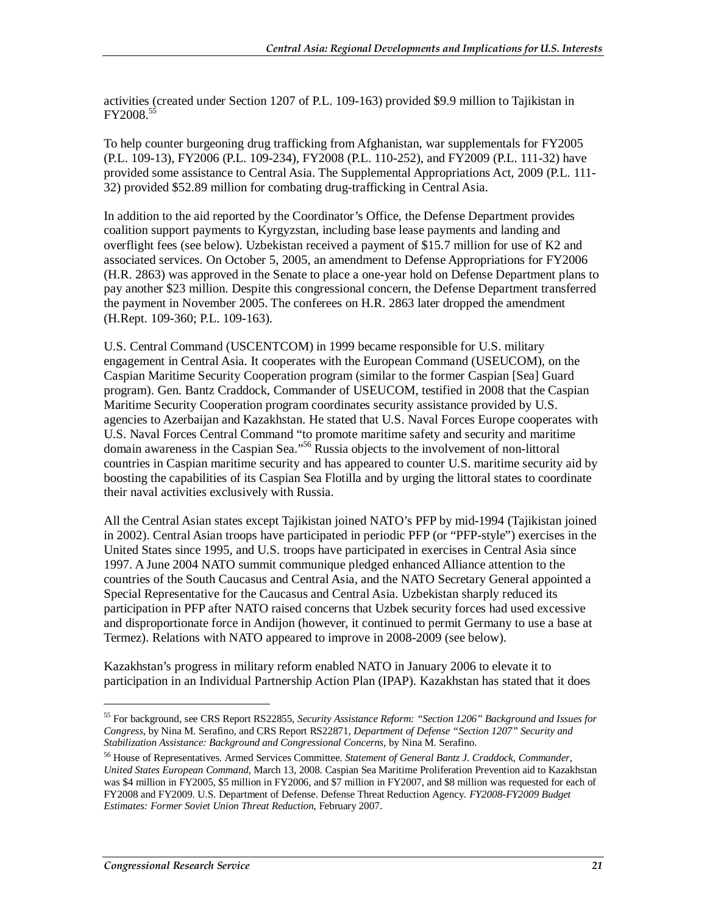activities (created under Section 1207 of P.L. 109-163) provided $9.9 million to Tajikistan in FY2008.[55]

To help counter burgeoning drug trafficking from Afghanistan, war supplementals for FY2005 (P.L. 109-13), FY2006 (P.L. 109-234), FY2008 (P.L. 110-252), and FY2009 (P.L. 111-32) have provided some assistance to Central Asia. The Supplemental Appropriations Act, 2009 (P.L. 111-32) provided $52.89 million for combating drug-trafficking in Central Asia.

In addition to the aid reported by the Coordinator's Office, the Defense Department provides coalition support payments to Kyrgyzstan, including base lease payments and landing and overflight fees (see below). Uzbekistan received a payment of $15.7 million for use of K2 and associated services. On October 5, 2005, an amendment to Defense Appropriations for FY2006 (H.R. 2863) was approved in the Senate to place a one-year hold on Defense Department plans to pay another $23 million. Despite this congressional concern, the Defense Department transferred the payment in November 2005. The conferees on H.R. 2863 later dropped the amendment (H.Rept. 109-360; P.L. 109-163).

U.S. Central Command (USCENTCOM) in 1999 became responsible for U.S. military engagement in Central Asia. It cooperates with the European Command (USEUCOM), on the Caspian Maritime Security Cooperation program (similar to the former Caspian [Sea] Guard program). Gen. Bantz Craddock, Commander of USEUCOM, testified in 2008 that the Caspian Maritime Security Cooperation program coordinates security assistance provided by U.S. agencies to Azerbaijan and Kazakhstan. He stated that U.S. Naval Forces Europe cooperates with U.S. Naval Forces Central Command "to promote maritime safety and security and maritime domain awareness in the Caspian Sea."[56] Russia objects to the involvement of non-littoral countries in Caspian maritime security and has appeared to counter U.S. maritime security aid by boosting the capabilities of its Caspian Sea Flotilla and by urging the littoral states to coordinate their naval activities exclusively with Russia.

All the Central Asian states except Tajikistan joined NATO's PFP by mid-1994 (Tajikistan joined in 2002). Central Asian troops have participated in periodic PFP (or "PFP-style") exercises in the United States since 1995, and U.S. troops have participated in exercises in Central Asia since 1997. A June 2004 NATO summit communique pledged enhanced Alliance attention to the countries of the South Caucasus and Central Asia, and the NATO Secretary General appointed a Special Representative for the Caucasus and Central Asia. Uzbekistan sharply reduced its participation in PFP after NATO raised concerns that Uzbek security forces had used excessive and disproportionate force in Andijon (however, it continued to permit Germany to use a base at Termez). Relations with NATO appeared to improve in 2008-2009 (see below).

Kazakhstan's progress in military reform enabled NATO in January 2006 to elevate it to participation in an Individual Partnership Action Plan (IPAP). Kazakhstan has stated that it does

---

[55] For background, see CRS Report RS22855, *Security Assistance Reform: "Section 1206" Background and Issues for Congress*, by Nina M. Serafino, and CRS Report RS22871, *Department of Defense "Section 1207" Security and Stabilization Assistance: Background and Congressional Concerns*, by Nina M. Serafino.

[56] House of Representatives. Armed Services Committee. *Statement of General Bantz J. Craddock, Commander, United States European Command*, March 13, 2008. Caspian Sea Maritime Proliferation Prevention aid to Kazakhstan was $4 million in FY2005, $5 million in FY2006, and $7 million in FY2007, and $8 million was requested for each of FY2008 and FY2009. U.S. Department of Defense. Defense Threat Reduction Agency. *FY2008-FY2009 Budget Estimates: Former Soviet Union Threat Reduction*, February 2007.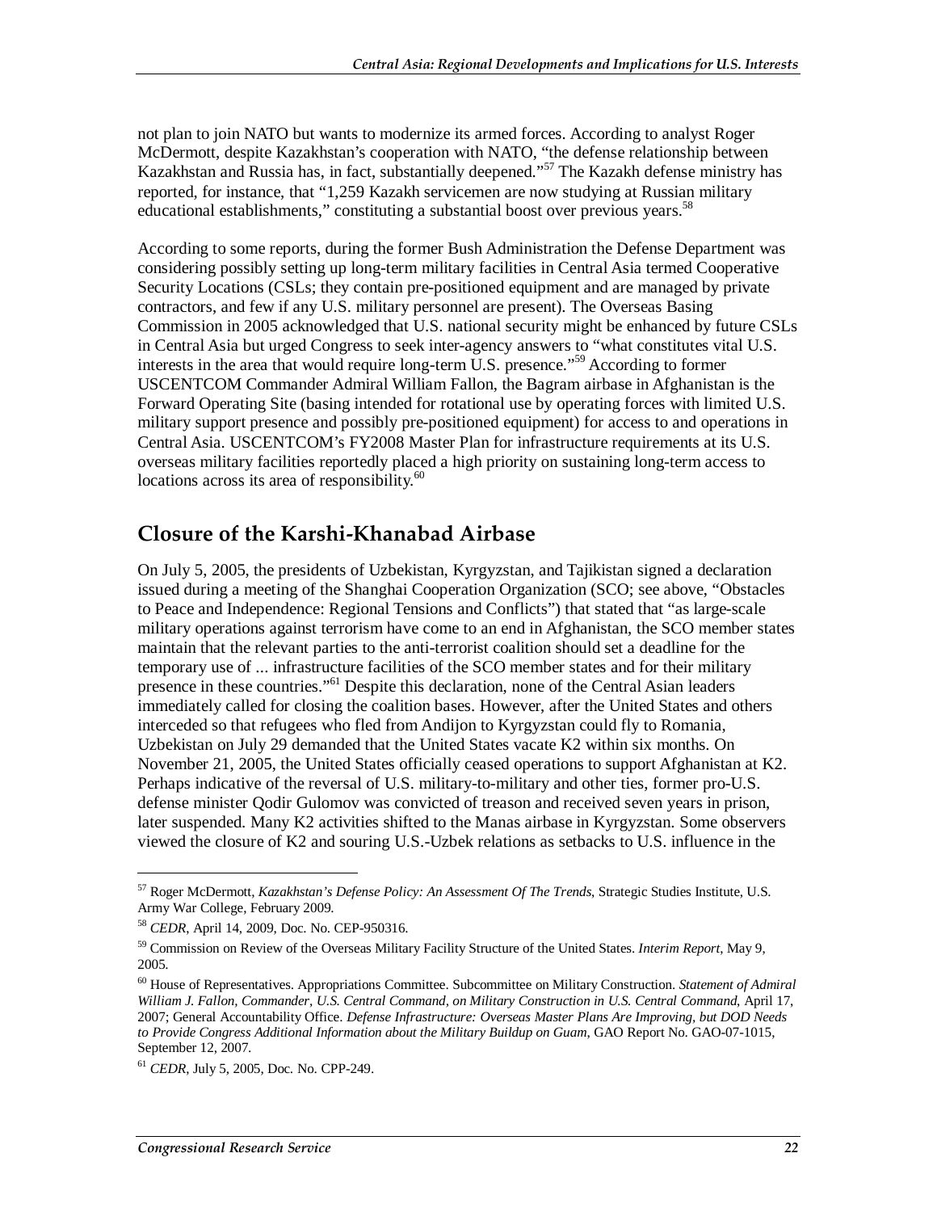not plan to join NATO but wants to modernize its armed forces. According to analyst Roger McDermott, despite Kazakhstan's cooperation with NATO, "the defense relationship between Kazakhstan and Russia has, in fact, substantially deepened."[57] The Kazakh defense ministry has reported, for instance, that "1,259 Kazakh servicemen are now studying at Russian military educational establishments," constituting a substantial boost over previous years.[58]

According to some reports, during the former Bush Administration the Defense Department was considering possibly setting up long-term military facilities in Central Asia termed Cooperative Security Locations (CSLs; they contain pre-positioned equipment and are managed by private contractors, and few if any U.S. military personnel are present). The Overseas Basing Commission in 2005 acknowledged that U.S. national security might be enhanced by future CSLs in Central Asia but urged Congress to seek inter-agency answers to "what constitutes vital U.S. interests in the area that would require long-term U.S. presence."[59] According to former USCENTCOM Commander Admiral William Fallon, the Bagram airbase in Afghanistan is the Forward Operating Site (basing intended for rotational use by operating forces with limited U.S. military support presence and possibly pre-positioned equipment) for access to and operations in Central Asia. USCENTCOM's FY2008 Master Plan for infrastructure requirements at its U.S. overseas military facilities reportedly placed a high priority on sustaining long-term access to locations across its area of responsibility.[60]

## Closure of the Karshi-Khanabad Airbase

On July 5, 2005, the presidents of Uzbekistan, Kyrgyzstan, and Tajikistan signed a declaration issued during a meeting of the Shanghai Cooperation Organization (SCO; see above, "Obstacles to Peace and Independence: Regional Tensions and Conflicts") that stated that "as large-scale military operations against terrorism have come to an end in Afghanistan, the SCO member states maintain that the relevant parties to the anti-terrorist coalition should set a deadline for the temporary use of ... infrastructure facilities of the SCO member states and for their military presence in these countries."[61] Despite this declaration, none of the Central Asian leaders immediately called for closing the coalition bases. However, after the United States and others interceded so that refugees who fled from Andijon to Kyrgyzstan could fly to Romania, Uzbekistan on July 29 demanded that the United States vacate K2 within six months. On November 21, 2005, the United States officially ceased operations to support Afghanistan at K2. Perhaps indicative of the reversal of U.S. military-to-military and other ties, former pro-U.S. defense minister Qodir Gulomov was convicted of treason and received seven years in prison, later suspended. Many K2 activities shifted to the Manas airbase in Kyrgyzstan. Some observers viewed the closure of K2 and souring U.S.-Uzbek relations as setbacks to U.S. influence in the

---

[57] Roger McDermott, *Kazakhstan's Defense Policy: An Assessment Of The Trends*, Strategic Studies Institute, U.S. Army War College, February 2009.

[58] *CEDR*, April 14, 2009, Doc. No. CEP-950316.

[59] Commission on Review of the Overseas Military Facility Structure of the United States. *Interim Report*, May 9, 2005.

[60] House of Representatives. Appropriations Committee. Subcommittee on Military Construction. *Statement of Admiral William J. Fallon, Commander, U.S. Central Command, on Military Construction in U.S. Central Command*, April 17, 2007; General Accountability Office. *Defense Infrastructure: Overseas Master Plans Are Improving, but DOD Needs to Provide Congress Additional Information about the Military Buildup on Guam*, GAO Report No. GAO-07-1015, September 12, 2007.

[61] *CEDR*, July 5, 2005, Doc. No. CPP-249.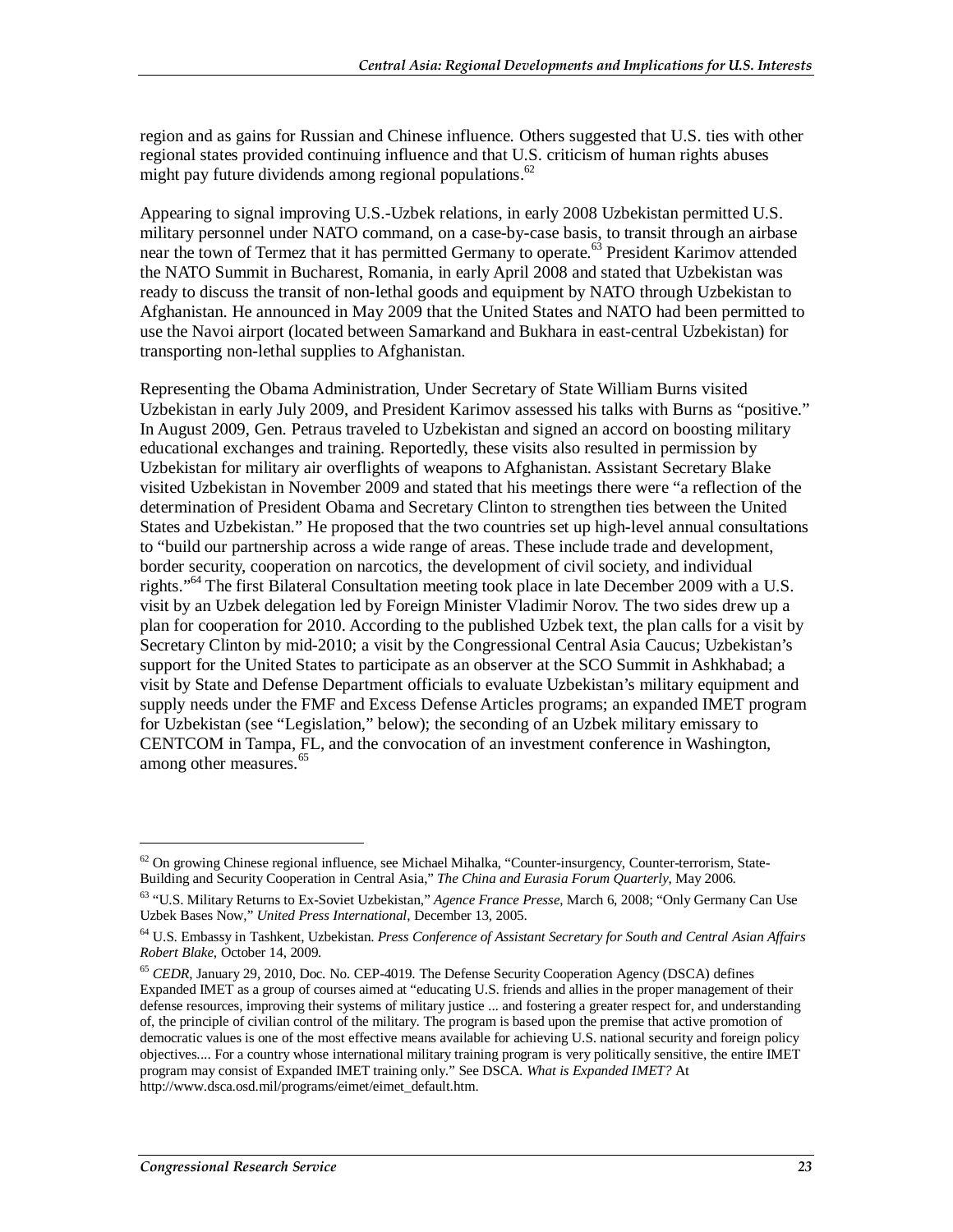region and as gains for Russian and Chinese influence. Others suggested that U.S. ties with other regional states provided continuing influence and that U.S. criticism of human rights abuses might pay future dividends among regional populations.[62]

Appearing to signal improving U.S.-Uzbek relations, in early 2008 Uzbekistan permitted U.S. military personnel under NATO command, on a case-by-case basis, to transit through an airbase near the town of Termez that it has permitted Germany to operate.[63] President Karimov attended the NATO Summit in Bucharest, Romania, in early April 2008 and stated that Uzbekistan was ready to discuss the transit of non-lethal goods and equipment by NATO through Uzbekistan to Afghanistan. He announced in May 2009 that the United States and NATO had been permitted to use the Navoi airport (located between Samarkand and Bukhara in east-central Uzbekistan) for transporting non-lethal supplies to Afghanistan.

Representing the Obama Administration, Under Secretary of State William Burns visited Uzbekistan in early July 2009, and President Karimov assessed his talks with Burns as "positive." In August 2009, Gen. Petraus traveled to Uzbekistan and signed an accord on boosting military educational exchanges and training. Reportedly, these visits also resulted in permission by Uzbekistan for military air overflights of weapons to Afghanistan. Assistant Secretary Blake visited Uzbekistan in November 2009 and stated that his meetings there were "a reflection of the determination of President Obama and Secretary Clinton to strengthen ties between the United States and Uzbekistan." He proposed that the two countries set up high-level annual consultations to "build our partnership across a wide range of areas. These include trade and development, border security, cooperation on narcotics, the development of civil society, and individual rights."[64] The first Bilateral Consultation meeting took place in late December 2009 with a U.S. visit by an Uzbek delegation led by Foreign Minister Vladimir Norov. The two sides drew up a plan for cooperation for 2010. According to the published Uzbek text, the plan calls for a visit by Secretary Clinton by mid-2010; a visit by the Congressional Central Asia Caucus; Uzbekistan's support for the United States to participate as an observer at the SCO Summit in Ashkhabad; a visit by State and Defense Department officials to evaluate Uzbekistan's military equipment and supply needs under the FMF and Excess Defense Articles programs; an expanded IMET program for Uzbekistan (see "Legislation," below); the seconding of an Uzbek military emissary to CENTCOM in Tampa, FL, and the convocation of an investment conference in Washington, among other measures.[65]

---

[62] On growing Chinese regional influence, see Michael Mihalka, "Counter-insurgency, Counter-terrorism, State-Building and Security Cooperation in Central Asia," *The China and Eurasia Forum Quarterly*, May 2006.

[63] "U.S. Military Returns to Ex-Soviet Uzbekistan," *Agence France Presse*, March 6, 2008; "Only Germany Can Use Uzbek Bases Now," *United Press International*, December 13, 2005.

[64] U.S. Embassy in Tashkent, Uzbekistan. *Press Conference of Assistant Secretary for South and Central Asian Affairs Robert Blake*, October 14, 2009.

[65] *CEDR*, January 29, 2010, Doc. No. CEP-4019. The Defense Security Cooperation Agency (DSCA) defines Expanded IMET as a group of courses aimed at "educating U.S. friends and allies in the proper management of their defense resources, improving their systems of military justice ... and fostering a greater respect for, and understanding of, the principle of civilian control of the military. The program is based upon the premise that active promotion of democratic values is one of the most effective means available for achieving U.S. national security and foreign policy objectives.... For a country whose international military training program is very politically sensitive, the entire IMET program may consist of Expanded IMET training only." See DSCA. *What is Expanded IMET?* At http://www.dsca.osd.mil/programs/eimet/eimet_default.htm.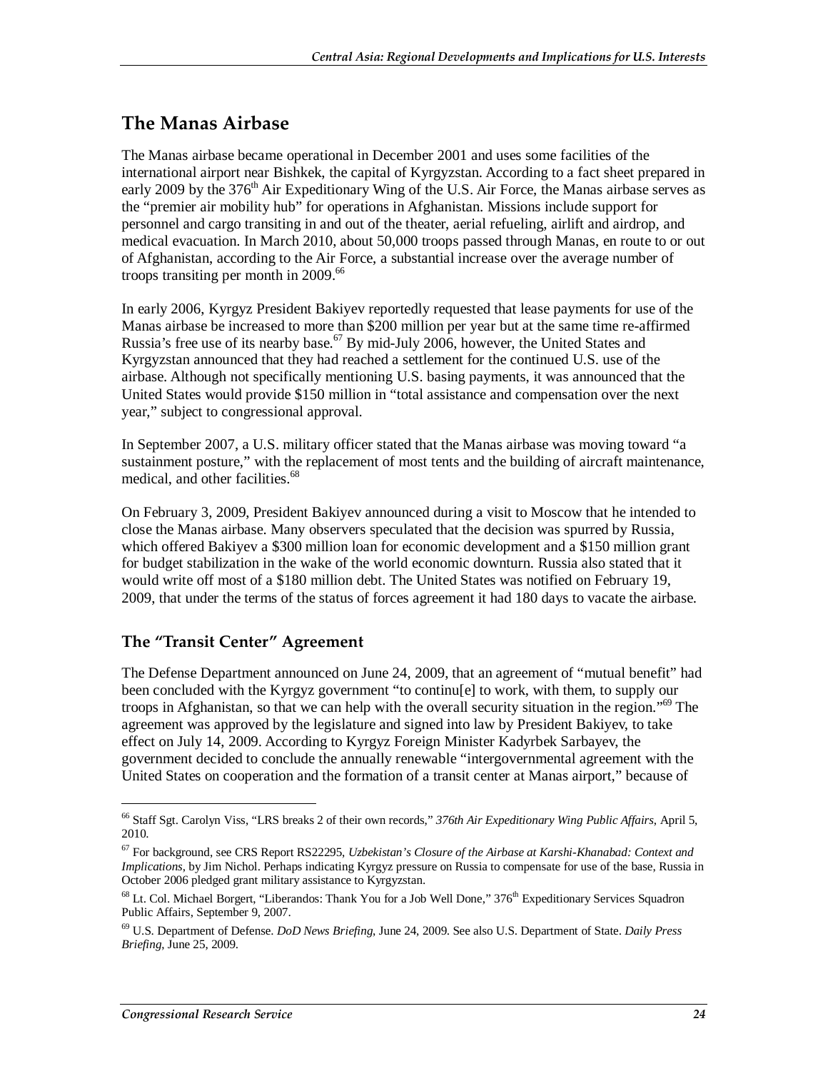## The Manas Airbase

The Manas airbase became operational in December 2001 and uses some facilities of the international airport near Bishkek, the capital of Kyrgyzstan. According to a fact sheet prepared in early 2009 by the 376th Air Expeditionary Wing of the U.S. Air Force, the Manas airbase serves as the "premier air mobility hub" for operations in Afghanistan. Missions include support for personnel and cargo transiting in and out of the theater, aerial refueling, airlift and airdrop, and medical evacuation. In March 2010, about 50,000 troops passed through Manas, en route to or out of Afghanistan, according to the Air Force, a substantial increase over the average number of troops transiting per month in 2009.[66]

In early 2006, Kyrgyz President Bakiyev reportedly requested that lease payments for use of the Manas airbase be increased to more than $200 million per year but at the same time re-affirmed Russia's free use of its nearby base.[67] By mid-July 2006, however, the United States and Kyrgyzstan announced that they had reached a settlement for the continued U.S. use of the airbase. Although not specifically mentioning U.S. basing payments, it was announced that the United States would provide $150 million in "total assistance and compensation over the next year," subject to congressional approval.

In September 2007, a U.S. military officer stated that the Manas airbase was moving toward "a sustainment posture," with the replacement of most tents and the building of aircraft maintenance, medical, and other facilities.[68]

On February 3, 2009, President Bakiyev announced during a visit to Moscow that he intended to close the Manas airbase. Many observers speculated that the decision was spurred by Russia, which offered Bakiyev a $300 million loan for economic development and a $150 million grant for budget stabilization in the wake of the world economic downturn. Russia also stated that it would write off most of a $180 million debt. The United States was notified on February 19, 2009, that under the terms of the status of forces agreement it had 180 days to vacate the airbase.

### The "Transit Center" Agreement

The Defense Department announced on June 24, 2009, that an agreement of "mutual benefit" had been concluded with the Kyrgyz government "to continu[e] to work, with them, to supply our troops in Afghanistan, so that we can help with the overall security situation in the region."[69] The agreement was approved by the legislature and signed into law by President Bakiyev, to take effect on July 14, 2009. According to Kyrgyz Foreign Minister Kadyrbek Sarbayev, the government decided to conclude the annually renewable "intergovernmental agreement with the United States on cooperation and the formation of a transit center at Manas airport," because of

---

[66] Staff Sgt. Carolyn Viss, "LRS breaks 2 of their own records," *376th Air Expeditionary Wing Public Affairs*, April 5, 2010.

[67] For background, see CRS Report RS22295, *Uzbekistan's Closure of the Airbase at Karshi-Khanabad: Context and Implications*, by Jim Nichol. Perhaps indicating Kyrgyz pressure on Russia to compensate for use of the base, Russia in October 2006 pledged grant military assistance to Kyrgyzstan.

[68] Lt. Col. Michael Borgert, "Liberandos: Thank You for a Job Well Done," 376th Expeditionary Services Squadron Public Affairs, September 9, 2007.

[69] U.S. Department of Defense. *DoD News Briefing*, June 24, 2009. See also U.S. Department of State. *Daily Press Briefing*, June 25, 2009.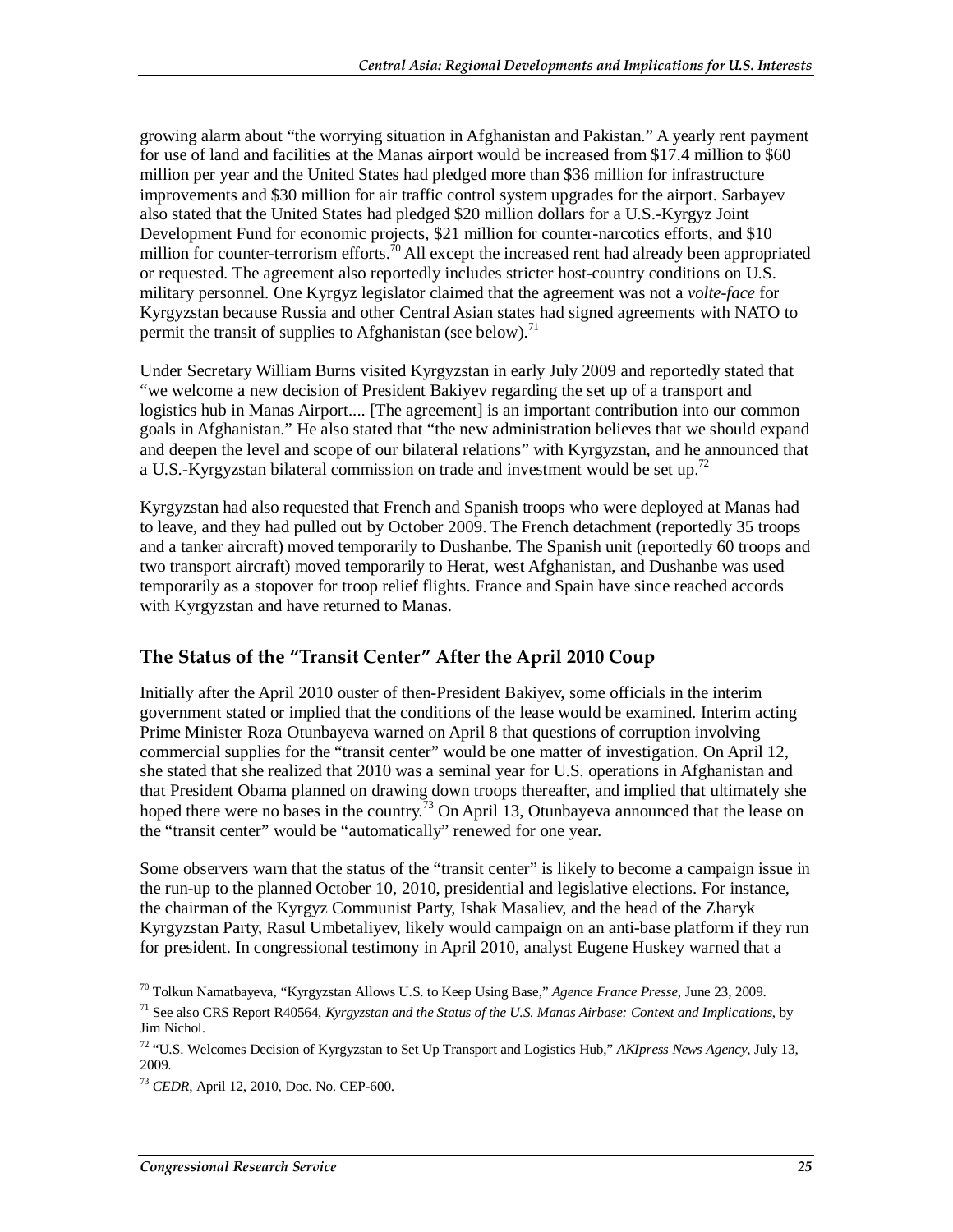growing alarm about "the worrying situation in Afghanistan and Pakistan." A yearly rent payment for use of land and facilities at the Manas airport would be increased from $17.4 million to $60 million per year and the United States had pledged more than $36 million for infrastructure improvements and $30 million for air traffic control system upgrades for the airport. Sarbayev also stated that the United States had pledged $20 million dollars for a U.S.-Kyrgyz Joint Development Fund for economic projects, $21 million for counter-narcotics efforts, and $10 million for counter-terrorism efforts.[70] All except the increased rent had already been appropriated or requested. The agreement also reportedly includes stricter host-country conditions on U.S. military personnel. One Kyrgyz legislator claimed that the agreement was not a *volte-face* for Kyrgyzstan because Russia and other Central Asian states had signed agreements with NATO to permit the transit of supplies to Afghanistan (see below).[71]

Under Secretary William Burns visited Kyrgyzstan in early July 2009 and reportedly stated that "we welcome a new decision of President Bakiyev regarding the set up of a transport and logistics hub in Manas Airport.... [The agreement] is an important contribution into our common goals in Afghanistan." He also stated that "the new administration believes that we should expand and deepen the level and scope of our bilateral relations" with Kyrgyzstan, and he announced that a U.S.-Kyrgyzstan bilateral commission on trade and investment would be set up.[72]

Kyrgyzstan had also requested that French and Spanish troops who were deployed at Manas had to leave, and they had pulled out by October 2009. The French detachment (reportedly 35 troops and a tanker aircraft) moved temporarily to Dushanbe. The Spanish unit (reportedly 60 troops and two transport aircraft) moved temporarily to Herat, west Afghanistan, and Dushanbe was used temporarily as a stopover for troop relief flights. France and Spain have since reached accords with Kyrgyzstan and have returned to Manas.

## The Status of the "Transit Center" After the April 2010 Coup

Initially after the April 2010 ouster of then-President Bakiyev, some officials in the interim government stated or implied that the conditions of the lease would be examined. Interim acting Prime Minister Roza Otunbayeva warned on April 8 that questions of corruption involving commercial supplies for the "transit center" would be one matter of investigation. On April 12, she stated that she realized that 2010 was a seminal year for U.S. operations in Afghanistan and that President Obama planned on drawing down troops thereafter, and implied that ultimately she hoped there were no bases in the country.[73] On April 13, Otunbayeva announced that the lease on the "transit center" would be "automatically" renewed for one year.

Some observers warn that the status of the "transit center" is likely to become a campaign issue in the run-up to the planned October 10, 2010, presidential and legislative elections. For instance, the chairman of the Kyrgyz Communist Party, Ishak Masaliev, and the head of the Zharyk Kyrgyzstan Party, Rasul Umbetaliyev, likely would campaign on an anti-base platform if they run for president. In congressional testimony in April 2010, analyst Eugene Huskey warned that a

---

[70] Tolkun Namatbayeva, "Kyrgyzstan Allows U.S. to Keep Using Base," *Agence France Presse*, June 23, 2009.

[71] See also CRS Report R40564, *Kyrgyzstan and the Status of the U.S. Manas Airbase: Context and Implications*, by Jim Nichol.

[72] "U.S. Welcomes Decision of Kyrgyzstan to Set Up Transport and Logistics Hub," *AKIpress News Agency*, July 13, 2009.

[73] *CEDR*, April 12, 2010, Doc. No. CEP-600.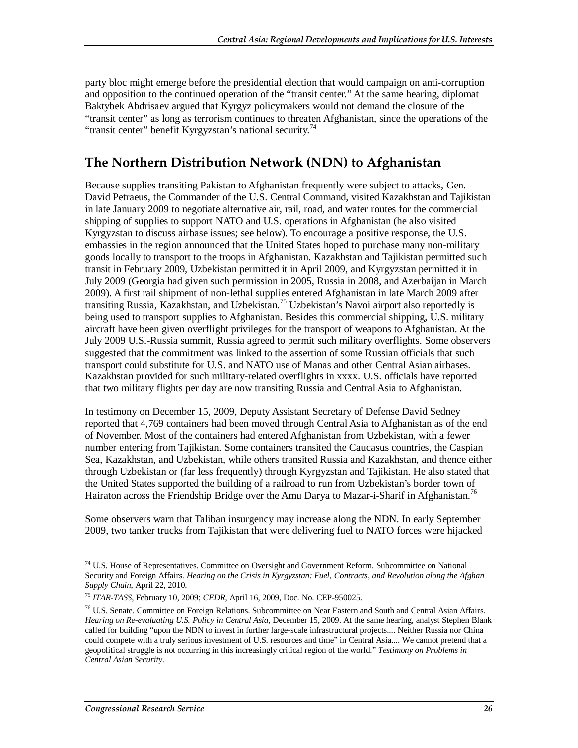party bloc might emerge before the presidential election that would campaign on anti-corruption and opposition to the continued operation of the "transit center." At the same hearing, diplomat Baktybek Abdrisaev argued that Kyrgyz policymakers would not demand the closure of the "transit center" as long as terrorism continues to threaten Afghanistan, since the operations of the "transit center" benefit Kyrgyzstan's national security.[74]

## The Northern Distribution Network (NDN) to Afghanistan

Because supplies transiting Pakistan to Afghanistan frequently were subject to attacks, Gen. David Petraeus, the Commander of the U.S. Central Command, visited Kazakhstan and Tajikistan in late January 2009 to negotiate alternative air, rail, road, and water routes for the commercial shipping of supplies to support NATO and U.S. operations in Afghanistan (he also visited Kyrgyzstan to discuss airbase issues; see below). To encourage a positive response, the U.S. embassies in the region announced that the United States hoped to purchase many non-military goods locally to transport to the troops in Afghanistan. Kazakhstan and Tajikistan permitted such transit in February 2009, Uzbekistan permitted it in April 2009, and Kyrgyzstan permitted it in July 2009 (Georgia had given such permission in 2005, Russia in 2008, and Azerbaijan in March 2009). A first rail shipment of non-lethal supplies entered Afghanistan in late March 2009 after transiting Russia, Kazakhstan, and Uzbekistan.[75] Uzbekistan's Navoi airport also reportedly is being used to transport supplies to Afghanistan. Besides this commercial shipping, U.S. military aircraft have been given overflight privileges for the transport of weapons to Afghanistan. At the July 2009 U.S.-Russia summit, Russia agreed to permit such military overflights. Some observers suggested that the commitment was linked to the assertion of some Russian officials that such transport could substitute for U.S. and NATO use of Manas and other Central Asian airbases. Kazakhstan provided for such military-related overflights in xxxx. U.S. officials have reported that two military flights per day are now transiting Russia and Central Asia to Afghanistan.

In testimony on December 15, 2009, Deputy Assistant Secretary of Defense David Sedney reported that 4,769 containers had been moved through Central Asia to Afghanistan as of the end of November. Most of the containers had entered Afghanistan from Uzbekistan, with a fewer number entering from Tajikistan. Some containers transited the Caucasus countries, the Caspian Sea, Kazakhstan, and Uzbekistan, while others transited Russia and Kazakhstan, and thence either through Uzbekistan or (far less frequently) through Kyrgyzstan and Tajikistan. He also stated that the United States supported the building of a railroad to run from Uzbekistan's border town of Hairaton across the Friendship Bridge over the Amu Darya to Mazar-i-Sharif in Afghanistan.[76]

Some observers warn that Taliban insurgency may increase along the NDN. In early September 2009, two tanker trucks from Tajikistan that were delivering fuel to NATO forces were hijacked

---

[74] U.S. House of Representatives. Committee on Oversight and Government Reform. Subcommittee on National Security and Foreign Affairs. *Hearing on the Crisis in Kyrgyzstan: Fuel, Contracts, and Revolution along the Afghan Supply Chain*, April 22, 2010.

[75] *ITAR-TASS*, February 10, 2009; *CEDR*, April 16, 2009, Doc. No. CEP-950025.

[76] U.S. Senate. Committee on Foreign Relations. Subcommittee on Near Eastern and South and Central Asian Affairs. *Hearing on Re-evaluating U.S. Policy in Central Asia*, December 15, 2009. At the same hearing, analyst Stephen Blank called for building "upon the NDN to invest in further large-scale infrastructural projects.... Neither Russia nor China could compete with a truly serious investment of U.S. resources and time" in Central Asia.... We cannot pretend that a geopolitical struggle is not occurring in this increasingly critical region of the world." *Testimony on Problems in Central Asian Security*.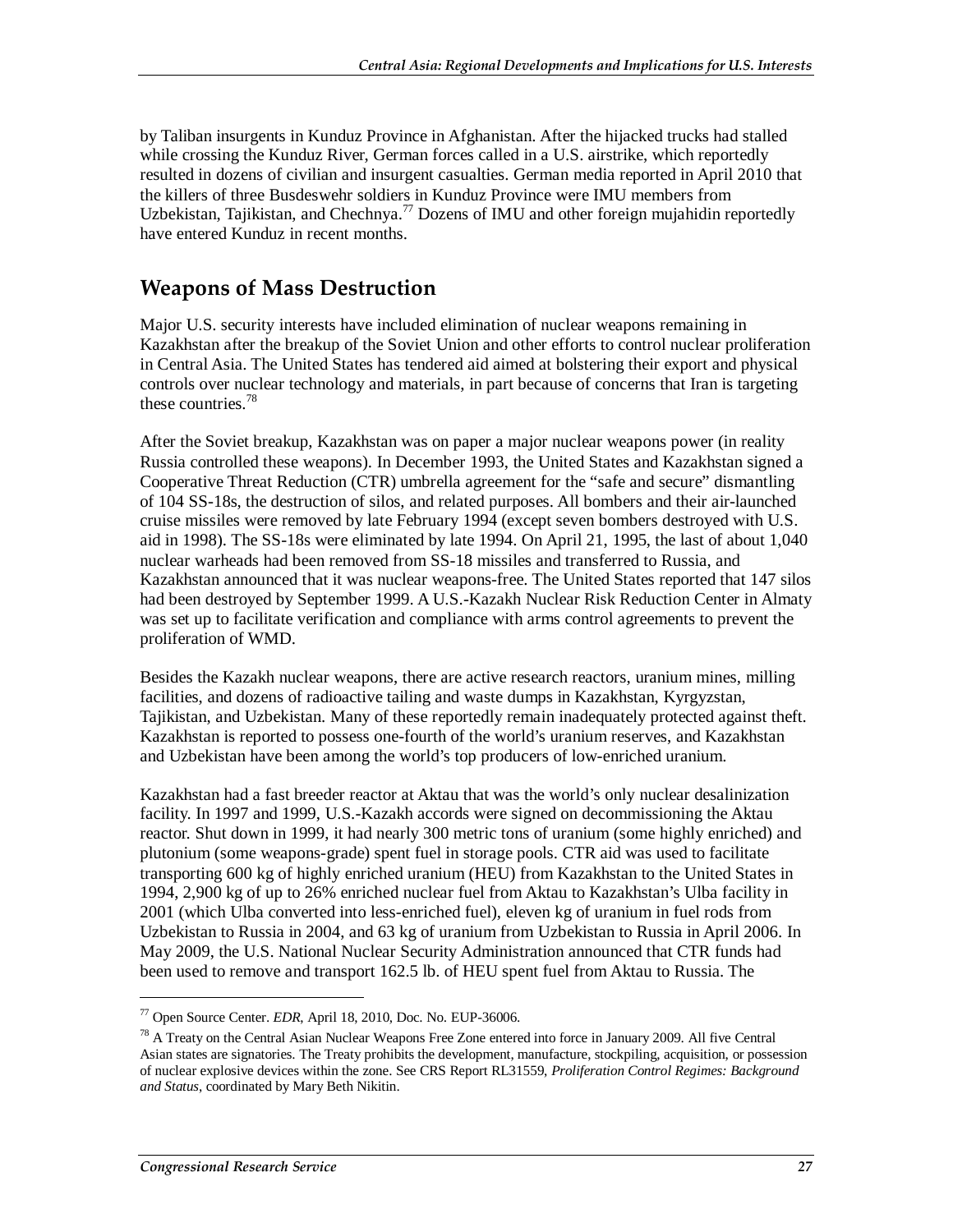by Taliban insurgents in Kunduz Province in Afghanistan. After the hijacked trucks had stalled while crossing the Kunduz River, German forces called in a U.S. airstrike, which reportedly resulted in dozens of civilian and insurgent casualties. German media reported in April 2010 that the killers of three Busdeswehr soldiers in Kunduz Province were IMU members from Uzbekistan, Tajikistan, and Chechnya.[77] Dozens of IMU and other foreign mujahidin reportedly have entered Kunduz in recent months.

## Weapons of Mass Destruction

Major U.S. security interests have included elimination of nuclear weapons remaining in Kazakhstan after the breakup of the Soviet Union and other efforts to control nuclear proliferation in Central Asia. The United States has tendered aid aimed at bolstering their export and physical controls over nuclear technology and materials, in part because of concerns that Iran is targeting these countries.[78]

After the Soviet breakup, Kazakhstan was on paper a major nuclear weapons power (in reality Russia controlled these weapons). In December 1993, the United States and Kazakhstan signed a Cooperative Threat Reduction (CTR) umbrella agreement for the "safe and secure" dismantling of 104 SS-18s, the destruction of silos, and related purposes. All bombers and their air-launched cruise missiles were removed by late February 1994 (except seven bombers destroyed with U.S. aid in 1998). The SS-18s were eliminated by late 1994. On April 21, 1995, the last of about 1,040 nuclear warheads had been removed from SS-18 missiles and transferred to Russia, and Kazakhstan announced that it was nuclear weapons-free. The United States reported that 147 silos had been destroyed by September 1999. A U.S.-Kazakh Nuclear Risk Reduction Center in Almaty was set up to facilitate verification and compliance with arms control agreements to prevent the proliferation of WMD.

Besides the Kazakh nuclear weapons, there are active research reactors, uranium mines, milling facilities, and dozens of radioactive tailing and waste dumps in Kazakhstan, Kyrgyzstan, Tajikistan, and Uzbekistan. Many of these reportedly remain inadequately protected against theft. Kazakhstan is reported to possess one-fourth of the world's uranium reserves, and Kazakhstan and Uzbekistan have been among the world's top producers of low-enriched uranium.

Kazakhstan had a fast breeder reactor at Aktau that was the world's only nuclear desalinization facility. In 1997 and 1999, U.S.-Kazakh accords were signed on decommissioning the Aktau reactor. Shut down in 1999, it had nearly 300 metric tons of uranium (some highly enriched) and plutonium (some weapons-grade) spent fuel in storage pools. CTR aid was used to facilitate transporting 600 kg of highly enriched uranium (HEU) from Kazakhstan to the United States in 1994, 2,900 kg of up to 26% enriched nuclear fuel from Aktau to Kazakhstan's Ulba facility in 2001 (which Ulba converted into less-enriched fuel), eleven kg of uranium in fuel rods from Uzbekistan to Russia in 2004, and 63 kg of uranium from Uzbekistan to Russia in April 2006. In May 2009, the U.S. National Nuclear Security Administration announced that CTR funds had been used to remove and transport 162.5 lb. of HEU spent fuel from Aktau to Russia. The

---

[77] Open Source Center. *EDR*, April 18, 2010, Doc. No. EUP-36006.

[78] A Treaty on the Central Asian Nuclear Weapons Free Zone entered into force in January 2009. All five Central Asian states are signatories. The Treaty prohibits the development, manufacture, stockpiling, acquisition, or possession of nuclear explosive devices within the zone. See CRS Report RL31559, *Proliferation Control Regimes: Background and Status*, coordinated by Mary Beth Nikitin.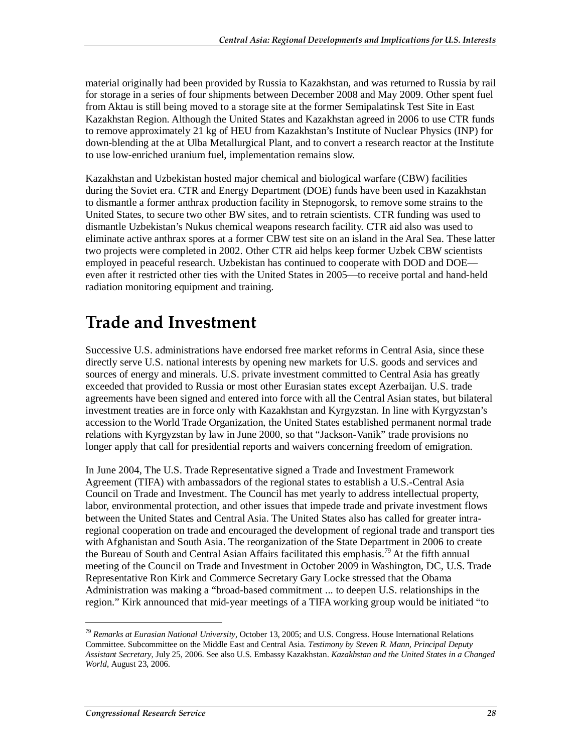material originally had been provided by Russia to Kazakhstan, and was returned to Russia by rail for storage in a series of four shipments between December 2008 and May 2009. Other spent fuel from Aktau is still being moved to a storage site at the former Semipalatinsk Test Site in East Kazakhstan Region. Although the United States and Kazakhstan agreed in 2006 to use CTR funds to remove approximately 21 kg of HEU from Kazakhstan's Institute of Nuclear Physics (INP) for down-blending at the at Ulba Metallurgical Plant, and to convert a research reactor at the Institute to use low-enriched uranium fuel, implementation remains slow.

Kazakhstan and Uzbekistan hosted major chemical and biological warfare (CBW) facilities during the Soviet era. CTR and Energy Department (DOE) funds have been used in Kazakhstan to dismantle a former anthrax production facility in Stepnogorsk, to remove some strains to the United States, to secure two other BW sites, and to retrain scientists. CTR funding was used to dismantle Uzbekistan's Nukus chemical weapons research facility. CTR aid also was used to eliminate active anthrax spores at a former CBW test site on an island in the Aral Sea. These latter two projects were completed in 2002. Other CTR aid helps keep former Uzbek CBW scientists employed in peaceful research. Uzbekistan has continued to cooperate with DOD and DOE—even after it restricted other ties with the United States in 2005—to receive portal and hand-held radiation monitoring equipment and training.

# Trade and Investment

Successive U.S. administrations have endorsed free market reforms in Central Asia, since these directly serve U.S. national interests by opening new markets for U.S. goods and services and sources of energy and minerals. U.S. private investment committed to Central Asia has greatly exceeded that provided to Russia or most other Eurasian states except Azerbaijan. U.S. trade agreements have been signed and entered into force with all the Central Asian states, but bilateral investment treaties are in force only with Kazakhstan and Kyrgyzstan. In line with Kyrgyzstan's accession to the World Trade Organization, the United States established permanent normal trade relations with Kyrgyzstan by law in June 2000, so that "Jackson-Vanik" trade provisions no longer apply that call for presidential reports and waivers concerning freedom of emigration.

In June 2004, The U.S. Trade Representative signed a Trade and Investment Framework Agreement (TIFA) with ambassadors of the regional states to establish a U.S.-Central Asia Council on Trade and Investment. The Council has met yearly to address intellectual property, labor, environmental protection, and other issues that impede trade and private investment flows between the United States and Central Asia. The United States also has called for greater intra-regional cooperation on trade and encouraged the development of regional trade and transport ties with Afghanistan and South Asia. The reorganization of the State Department in 2006 to create the Bureau of South and Central Asian Affairs facilitated this emphasis.[79] At the fifth annual meeting of the Council on Trade and Investment in October 2009 in Washington, DC, U.S. Trade Representative Ron Kirk and Commerce Secretary Gary Locke stressed that the Obama Administration was making a "broad-based commitment ... to deepen U.S. relationships in the region." Kirk announced that mid-year meetings of a TIFA working group would be initiated "to

---

[79] *Remarks at Eurasian National University*, October 13, 2005; and U.S. Congress. House International Relations Committee. Subcommittee on the Middle East and Central Asia. *Testimony by Steven R. Mann, Principal Deputy Assistant Secretary*, July 25, 2006. See also U.S. Embassy Kazakhstan. *Kazakhstan and the United States in a Changed World*, August 23, 2006.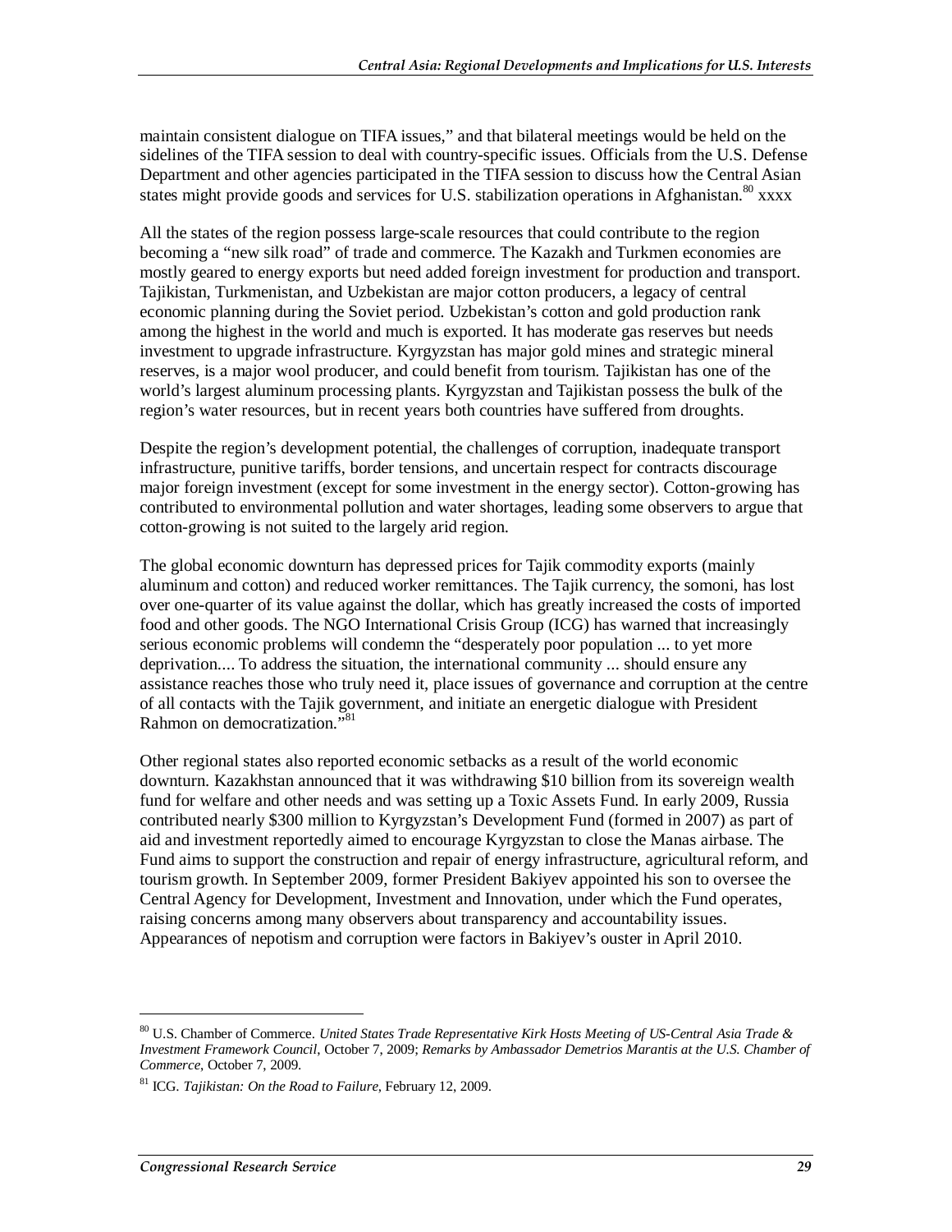maintain consistent dialogue on TIFA issues," and that bilateral meetings would be held on the sidelines of the TIFA session to deal with country-specific issues. Officials from the U.S. Defense Department and other agencies participated in the TIFA session to discuss how the Central Asian states might provide goods and services for U.S. stabilization operations in Afghanistan.[80] xxxx

All the states of the region possess large-scale resources that could contribute to the region becoming a "new silk road" of trade and commerce. The Kazakh and Turkmen economies are mostly geared to energy exports but need added foreign investment for production and transport. Tajikistan, Turkmenistan, and Uzbekistan are major cotton producers, a legacy of central economic planning during the Soviet period. Uzbekistan's cotton and gold production rank among the highest in the world and much is exported. It has moderate gas reserves but needs investment to upgrade infrastructure. Kyrgyzstan has major gold mines and strategic mineral reserves, is a major wool producer, and could benefit from tourism. Tajikistan has one of the world's largest aluminum processing plants. Kyrgyzstan and Tajikistan possess the bulk of the region's water resources, but in recent years both countries have suffered from droughts.

Despite the region's development potential, the challenges of corruption, inadequate transport infrastructure, punitive tariffs, border tensions, and uncertain respect for contracts discourage major foreign investment (except for some investment in the energy sector). Cotton-growing has contributed to environmental pollution and water shortages, leading some observers to argue that cotton-growing is not suited to the largely arid region.

The global economic downturn has depressed prices for Tajik commodity exports (mainly aluminum and cotton) and reduced worker remittances. The Tajik currency, the somoni, has lost over one-quarter of its value against the dollar, which has greatly increased the costs of imported food and other goods. The NGO International Crisis Group (ICG) has warned that increasingly serious economic problems will condemn the "desperately poor population ... to yet more deprivation.... To address the situation, the international community ... should ensure any assistance reaches those who truly need it, place issues of governance and corruption at the centre of all contacts with the Tajik government, and initiate an energetic dialogue with President Rahmon on democratization."[81]

Other regional states also reported economic setbacks as a result of the world economic downturn. Kazakhstan announced that it was withdrawing $10 billion from its sovereign wealth fund for welfare and other needs and was setting up a Toxic Assets Fund. In early 2009, Russia contributed nearly $300 million to Kyrgyzstan's Development Fund (formed in 2007) as part of aid and investment reportedly aimed to encourage Kyrgyzstan to close the Manas airbase. The Fund aims to support the construction and repair of energy infrastructure, agricultural reform, and tourism growth. In September 2009, former President Bakiyev appointed his son to oversee the Central Agency for Development, Investment and Innovation, under which the Fund operates, raising concerns among many observers about transparency and accountability issues. Appearances of nepotism and corruption were factors in Bakiyev's ouster in April 2010.

---

[80] U.S. Chamber of Commerce. *United States Trade Representative Kirk Hosts Meeting of US-Central Asia Trade & Investment Framework Council*, October 7, 2009; *Remarks by Ambassador Demetrios Marantis at the U.S. Chamber of Commerce*, October 7, 2009.

[81] ICG. *Tajikistan: On the Road to Failure*, February 12, 2009.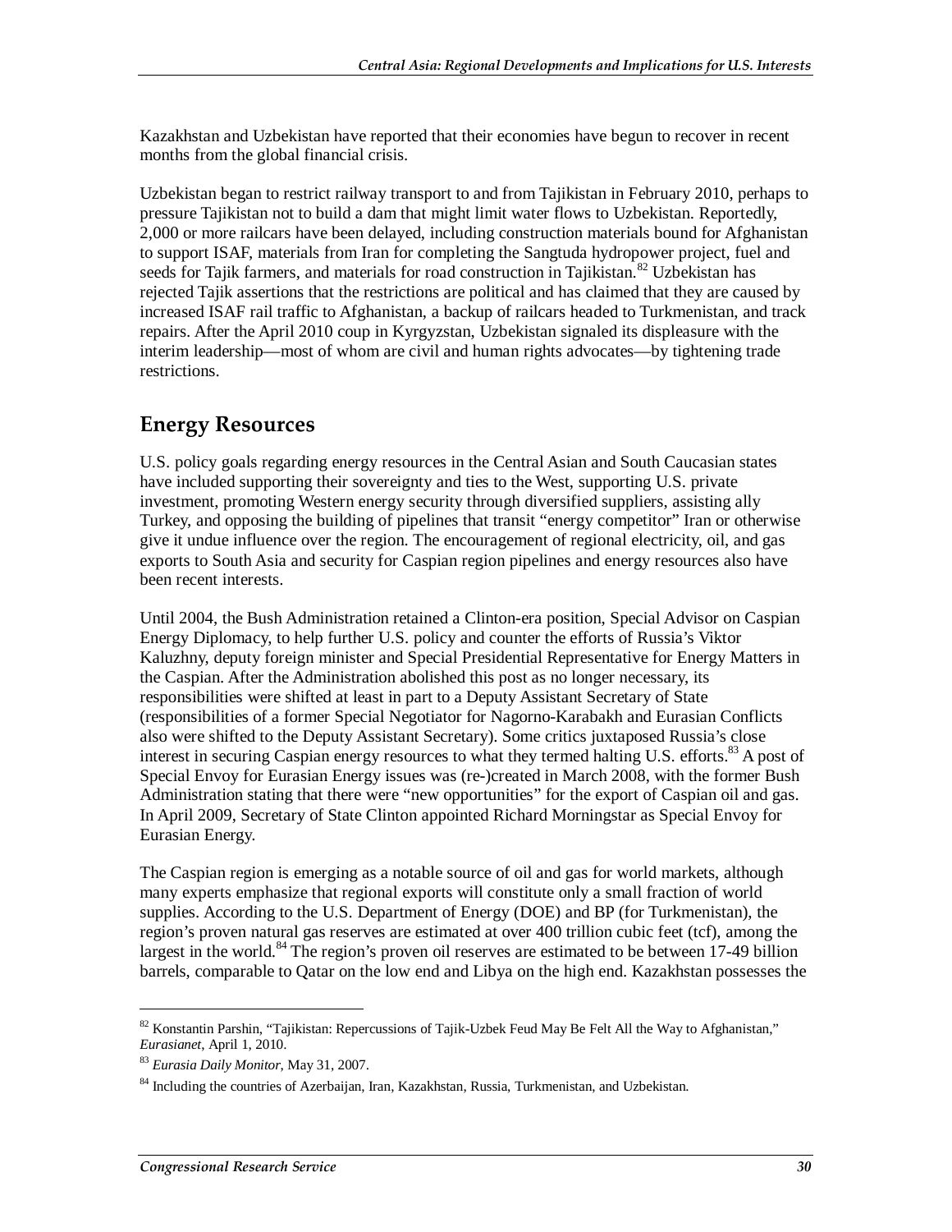Kazakhstan and Uzbekistan have reported that their economies have begun to recover in recent months from the global financial crisis.

Uzbekistan began to restrict railway transport to and from Tajikistan in February 2010, perhaps to pressure Tajikistan not to build a dam that might limit water flows to Uzbekistan. Reportedly, 2,000 or more railcars have been delayed, including construction materials bound for Afghanistan to support ISAF, materials from Iran for completing the Sangtuda hydropower project, fuel and seeds for Tajik farmers, and materials for road construction in Tajikistan.[82] Uzbekistan has rejected Tajik assertions that the restrictions are political and has claimed that they are caused by increased ISAF rail traffic to Afghanistan, a backup of railcars headed to Turkmenistan, and track repairs. After the April 2010 coup in Kyrgyzstan, Uzbekistan signaled its displeasure with the interim leadership—most of whom are civil and human rights advocates—by tightening trade restrictions.

## Energy Resources

U.S. policy goals regarding energy resources in the Central Asian and South Caucasian states have included supporting their sovereignty and ties to the West, supporting U.S. private investment, promoting Western energy security through diversified suppliers, assisting ally Turkey, and opposing the building of pipelines that transit "energy competitor" Iran or otherwise give it undue influence over the region. The encouragement of regional electricity, oil, and gas exports to South Asia and security for Caspian region pipelines and energy resources also have been recent interests.

Until 2004, the Bush Administration retained a Clinton-era position, Special Advisor on Caspian Energy Diplomacy, to help further U.S. policy and counter the efforts of Russia's Viktor Kaluzhny, deputy foreign minister and Special Presidential Representative for Energy Matters in the Caspian. After the Administration abolished this post as no longer necessary, its responsibilities were shifted at least in part to a Deputy Assistant Secretary of State (responsibilities of a former Special Negotiator for Nagorno-Karabakh and Eurasian Conflicts also were shifted to the Deputy Assistant Secretary). Some critics juxtaposed Russia's close interest in securing Caspian energy resources to what they termed halting U.S. efforts.[83] A post of Special Envoy for Eurasian Energy issues was (re-)created in March 2008, with the former Bush Administration stating that there were "new opportunities" for the export of Caspian oil and gas. In April 2009, Secretary of State Clinton appointed Richard Morningstar as Special Envoy for Eurasian Energy.

The Caspian region is emerging as a notable source of oil and gas for world markets, although many experts emphasize that regional exports will constitute only a small fraction of world supplies. According to the U.S. Department of Energy (DOE) and BP (for Turkmenistan), the region's proven natural gas reserves are estimated at over 400 trillion cubic feet (tcf), among the largest in the world.[84] The region's proven oil reserves are estimated to be between 17-49 billion barrels, comparable to Qatar on the low end and Libya on the high end. Kazakhstan possesses the

---

[82] Konstantin Parshin, "Tajikistan: Repercussions of Tajik-Uzbek Feud May Be Felt All the Way to Afghanistan," *Eurasianet*, April 1, 2010.

[83] *Eurasia Daily Monitor*, May 31, 2007.

[84] Including the countries of Azerbaijan, Iran, Kazakhstan, Russia, Turkmenistan, and Uzbekistan.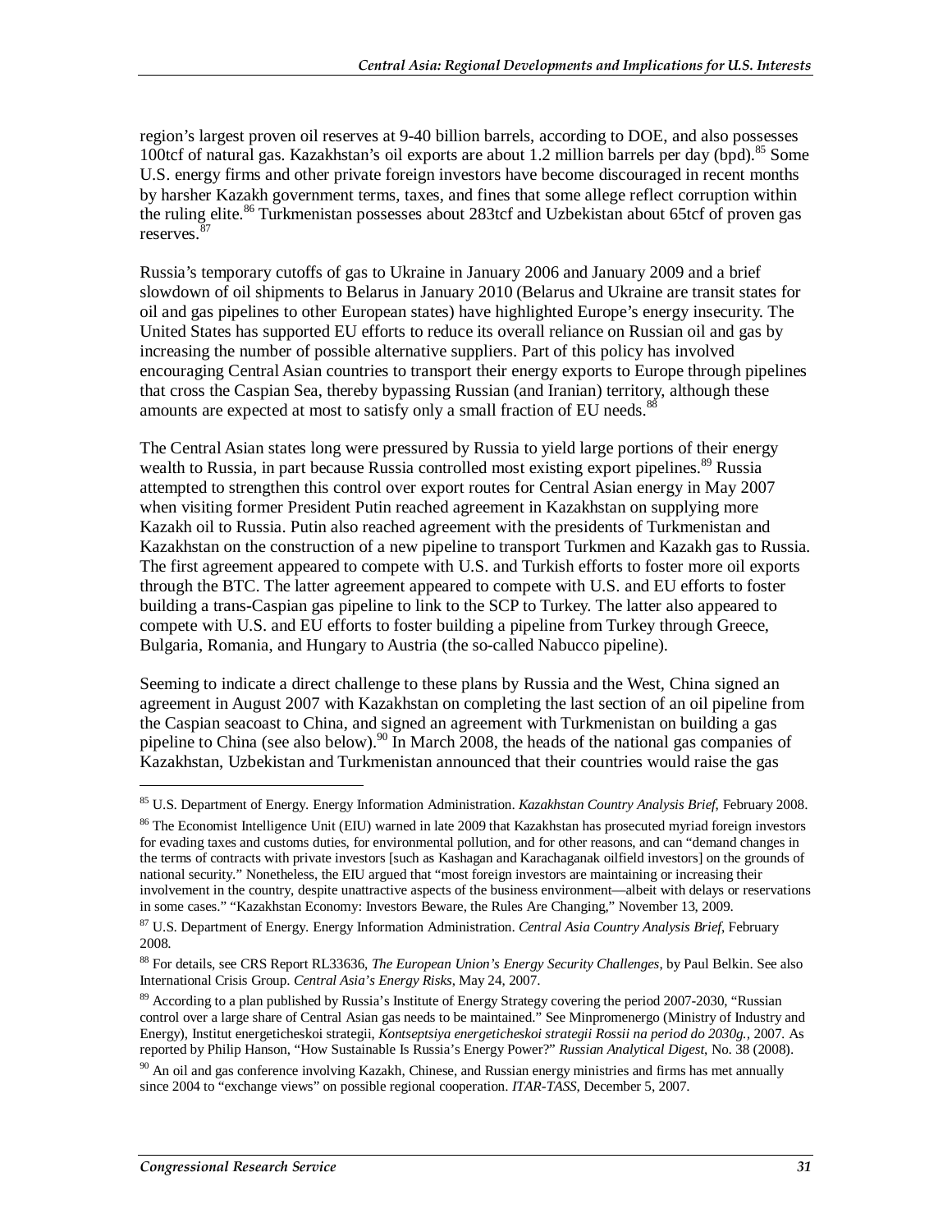region's largest proven oil reserves at 9-40 billion barrels, according to DOE, and also possesses 100tcf of natural gas. Kazakhstan's oil exports are about 1.2 million barrels per day (bpd).[85] Some U.S. energy firms and other private foreign investors have become discouraged in recent months by harsher Kazakh government terms, taxes, and fines that some allege reflect corruption within the ruling elite.[86] Turkmenistan possesses about 283tcf and Uzbekistan about 65tcf of proven gas reserves.[87]

Russia's temporary cutoffs of gas to Ukraine in January 2006 and January 2009 and a brief slowdown of oil shipments to Belarus in January 2010 (Belarus and Ukraine are transit states for oil and gas pipelines to other European states) have highlighted Europe's energy insecurity. The United States has supported EU efforts to reduce its overall reliance on Russian oil and gas by increasing the number of possible alternative suppliers. Part of this policy has involved encouraging Central Asian countries to transport their energy exports to Europe through pipelines that cross the Caspian Sea, thereby bypassing Russian (and Iranian) territory, although these amounts are expected at most to satisfy only a small fraction of EU needs.[88]

The Central Asian states long were pressured by Russia to yield large portions of their energy wealth to Russia, in part because Russia controlled most existing export pipelines.[89] Russia attempted to strengthen this control over export routes for Central Asian energy in May 2007 when visiting former President Putin reached agreement in Kazakhstan on supplying more Kazakh oil to Russia. Putin also reached agreement with the presidents of Turkmenistan and Kazakhstan on the construction of a new pipeline to transport Turkmen and Kazakh gas to Russia. The first agreement appeared to compete with U.S. and Turkish efforts to foster more oil exports through the BTC. The latter agreement appeared to compete with U.S. and EU efforts to foster building a trans-Caspian gas pipeline to link to the SCP to Turkey. The latter also appeared to compete with U.S. and EU efforts to foster building a pipeline from Turkey through Greece, Bulgaria, Romania, and Hungary to Austria (the so-called Nabucco pipeline).

Seeming to indicate a direct challenge to these plans by Russia and the West, China signed an agreement in August 2007 with Kazakhstan on completing the last section of an oil pipeline from the Caspian seacoast to China, and signed an agreement with Turkmenistan on building a gas pipeline to China (see also below).[90] In March 2008, the heads of the national gas companies of Kazakhstan, Uzbekistan and Turkmenistan announced that their countries would raise the gas

---

[85] U.S. Department of Energy. Energy Information Administration. *Kazakhstan Country Analysis Brief*, February 2008.

[86] The Economist Intelligence Unit (EIU) warned in late 2009 that Kazakhstan has prosecuted myriad foreign investors for evading taxes and customs duties, for environmental pollution, and for other reasons, and can "demand changes in the terms of contracts with private investors [such as Kashagan and Karachaganak oilfield investors] on the grounds of national security." Nonetheless, the EIU argued that "most foreign investors are maintaining or increasing their involvement in the country, despite unattractive aspects of the business environment—albeit with delays or reservations in some cases." "Kazakhstan Economy: Investors Beware, the Rules Are Changing," November 13, 2009.

[87] U.S. Department of Energy. Energy Information Administration. *Central Asia Country Analysis Brief*, February 2008.

[88] For details, see CRS Report RL33636, *The European Union's Energy Security Challenges*, by Paul Belkin. See also International Crisis Group. *Central Asia's Energy Risks*, May 24, 2007.

[89] According to a plan published by Russia's Institute of Energy Strategy covering the period 2007-2030, "Russian control over a large share of Central Asian gas needs to be maintained." See Minpromenergo (Ministry of Industry and Energy), Institut energeticheskoi strategii, *Kontseptsiya energeticheskoi strategii Rossii na period do 2030g.*, 2007. As reported by Philip Hanson, "How Sustainable Is Russia's Energy Power?" *Russian Analytical Digest*, No. 38 (2008).

[90] An oil and gas conference involving Kazakh, Chinese, and Russian energy ministries and firms has met annually since 2004 to "exchange views" on possible regional cooperation. *ITAR-TASS*, December 5, 2007.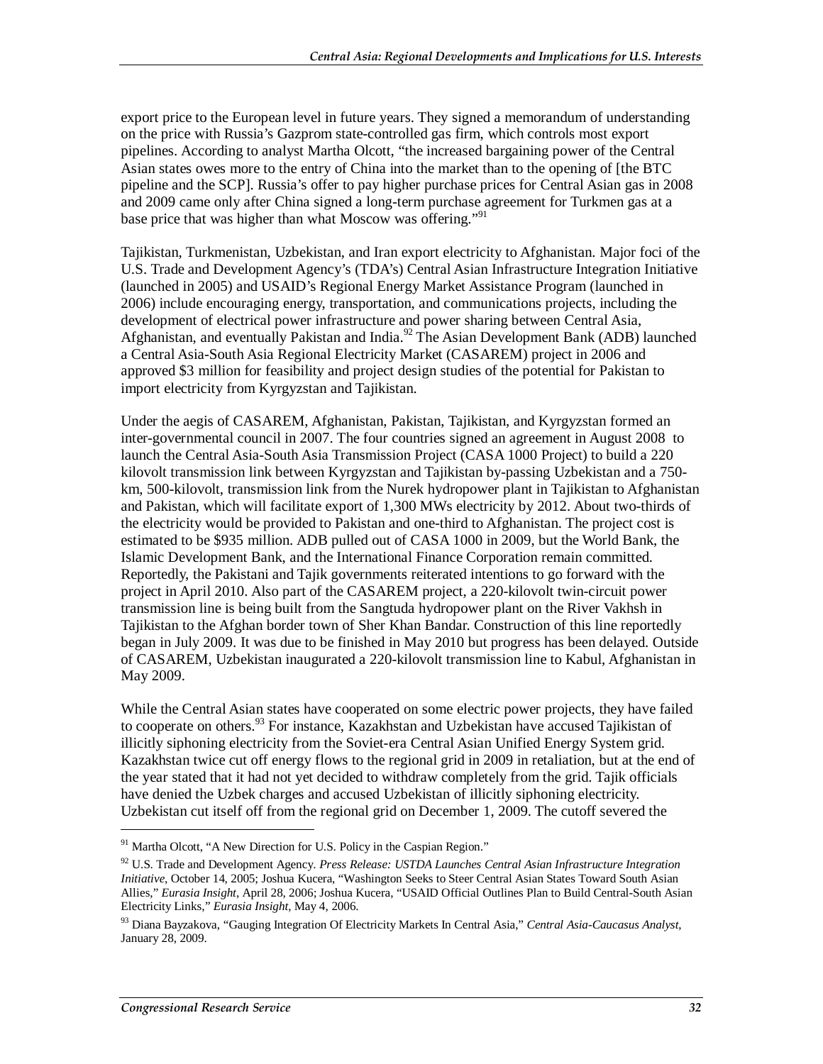export price to the European level in future years. They signed a memorandum of understanding on the price with Russia's Gazprom state-controlled gas firm, which controls most export pipelines. According to analyst Martha Olcott, "the increased bargaining power of the Central Asian states owes more to the entry of China into the market than to the opening of [the BTC pipeline and the SCP]. Russia's offer to pay higher purchase prices for Central Asian gas in 2008 and 2009 came only after China signed a long-term purchase agreement for Turkmen gas at a base price that was higher than what Moscow was offering."[91]

Tajikistan, Turkmenistan, Uzbekistan, and Iran export electricity to Afghanistan. Major foci of the U.S. Trade and Development Agency's (TDA's) Central Asian Infrastructure Integration Initiative (launched in 2005) and USAID's Regional Energy Market Assistance Program (launched in 2006) include encouraging energy, transportation, and communications projects, including the development of electrical power infrastructure and power sharing between Central Asia, Afghanistan, and eventually Pakistan and India.[92] The Asian Development Bank (ADB) launched a Central Asia-South Asia Regional Electricity Market (CASAREM) project in 2006 and approved $3 million for feasibility and project design studies of the potential for Pakistan to import electricity from Kyrgyzstan and Tajikistan.

Under the aegis of CASAREM, Afghanistan, Pakistan, Tajikistan, and Kyrgyzstan formed an inter-governmental council in 2007. The four countries signed an agreement in August 2008 to launch the Central Asia-South Asia Transmission Project (CASA 1000 Project) to build a 220 kilovolt transmission link between Kyrgyzstan and Tajikistan by-passing Uzbekistan and a 750-km, 500-kilovolt, transmission link from the Nurek hydropower plant in Tajikistan to Afghanistan and Pakistan, which will facilitate export of 1,300 MWs electricity by 2012. About two-thirds of the electricity would be provided to Pakistan and one-third to Afghanistan. The project cost is estimated to be $935 million. ADB pulled out of CASA 1000 in 2009, but the World Bank, the Islamic Development Bank, and the International Finance Corporation remain committed. Reportedly, the Pakistani and Tajik governments reiterated intentions to go forward with the project in April 2010. Also part of the CASAREM project, a 220-kilovolt twin-circuit power transmission line is being built from the Sangtuda hydropower plant on the River Vakhsh in Tajikistan to the Afghan border town of Sher Khan Bandar. Construction of this line reportedly began in July 2009. It was due to be finished in May 2010 but progress has been delayed. Outside of CASAREM, Uzbekistan inaugurated a 220-kilovolt transmission line to Kabul, Afghanistan in May 2009.

While the Central Asian states have cooperated on some electric power projects, they have failed to cooperate on others.[93] For instance, Kazakhstan and Uzbekistan have accused Tajikistan of illicitly siphoning electricity from the Soviet-era Central Asian Unified Energy System grid. Kazakhstan twice cut off energy flows to the regional grid in 2009 in retaliation, but at the end of the year stated that it had not yet decided to withdraw completely from the grid. Tajik officials have denied the Uzbek charges and accused Uzbekistan of illicitly siphoning electricity. Uzbekistan cut itself off from the regional grid on December 1, 2009. The cutoff severed the

---

[91] Martha Olcott, "A New Direction for U.S. Policy in the Caspian Region."

[92] U.S. Trade and Development Agency. *Press Release: USTDA Launches Central Asian Infrastructure Integration Initiative*, October 14, 2005; Joshua Kucera, "Washington Seeks to Steer Central Asian States Toward South Asian Allies," *Eurasia Insight*, April 28, 2006; Joshua Kucera, "USAID Official Outlines Plan to Build Central-South Asian Electricity Links," *Eurasia Insight*, May 4, 2006.

[93] Diana Bayzakova, "Gauging Integration Of Electricity Markets In Central Asia," *Central Asia-Caucasus Analyst*, January 28, 2009.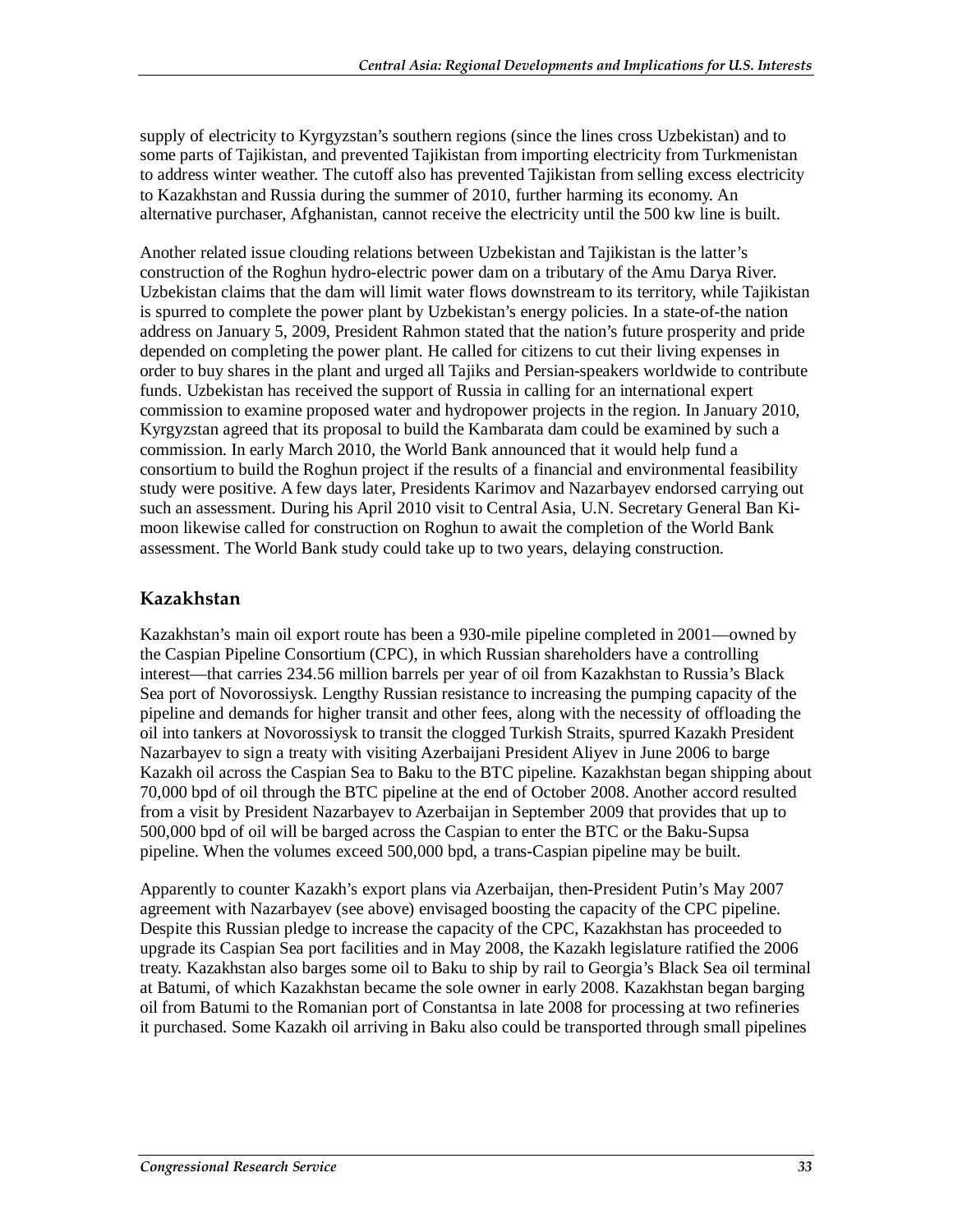supply of electricity to Kyrgyzstan's southern regions (since the lines cross Uzbekistan) and to some parts of Tajikistan, and prevented Tajikistan from importing electricity from Turkmenistan to address winter weather. The cutoff also has prevented Tajikistan from selling excess electricity to Kazakhstan and Russia during the summer of 2010, further harming its economy. An alternative purchaser, Afghanistan, cannot receive the electricity until the 500 kw line is built.

Another related issue clouding relations between Uzbekistan and Tajikistan is the latter's construction of the Roghun hydro-electric power dam on a tributary of the Amu Darya River. Uzbekistan claims that the dam will limit water flows downstream to its territory, while Tajikistan is spurred to complete the power plant by Uzbekistan's energy policies. In a state-of-the nation address on January 5, 2009, President Rahmon stated that the nation's future prosperity and pride depended on completing the power plant. He called for citizens to cut their living expenses in order to buy shares in the plant and urged all Tajiks and Persian-speakers worldwide to contribute funds. Uzbekistan has received the support of Russia in calling for an international expert commission to examine proposed water and hydropower projects in the region. In January 2010, Kyrgyzstan agreed that its proposal to build the Kambarata dam could be examined by such a commission. In early March 2010, the World Bank announced that it would help fund a consortium to build the Roghun project if the results of a financial and environmental feasibility study were positive. A few days later, Presidents Karimov and Nazarbayev endorsed carrying out such an assessment. During his April 2010 visit to Central Asia, U.N. Secretary General Ban Ki-moon likewise called for construction on Roghun to await the completion of the World Bank assessment. The World Bank study could take up to two years, delaying construction.

## Kazakhstan

Kazakhstan's main oil export route has been a 930-mile pipeline completed in 2001—owned by the Caspian Pipeline Consortium (CPC), in which Russian shareholders have a controlling interest—that carries 234.56 million barrels per year of oil from Kazakhstan to Russia's Black Sea port of Novorossiysk. Lengthy Russian resistance to increasing the pumping capacity of the pipeline and demands for higher transit and other fees, along with the necessity of offloading the oil into tankers at Novorossiysk to transit the clogged Turkish Straits, spurred Kazakh President Nazarbayev to sign a treaty with visiting Azerbaijani President Aliyev in June 2006 to barge Kazakh oil across the Caspian Sea to Baku to the BTC pipeline. Kazakhstan began shipping about 70,000 bpd of oil through the BTC pipeline at the end of October 2008. Another accord resulted from a visit by President Nazarbayev to Azerbaijan in September 2009 that provides that up to 500,000 bpd of oil will be barged across the Caspian to enter the BTC or the Baku-Supsa pipeline. When the volumes exceed 500,000 bpd, a trans-Caspian pipeline may be built.

Apparently to counter Kazakh's export plans via Azerbaijan, then-President Putin's May 2007 agreement with Nazarbayev (see above) envisaged boosting the capacity of the CPC pipeline. Despite this Russian pledge to increase the capacity of the CPC, Kazakhstan has proceeded to upgrade its Caspian Sea port facilities and in May 2008, the Kazakh legislature ratified the 2006 treaty. Kazakhstan also barges some oil to Baku to ship by rail to Georgia's Black Sea oil terminal at Batumi, of which Kazakhstan became the sole owner in early 2008. Kazakhstan began barging oil from Batumi to the Romanian port of Constantsa in late 2008 for processing at two refineries it purchased. Some Kazakh oil arriving in Baku also could be transported through small pipelines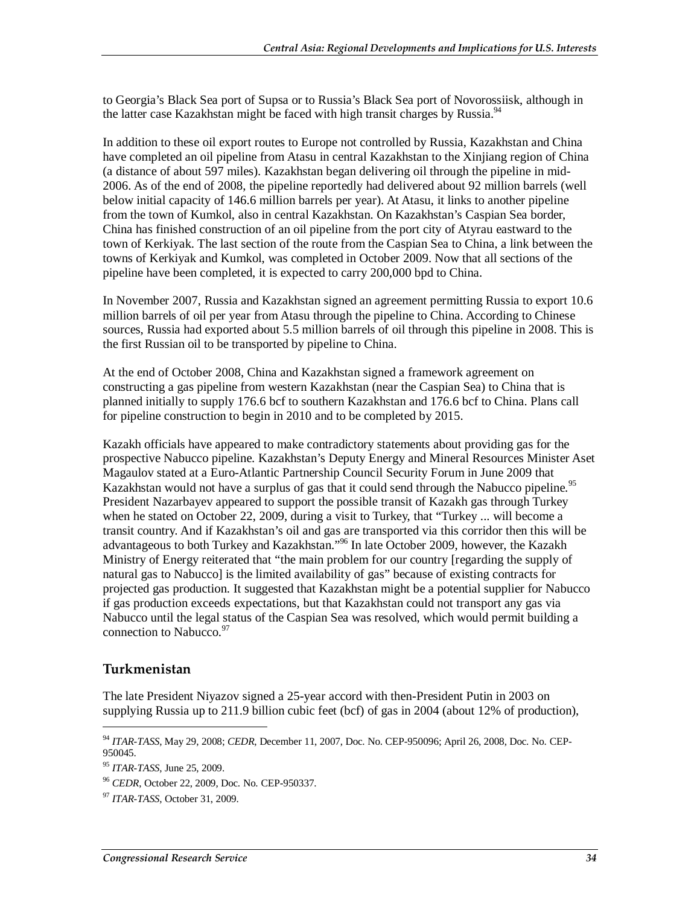to Georgia's Black Sea port of Supsa or to Russia's Black Sea port of Novorossiisk, although in the latter case Kazakhstan might be faced with high transit charges by Russia.[94]

In addition to these oil export routes to Europe not controlled by Russia, Kazakhstan and China have completed an oil pipeline from Atasu in central Kazakhstan to the Xinjiang region of China (a distance of about 597 miles). Kazakhstan began delivering oil through the pipeline in mid-2006. As of the end of 2008, the pipeline reportedly had delivered about 92 million barrels (well below initial capacity of 146.6 million barrels per year). At Atasu, it links to another pipeline from the town of Kumkol, also in central Kazakhstan. On Kazakhstan's Caspian Sea border, China has finished construction of an oil pipeline from the port city of Atyrau eastward to the town of Kerkiyak. The last section of the route from the Caspian Sea to China, a link between the towns of Kerkiyak and Kumkol, was completed in October 2009. Now that all sections of the pipeline have been completed, it is expected to carry 200,000 bpd to China.

In November 2007, Russia and Kazakhstan signed an agreement permitting Russia to export 10.6 million barrels of oil per year from Atasu through the pipeline to China. According to Chinese sources, Russia had exported about 5.5 million barrels of oil through this pipeline in 2008. This is the first Russian oil to be transported by pipeline to China.

At the end of October 2008, China and Kazakhstan signed a framework agreement on constructing a gas pipeline from western Kazakhstan (near the Caspian Sea) to China that is planned initially to supply 176.6 bcf to southern Kazakhstan and 176.6 bcf to China. Plans call for pipeline construction to begin in 2010 and to be completed by 2015.

Kazakh officials have appeared to make contradictory statements about providing gas for the prospective Nabucco pipeline. Kazakhstan's Deputy Energy and Mineral Resources Minister Aset Magaulov stated at a Euro-Atlantic Partnership Council Security Forum in June 2009 that Kazakhstan would not have a surplus of gas that it could send through the Nabucco pipeline.[95] President Nazarbayev appeared to support the possible transit of Kazakh gas through Turkey when he stated on October 22, 2009, during a visit to Turkey, that "Turkey ... will become a transit country. And if Kazakhstan's oil and gas are transported via this corridor then this will be advantageous to both Turkey and Kazakhstan."[96] In late October 2009, however, the Kazakh Ministry of Energy reiterated that "the main problem for our country [regarding the supply of natural gas to Nabucco] is the limited availability of gas" because of existing contracts for projected gas production. It suggested that Kazakhstan might be a potential supplier for Nabucco if gas production exceeds expectations, but that Kazakhstan could not transport any gas via Nabucco until the legal status of the Caspian Sea was resolved, which would permit building a connection to Nabucco.[97]

### Turkmenistan

The late President Niyazov signed a 25-year accord with then-President Putin in 2003 on supplying Russia up to 211.9 billion cubic feet (bcf) of gas in 2004 (about 12% of production),

---

[94] *ITAR-TASS*, May 29, 2008; *CEDR*, December 11, 2007, Doc. No. CEP-950096; April 26, 2008, Doc. No. CEP-950045.

[95] *ITAR-TASS*, June 25, 2009.

[96] *CEDR*, October 22, 2009, Doc. No. CEP-950337.

[97] *ITAR-TASS*, October 31, 2009.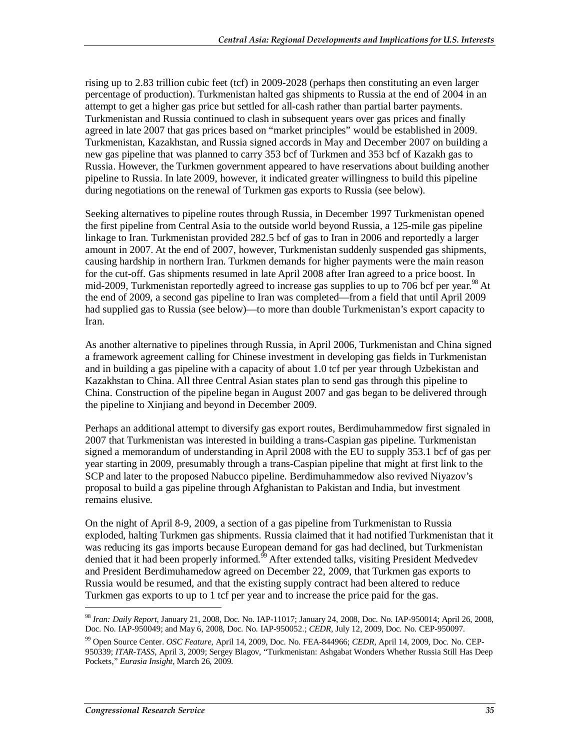rising up to 2.83 trillion cubic feet (tcf) in 2009-2028 (perhaps then constituting an even larger percentage of production). Turkmenistan halted gas shipments to Russia at the end of 2004 in an attempt to get a higher gas price but settled for all-cash rather than partial barter payments. Turkmenistan and Russia continued to clash in subsequent years over gas prices and finally agreed in late 2007 that gas prices based on "market principles" would be established in 2009. Turkmenistan, Kazakhstan, and Russia signed accords in May and December 2007 on building a new gas pipeline that was planned to carry 353 bcf of Turkmen and 353 bcf of Kazakh gas to Russia. However, the Turkmen government appeared to have reservations about building another pipeline to Russia. In late 2009, however, it indicated greater willingness to build this pipeline during negotiations on the renewal of Turkmen gas exports to Russia (see below).

Seeking alternatives to pipeline routes through Russia, in December 1997 Turkmenistan opened the first pipeline from Central Asia to the outside world beyond Russia, a 125-mile gas pipeline linkage to Iran. Turkmenistan provided 282.5 bcf of gas to Iran in 2006 and reportedly a larger amount in 2007. At the end of 2007, however, Turkmenistan suddenly suspended gas shipments, causing hardship in northern Iran. Turkmen demands for higher payments were the main reason for the cut-off. Gas shipments resumed in late April 2008 after Iran agreed to a price boost. In mid-2009, Turkmenistan reportedly agreed to increase gas supplies to up to 706 bcf per year.[98] At the end of 2009, a second gas pipeline to Iran was completed—from a field that until April 2009 had supplied gas to Russia (see below)—to more than double Turkmenistan's export capacity to Iran.

As another alternative to pipelines through Russia, in April 2006, Turkmenistan and China signed a framework agreement calling for Chinese investment in developing gas fields in Turkmenistan and in building a gas pipeline with a capacity of about 1.0 tcf per year through Uzbekistan and Kazakhstan to China. All three Central Asian states plan to send gas through this pipeline to China. Construction of the pipeline began in August 2007 and gas began to be delivered through the pipeline to Xinjiang and beyond in December 2009.

Perhaps an additional attempt to diversify gas export routes, Berdimuhammedow first signaled in 2007 that Turkmenistan was interested in building a trans-Caspian gas pipeline. Turkmenistan signed a memorandum of understanding in April 2008 with the EU to supply 353.1 bcf of gas per year starting in 2009, presumably through a trans-Caspian pipeline that might at first link to the SCP and later to the proposed Nabucco pipeline. Berdimuhammedow also revived Niyazov's proposal to build a gas pipeline through Afghanistan to Pakistan and India, but investment remains elusive.

On the night of April 8-9, 2009, a section of a gas pipeline from Turkmenistan to Russia exploded, halting Turkmen gas shipments. Russia claimed that it had notified Turkmenistan that it was reducing its gas imports because European demand for gas had declined, but Turkmenistan denied that it had been properly informed.[99] After extended talks, visiting President Medvedev and President Berdimuhamedow agreed on December 22, 2009, that Turkmen gas exports to Russia would be resumed, and that the existing supply contract had been altered to reduce Turkmen gas exports to up to 1 tcf per year and to increase the price paid for the gas.

---

[98] *Iran: Daily Report*, January 21, 2008, Doc. No. IAP-11017; January 24, 2008, Doc. No. IAP-950014; April 26, 2008, Doc. No. IAP-950049; and May 6, 2008, Doc. No. IAP-950052.; *CEDR*, July 12, 2009, Doc. No. CEP-950097.

[99] Open Source Center. *OSC Feature*, April 14, 2009, Doc. No. FEA-844966; *CEDR*, April 14, 2009, Doc. No. CEP-950339; *ITAR-TASS*, April 3, 2009; Sergey Blagov, "Turkmenistan: Ashgabat Wonders Whether Russia Still Has Deep Pockets," *Eurasia Insight*, March 26, 2009.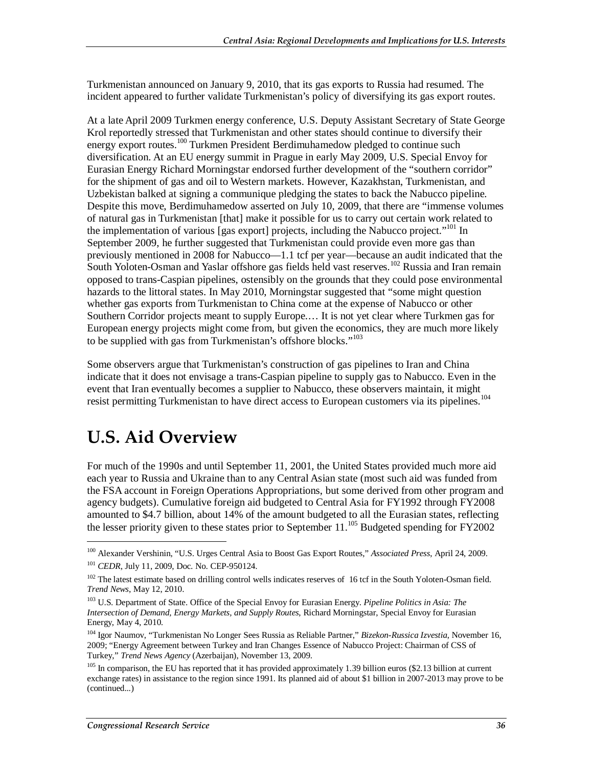Turkmenistan announced on January 9, 2010, that its gas exports to Russia had resumed. The incident appeared to further validate Turkmenistan's policy of diversifying its gas export routes.

At a late April 2009 Turkmen energy conference, U.S. Deputy Assistant Secretary of State George Krol reportedly stressed that Turkmenistan and other states should continue to diversify their energy export routes.[100] Turkmen President Berdimuhamedow pledged to continue such diversification. At an EU energy summit in Prague in early May 2009, U.S. Special Envoy for Eurasian Energy Richard Morningstar endorsed further development of the "southern corridor" for the shipment of gas and oil to Western markets. However, Kazakhstan, Turkmenistan, and Uzbekistan balked at signing a communique pledging the states to back the Nabucco pipeline. Despite this move, Berdimuhamedow asserted on July 10, 2009, that there are "immense volumes of natural gas in Turkmenistan [that] make it possible for us to carry out certain work related to the implementation of various [gas export] projects, including the Nabucco project."[101] In September 2009, he further suggested that Turkmenistan could provide even more gas than previously mentioned in 2008 for Nabucco—1.1 tcf per year—because an audit indicated that the South Yoloten-Osman and Yaslar offshore gas fields held vast reserves.[102] Russia and Iran remain opposed to trans-Caspian pipelines, ostensibly on the grounds that they could pose environmental hazards to the littoral states. In May 2010, Morningstar suggested that "some might question whether gas exports from Turkmenistan to China come at the expense of Nabucco or other Southern Corridor projects meant to supply Europe.… It is not yet clear where Turkmen gas for European energy projects might come from, but given the economics, they are much more likely to be supplied with gas from Turkmenistan's offshore blocks."[103]

Some observers argue that Turkmenistan's construction of gas pipelines to Iran and China indicate that it does not envisage a trans-Caspian pipeline to supply gas to Nabucco. Even in the event that Iran eventually becomes a supplier to Nabucco, these observers maintain, it might resist permitting Turkmenistan to have direct access to European customers via its pipelines.[104]

# U.S. Aid Overview

For much of the 1990s and until September 11, 2001, the United States provided much more aid each year to Russia and Ukraine than to any Central Asian state (most such aid was funded from the FSA account in Foreign Operations Appropriations, but some derived from other program and agency budgets). Cumulative foreign aid budgeted to Central Asia for FY1992 through FY2008 amounted to \$4.7 billion, about 14% of the amount budgeted to all the Eurasian states, reflecting the lesser priority given to these states prior to September 11.[105] Budgeted spending for FY2002

---

[100] Alexander Vershinin, "U.S. Urges Central Asia to Boost Gas Export Routes," *Associated Press*, April 24, 2009.

[101] *CEDR*, July 11, 2009, Doc. No. CEP-950124.

[102] The latest estimate based on drilling control wells indicates reserves of 16 tcf in the South Yoloten-Osman field. *Trend News*, May 12, 2010.

[103] U.S. Department of State. Office of the Special Envoy for Eurasian Energy. *Pipeline Politics in Asia: The Intersection of Demand, Energy Markets, and Supply Routes*, Richard Morningstar, Special Envoy for Eurasian Energy, May 4, 2010.

[104] Igor Naumov, "Turkmenistan No Longer Sees Russia as Reliable Partner," *Bizekon-Russica Izvestia*, November 16, 2009; "Energy Agreement between Turkey and Iran Changes Essence of Nabucco Project: Chairman of CSS of Turkey," *Trend News Agency* (Azerbaijan), November 13, 2009.

[105] In comparison, the EU has reported that it has provided approximately 1.39 billion euros (\$2.13 billion at current exchange rates) in assistance to the region since 1991. Its planned aid of about \$1 billion in 2007-2013 may prove to be (continued...)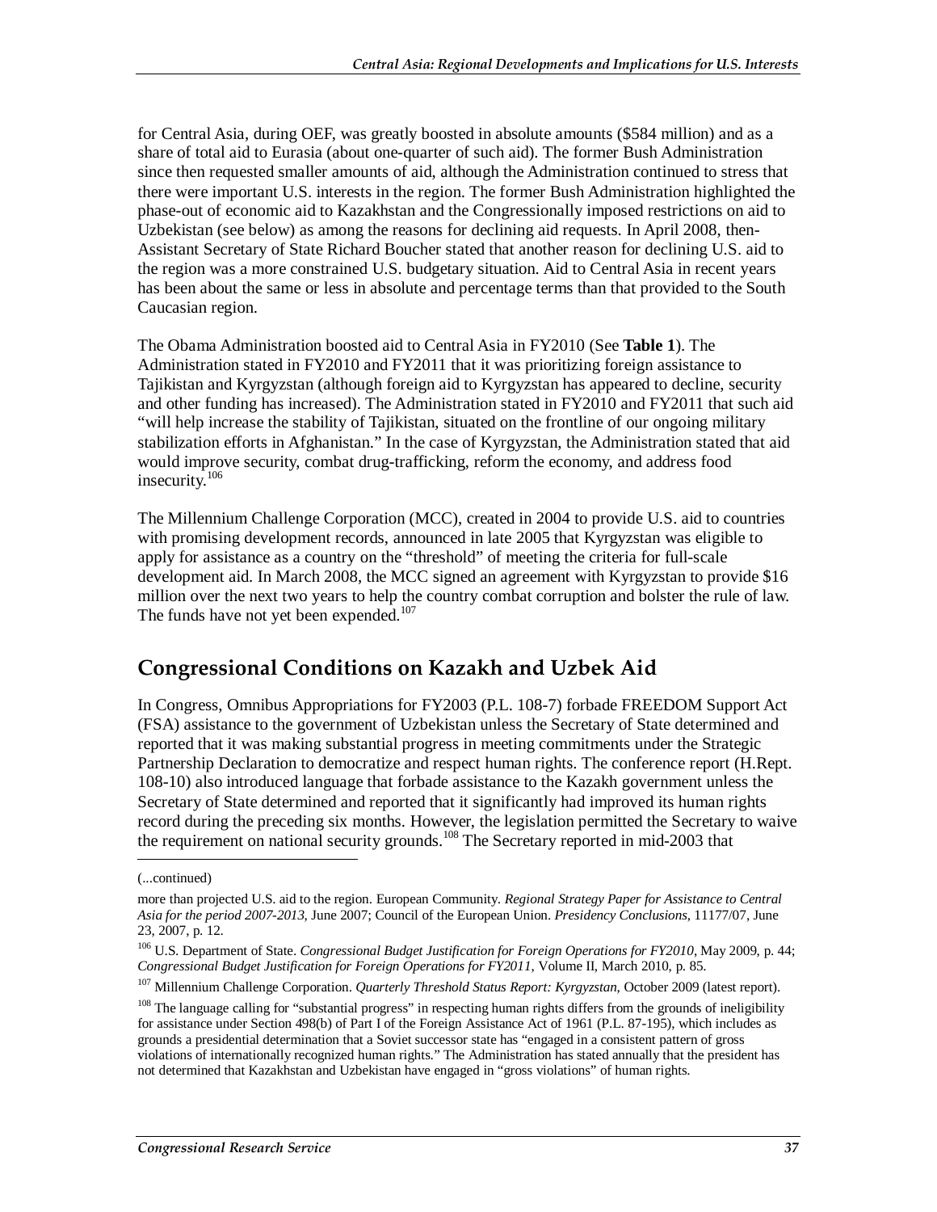for Central Asia, during OEF, was greatly boosted in absolute amounts ($584 million) and as a share of total aid to Eurasia (about one-quarter of such aid). The former Bush Administration since then requested smaller amounts of aid, although the Administration continued to stress that there were important U.S. interests in the region. The former Bush Administration highlighted the phase-out of economic aid to Kazakhstan and the Congressionally imposed restrictions on aid to Uzbekistan (see below) as among the reasons for declining aid requests. In April 2008, then-Assistant Secretary of State Richard Boucher stated that another reason for declining U.S. aid to the region was a more constrained U.S. budgetary situation. Aid to Central Asia in recent years has been about the same or less in absolute and percentage terms than that provided to the South Caucasian region.

The Obama Administration boosted aid to Central Asia in FY2010 (See **Table 1**). The Administration stated in FY2010 and FY2011 that it was prioritizing foreign assistance to Tajikistan and Kyrgyzstan (although foreign aid to Kyrgyzstan has appeared to decline, security and other funding has increased). The Administration stated in FY2010 and FY2011 that such aid "will help increase the stability of Tajikistan, situated on the frontline of our ongoing military stabilization efforts in Afghanistan." In the case of Kyrgyzstan, the Administration stated that aid would improve security, combat drug-trafficking, reform the economy, and address food insecurity.[106]

The Millennium Challenge Corporation (MCC), created in 2004 to provide U.S. aid to countries with promising development records, announced in late 2005 that Kyrgyzstan was eligible to apply for assistance as a country on the "threshold" of meeting the criteria for full-scale development aid. In March 2008, the MCC signed an agreement with Kyrgyzstan to provide $16 million over the next two years to help the country combat corruption and bolster the rule of law. The funds have not yet been expended.[107]

## Congressional Conditions on Kazakh and Uzbek Aid

In Congress, Omnibus Appropriations for FY2003 (P.L. 108-7) forbade FREEDOM Support Act (FSA) assistance to the government of Uzbekistan unless the Secretary of State determined and reported that it was making substantial progress in meeting commitments under the Strategic Partnership Declaration to democratize and respect human rights. The conference report (H.Rept. 108-10) also introduced language that forbade assistance to the Kazakh government unless the Secretary of State determined and reported that it significantly had improved its human rights record during the preceding six months. However, the legislation permitted the Secretary to waive the requirement on national security grounds.[108] The Secretary reported in mid-2003 that

(...continued)

more than projected U.S. aid to the region. European Community. *Regional Strategy Paper for Assistance to Central Asia for the period 2007-2013*, June 2007; Council of the European Union. *Presidency Conclusions*, 11177/07, June 23, 2007, p. 12.

[106] U.S. Department of State. *Congressional Budget Justification for Foreign Operations for FY2010*, May 2009, p. 44; *Congressional Budget Justification for Foreign Operations for FY2011*, Volume II, March 2010, p. 85.

[107] Millennium Challenge Corporation. *Quarterly Threshold Status Report: Kyrgyzstan*, October 2009 (latest report).

[108] The language calling for "substantial progress" in respecting human rights differs from the grounds of ineligibility for assistance under Section 498(b) of Part I of the Foreign Assistance Act of 1961 (P.L. 87-195), which includes as grounds a presidential determination that a Soviet successor state has "engaged in a consistent pattern of gross violations of internationally recognized human rights." The Administration has stated annually that the president has not determined that Kazakhstan and Uzbekistan have engaged in "gross violations" of human rights.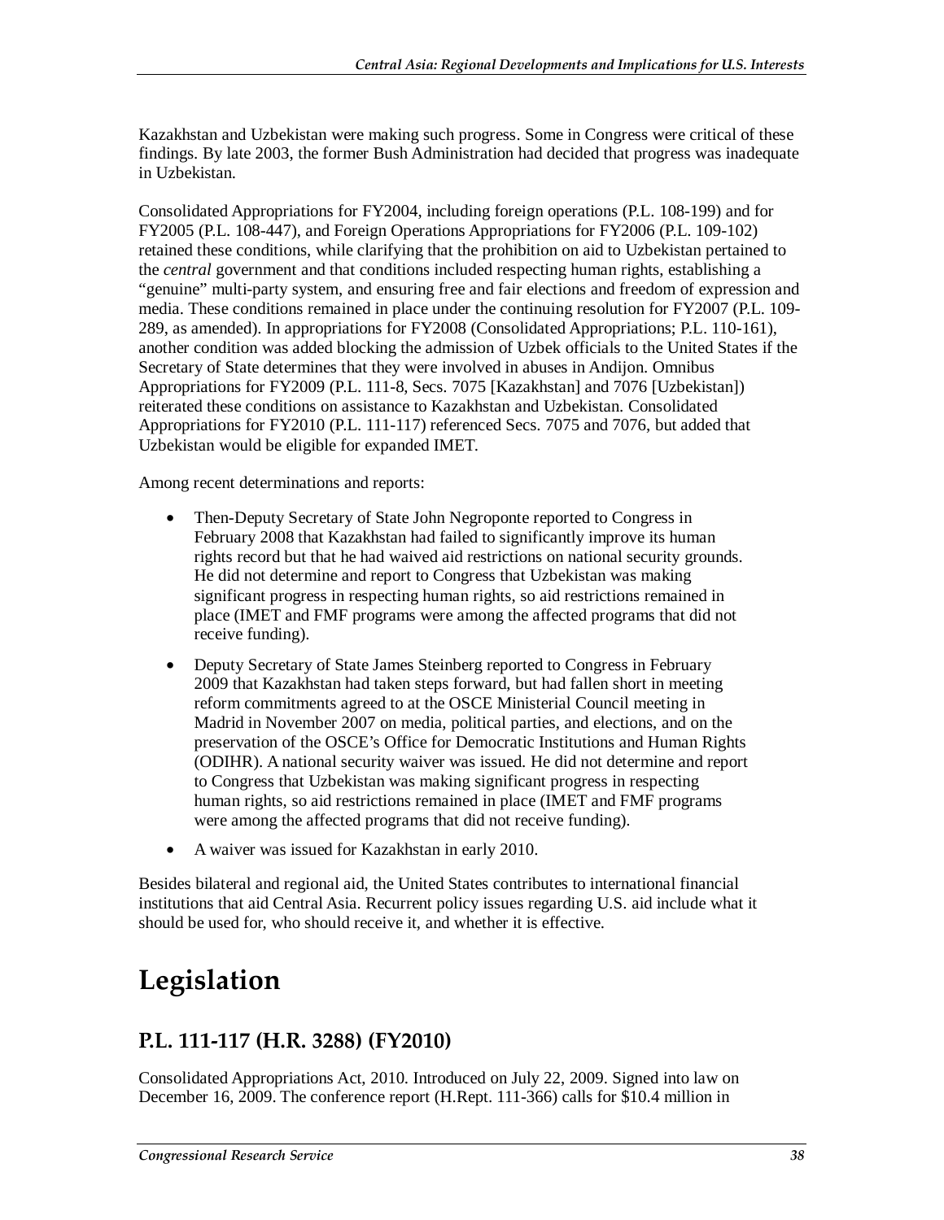Kazakhstan and Uzbekistan were making such progress. Some in Congress were critical of these findings. By late 2003, the former Bush Administration had decided that progress was inadequate in Uzbekistan.

Consolidated Appropriations for FY2004, including foreign operations (P.L. 108-199) and for FY2005 (P.L. 108-447), and Foreign Operations Appropriations for FY2006 (P.L. 109-102) retained these conditions, while clarifying that the prohibition on aid to Uzbekistan pertained to the *central* government and that conditions included respecting human rights, establishing a "genuine" multi-party system, and ensuring free and fair elections and freedom of expression and media. These conditions remained in place under the continuing resolution for FY2007 (P.L. 109-289, as amended). In appropriations for FY2008 (Consolidated Appropriations; P.L. 110-161), another condition was added blocking the admission of Uzbek officials to the United States if the Secretary of State determines that they were involved in abuses in Andijon. Omnibus Appropriations for FY2009 (P.L. 111-8, Secs. 7075 [Kazakhstan] and 7076 [Uzbekistan]) reiterated these conditions on assistance to Kazakhstan and Uzbekistan. Consolidated Appropriations for FY2010 (P.L. 111-117) referenced Secs. 7075 and 7076, but added that Uzbekistan would be eligible for expanded IMET.

Among recent determinations and reports:

- Then-Deputy Secretary of State John Negroponte reported to Congress in February 2008 that Kazakhstan had failed to significantly improve its human rights record but that he had waived aid restrictions on national security grounds. He did not determine and report to Congress that Uzbekistan was making significant progress in respecting human rights, so aid restrictions remained in place (IMET and FMF programs were among the affected programs that did not receive funding).
- Deputy Secretary of State James Steinberg reported to Congress in February 2009 that Kazakhstan had taken steps forward, but had fallen short in meeting reform commitments agreed to at the OSCE Ministerial Council meeting in Madrid in November 2007 on media, political parties, and elections, and on the preservation of the OSCE's Office for Democratic Institutions and Human Rights (ODIHR). A national security waiver was issued. He did not determine and report to Congress that Uzbekistan was making significant progress in respecting human rights, so aid restrictions remained in place (IMET and FMF programs were among the affected programs that did not receive funding).
- A waiver was issued for Kazakhstan in early 2010.

Besides bilateral and regional aid, the United States contributes to international financial institutions that aid Central Asia. Recurrent policy issues regarding U.S. aid include what it should be used for, who should receive it, and whether it is effective.

# Legislation

## P.L. 111-117 (H.R. 3288) (FY2010)

Consolidated Appropriations Act, 2010. Introduced on July 22, 2009. Signed into law on December 16, 2009. The conference report (H.Rept. 111-366) calls for $10.4 million in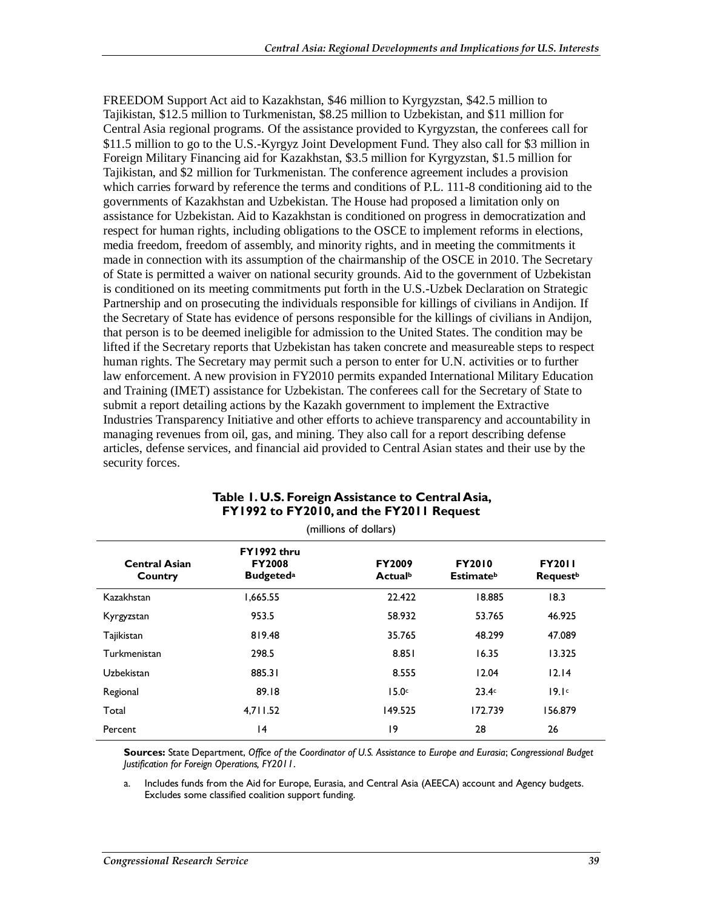FREEDOM Support Act aid to Kazakhstan, $46 million to Kyrgyzstan, $42.5 million to Tajikistan, $12.5 million to Turkmenistan, $8.25 million to Uzbekistan, and $11 million for Central Asia regional programs. Of the assistance provided to Kyrgyzstan, the conferees call for $11.5 million to go to the U.S.-Kyrgyz Joint Development Fund. They also call for $3 million in Foreign Military Financing aid for Kazakhstan, $3.5 million for Kyrgyzstan, $1.5 million for Tajikistan, and $2 million for Turkmenistan. The conference agreement includes a provision which carries forward by reference the terms and conditions of P.L. 111-8 conditioning aid to the governments of Kazakhstan and Uzbekistan. The House had proposed a limitation only on assistance for Uzbekistan. Aid to Kazakhstan is conditioned on progress in democratization and respect for human rights, including obligations to the OSCE to implement reforms in elections, media freedom, freedom of assembly, and minority rights, and in meeting the commitments it made in connection with its assumption of the chairmanship of the OSCE in 2010. The Secretary of State is permitted a waiver on national security grounds. Aid to the government of Uzbekistan is conditioned on its meeting commitments put forth in the U.S.-Uzbek Declaration on Strategic Partnership and on prosecuting the individuals responsible for killings of civilians in Andijon. If the Secretary of State has evidence of persons responsible for the killings of civilians in Andijon, that person is to be deemed ineligible for admission to the United States. The condition may be lifted if the Secretary reports that Uzbekistan has taken concrete and measureable steps to respect human rights. The Secretary may permit such a person to enter for U.N. activities or to further law enforcement. A new provision in FY2010 permits expanded International Military Education and Training (IMET) assistance for Uzbekistan. The conferees call for the Secretary of State to submit a report detailing actions by the Kazakh government to implement the Extractive Industries Transparency Initiative and other efforts to achieve transparency and accountability in managing revenues from oil, gas, and mining. They also call for a report describing defense articles, defense services, and financial aid provided to Central Asian states and their use by the security forces.

**Table 1. U.S. Foreign Assistance to Central Asia, FY1992 to FY2010, and the FY2011 Request**

(millions of dollars)

| Central Asian Country | FY1992 thru FY2008 Budgeted[a] | FY2009 Actual[b] | FY2010 Estimate[b] | FY2011 Request[b] |
|---|---|---|---|---|
| Kazakhstan | 1,665.55 | 22.422 | 18.885 | 18.3 |
| Kyrgyzstan | 953.5 | 58.932 | 53.765 | 46.925 |
| Tajikistan | 819.48 | 35.765 | 48.299 | 47.089 |
| Turkmenistan | 298.5 | 8.851 | 16.35 | 13.325 |
| Uzbekistan | 885.31 | 8.555 | 12.04 | 12.14 |
| Regional | 89.18 | 15.0[c] | 23.4[c] | 19.1[c] |
| Total | 4,711.52 | 149.525 | 172.739 | 156.879 |
| Percent | 14 | 19 | 28 | 26 |

**Sources:** State Department, *Office of the Coordinator of U.S. Assistance to Europe and Eurasia*; *Congressional Budget Justification for Foreign Operations, FY2011*.

a. Includes funds from the Aid for Europe, Eurasia, and Central Asia (AEECA) account and Agency budgets. Excludes some classified coalition support funding.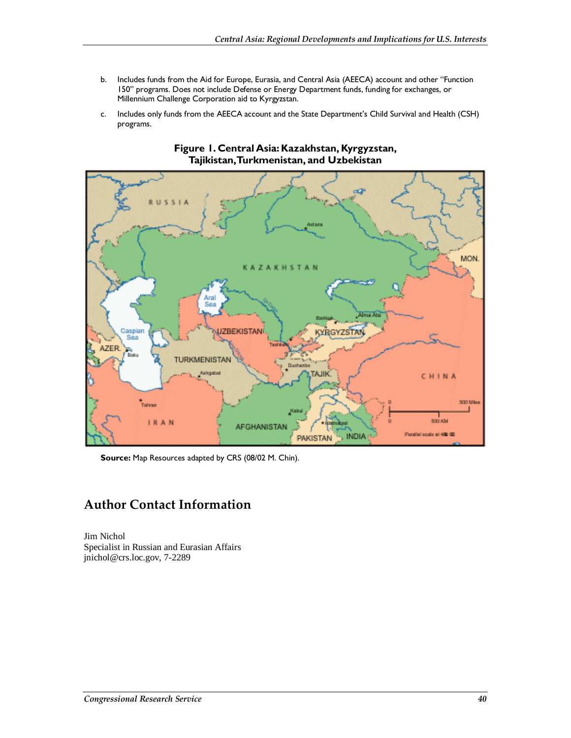b. Includes funds from the Aid for Europe, Eurasia, and Central Asia (AEECA) account and other "Function 150" programs. Does not include Defense or Energy Department funds, funding for exchanges, or Millennium Challenge Corporation aid to Kyrgyzstan.

c. Includes only funds from the AEECA account and the State Department's Child Survival and Health (CSH) programs.

**Figure 1. Central Asia: Kazakhstan, Kyrgyzstan, Tajikistan, Turkmenistan, and Uzbekistan**

RUSSIA
Astana
KAZAKHSTAN
MON.
Aral Sea
Caspian Sea
Bishkek
Alma Ata
UZBEKISTAN
KYRGYZSTAN
Tashkent
AZER.
Baku
TURKMENISTAN
Dushanbe
Ashgabat
TAJIK.
CHINA
Tehran
Kabul
IRAN
AFGHANISTAN
Islamabad
PAKISTAN
INDIA
0 500 Miles
0 500 KM

**Source:** Map Resources adapted by CRS (08/02 M. Chin).

## Author Contact Information

Jim Nichol
Specialist in Russian and Eurasian Affairs
jnichol@crs.loc.gov, 7-2289